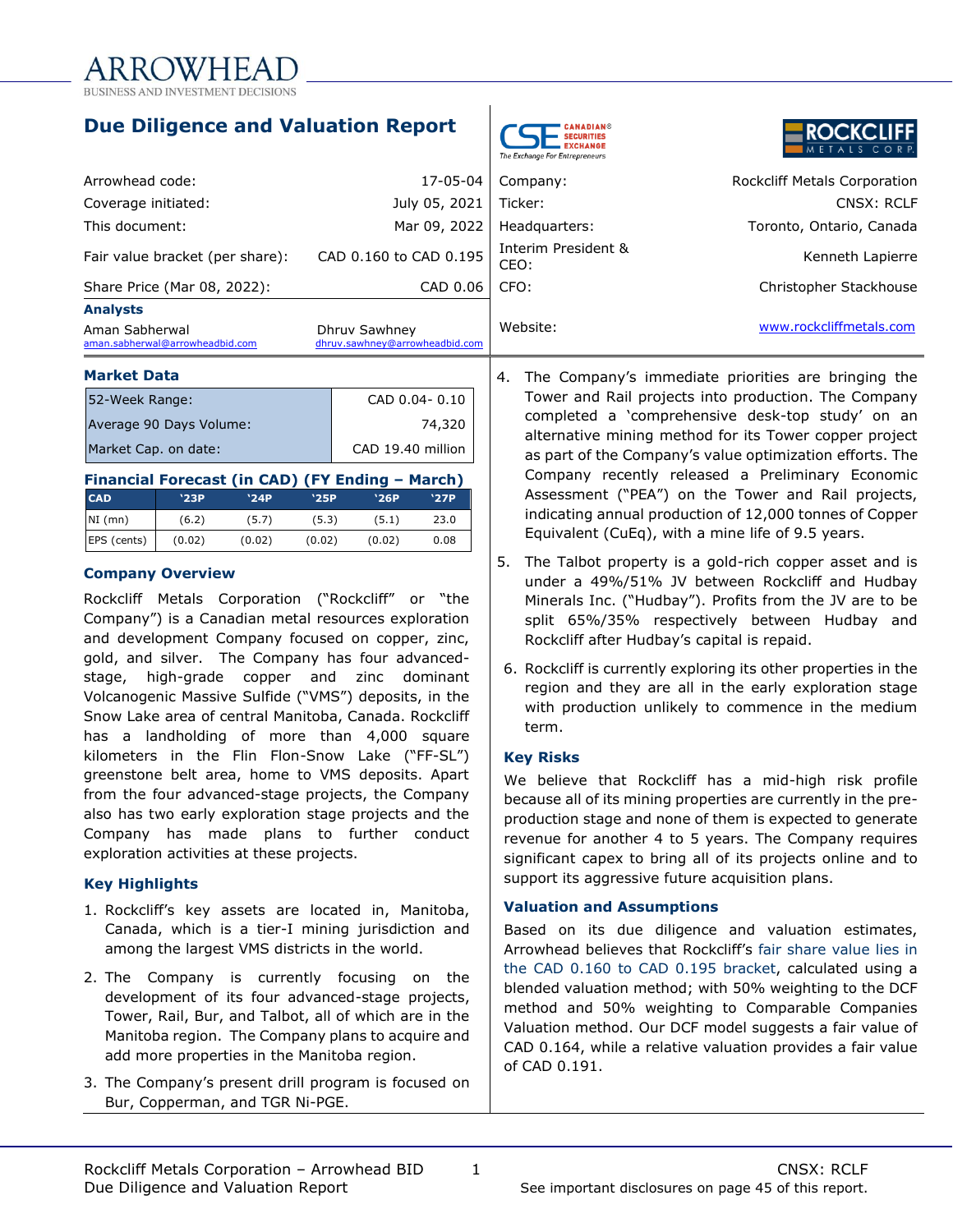ARROWHEAD
BUSINESS AND INVESTMENT DECISIONS

# Due Diligence and Valuation Report

| | |
|---|---|
| Arrowhead code: | 17-05-04 |
| Coverage initiated: | July 05, 2021 |
| This document: | Mar 09, 2022 |
| Fair value bracket (per share): | CAD 0.160 to CAD 0.195 |
| Share Price (Mar 08, 2022): | CAD 0.06 |

**Analysts**

Aman Sabherwal aman.sabherwal@arrowheadbid.com

Dhruv Sawhney dhruv.sawhney@arrowheadbid.com

| | |
|---|---|
| Company: | Rockcliff Metals Corporation |
| Ticker: | CNSX: RCLF |
| Headquarters: | Toronto, Ontario, Canada |
| Interim President & CEO: | Kenneth Lapierre |
| CFO: | Christopher Stackhouse |
| Website: | www.rockcliffmetals.com |

## Market Data

| | |
|---|---|
| 52-Week Range: | CAD 0.04- 0.10 |
| Average 90 Days Volume: | 74,320 |
| Market Cap. on date: | CAD 19.40 million |

## Financial Forecast (in CAD) (FY Ending – March)

| CAD | '23P | '24P | '25P | '26P | '27P |
|---|---|---|---|---|---|
| NI (mn) | (6.2) | (5.7) | (5.3) | (5.1) | 23.0 |
| EPS (cents) | (0.02) | (0.02) | (0.02) | (0.02) | 0.08 |

## Company Overview

Rockcliff Metals Corporation ("Rockcliff" or "the Company") is a Canadian metal resources exploration and development Company focused on copper, zinc, gold, and silver. The Company has four advanced-stage, high-grade copper and zinc dominant Volcanogenic Massive Sulfide ("VMS") deposits, in the Snow Lake area of central Manitoba, Canada. Rockcliff has a landholding of more than 4,000 square kilometers in the Flin Flon-Snow Lake ("FF-SL") greenstone belt area, home to VMS deposits. Apart from the four advanced-stage projects, the Company also has two early exploration stage projects and the Company has made plans to further conduct exploration activities at these projects.

## Key Highlights

1. Rockcliff's key assets are located in, Manitoba, Canada, which is a tier-I mining jurisdiction and among the largest VMS districts in the world.
2. The Company is currently focusing on the development of its four advanced-stage projects, Tower, Rail, Bur, and Talbot, all of which are in the Manitoba region. The Company plans to acquire and add more properties in the Manitoba region.
3. The Company's present drill program is focused on Bur, Copperman, and TGR Ni-PGE.
4. The Company's immediate priorities are bringing the Tower and Rail projects into production. The Company completed a 'comprehensive desk-top study' on an alternative mining method for its Tower copper project as part of the Company's value optimization efforts. The Company recently released a Preliminary Economic Assessment ("PEA") on the Tower and Rail projects, indicating annual production of 12,000 tonnes of Copper Equivalent (CuEq), with a mine life of 9.5 years.
5. The Talbot property is a gold-rich copper asset and is under a 49%/51% JV between Rockcliff and Hudbay Minerals Inc. ("Hudbay"). Profits from the JV are to be split 65%/35% respectively between Hudbay and Rockcliff after Hudbay's capital is repaid.
6. Rockcliff is currently exploring its other properties in the region and they are all in the early exploration stage with production unlikely to commence in the medium term.

## Key Risks

We believe that Rockcliff has a mid-high risk profile because all of its mining properties are currently in the pre-production stage and none of them is expected to generate revenue for another 4 to 5 years. The Company requires significant capex to bring all of its projects online and to support its aggressive future acquisition plans.

## Valuation and Assumptions

Based on its due diligence and valuation estimates, Arrowhead believes that Rockcliff's fair share value lies in the CAD 0.160 to CAD 0.195 bracket, calculated using a blended valuation method; with 50% weighting to the DCF method and 50% weighting to Comparable Companies Valuation method. Our DCF model suggests a fair value of CAD 0.164, while a relative valuation provides a fair value of CAD 0.191.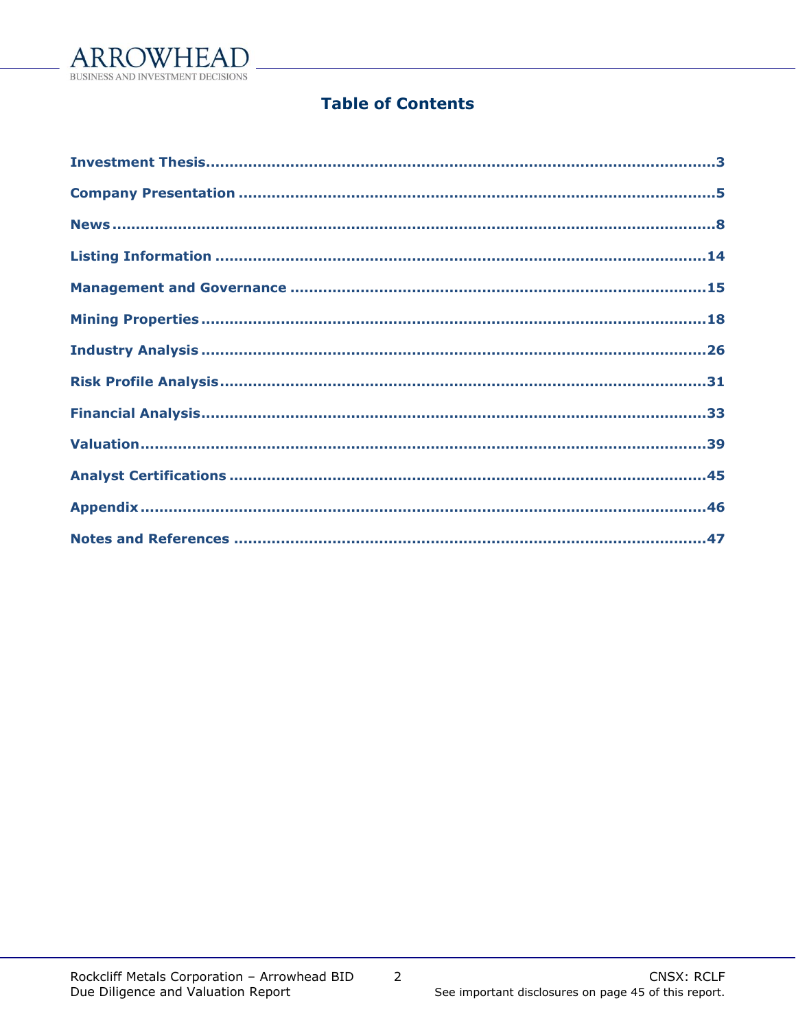# Table of Contents

Investment Thesis.....3

Company Presentation.....5

News.....8

Listing Information.....14

Management and Governance.....15

Mining Properties.....18

Industry Analysis.....26

Risk Profile Analysis.....31

Financial Analysis.....33

Valuation.....39

Analyst Certifications.....45

Appendix.....46

Notes and References.....47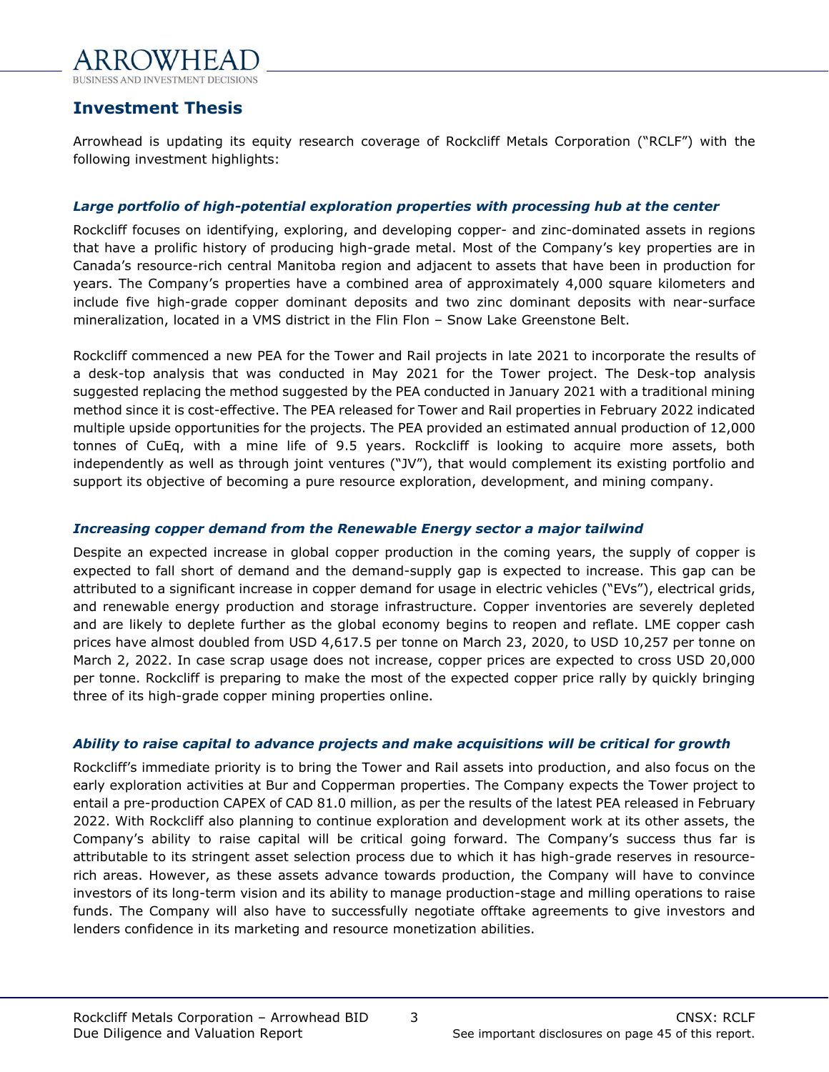## Investment Thesis

Arrowhead is updating its equity research coverage of Rockcliff Metals Corporation ("RCLF") with the following investment highlights:

### *Large portfolio of high-potential exploration properties with processing hub at the center*

Rockcliff focuses on identifying, exploring, and developing copper- and zinc-dominated assets in regions that have a prolific history of producing high-grade metal. Most of the Company's key properties are in Canada's resource-rich central Manitoba region and adjacent to assets that have been in production for years. The Company's properties have a combined area of approximately 4,000 square kilometers and include five high-grade copper dominant deposits and two zinc dominant deposits with near-surface mineralization, located in a VMS district in the Flin Flon – Snow Lake Greenstone Belt.

Rockcliff commenced a new PEA for the Tower and Rail projects in late 2021 to incorporate the results of a desk-top analysis that was conducted in May 2021 for the Tower project. The Desk-top analysis suggested replacing the method suggested by the PEA conducted in January 2021 with a traditional mining method since it is cost-effective. The PEA released for Tower and Rail properties in February 2022 indicated multiple upside opportunities for the projects. The PEA provided an estimated annual production of 12,000 tonnes of CuEq, with a mine life of 9.5 years. Rockcliff is looking to acquire more assets, both independently as well as through joint ventures ("JV"), that would complement its existing portfolio and support its objective of becoming a pure resource exploration, development, and mining company.

### *Increasing copper demand from the Renewable Energy sector a major tailwind*

Despite an expected increase in global copper production in the coming years, the supply of copper is expected to fall short of demand and the demand-supply gap is expected to increase. This gap can be attributed to a significant increase in copper demand for usage in electric vehicles ("EVs"), electrical grids, and renewable energy production and storage infrastructure. Copper inventories are severely depleted and are likely to deplete further as the global economy begins to reopen and reflate. LME copper cash prices have almost doubled from USD 4,617.5 per tonne on March 23, 2020, to USD 10,257 per tonne on March 2, 2022. In case scrap usage does not increase, copper prices are expected to cross USD 20,000 per tonne. Rockcliff is preparing to make the most of the expected copper price rally by quickly bringing three of its high-grade copper mining properties online.

### *Ability to raise capital to advance projects and make acquisitions will be critical for growth*

Rockcliff's immediate priority is to bring the Tower and Rail assets into production, and also focus on the early exploration activities at Bur and Copperman properties. The Company expects the Tower project to entail a pre-production CAPEX of CAD 81.0 million, as per the results of the latest PEA released in February 2022. With Rockcliff also planning to continue exploration and development work at its other assets, the Company's ability to raise capital will be critical going forward. The Company's success thus far is attributable to its stringent asset selection process due to which it has high-grade reserves in resource-rich areas. However, as these assets advance towards production, the Company will have to convince investors of its long-term vision and its ability to manage production-stage and milling operations to raise funds. The Company will also have to successfully negotiate offtake agreements to give investors and lenders confidence in its marketing and resource monetization abilities.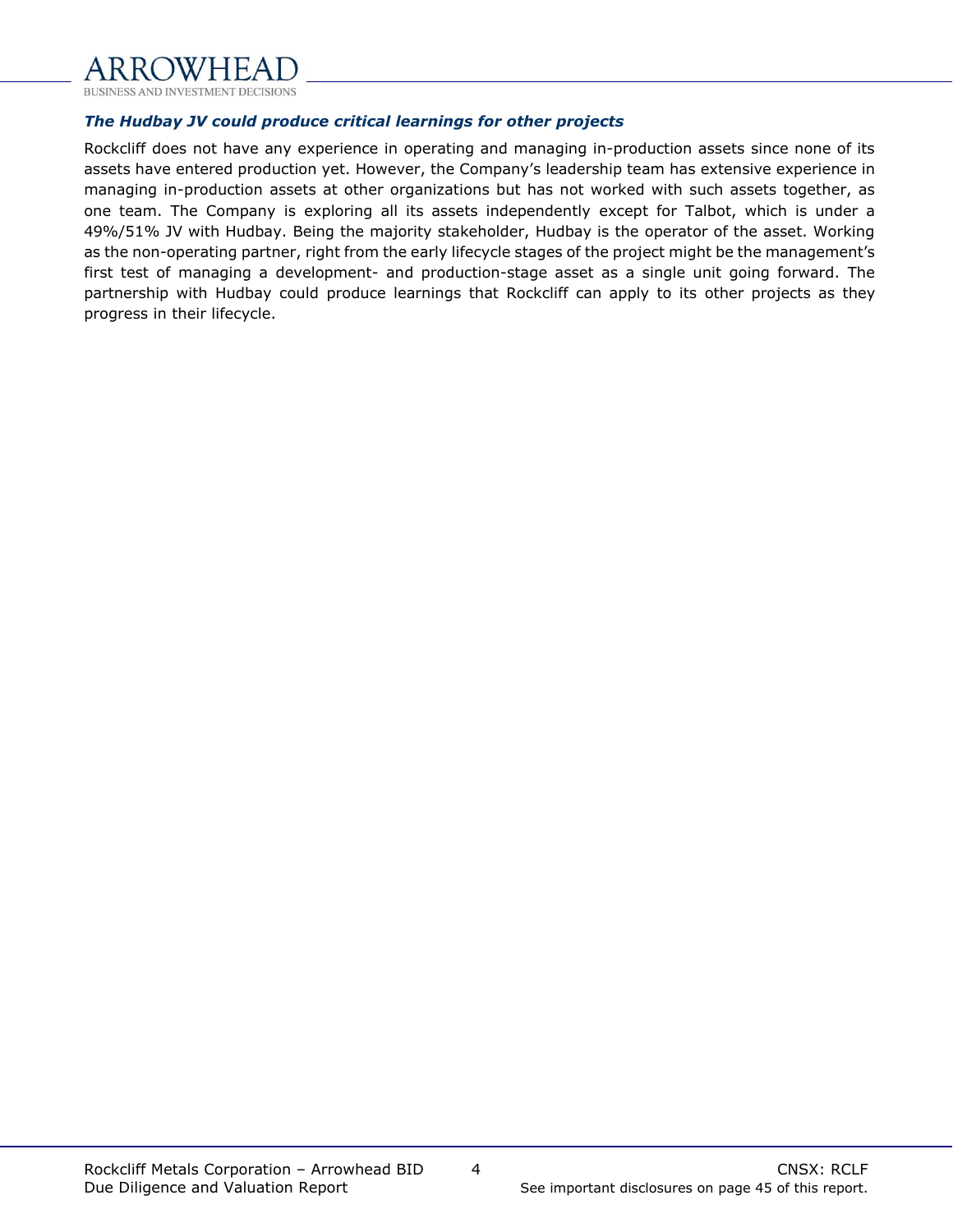### *The Hudbay JV could produce critical learnings for other projects*

Rockcliff does not have any experience in operating and managing in-production assets since none of its assets have entered production yet. However, the Company's leadership team has extensive experience in managing in-production assets at other organizations but has not worked with such assets together, as one team. The Company is exploring all its assets independently except for Talbot, which is under a 49%/51% JV with Hudbay. Being the majority stakeholder, Hudbay is the operator of the asset. Working as the non-operating partner, right from the early lifecycle stages of the project might be the management's first test of managing a development- and production-stage asset as a single unit going forward. The partnership with Hudbay could produce learnings that Rockcliff can apply to its other projects as they progress in their lifecycle.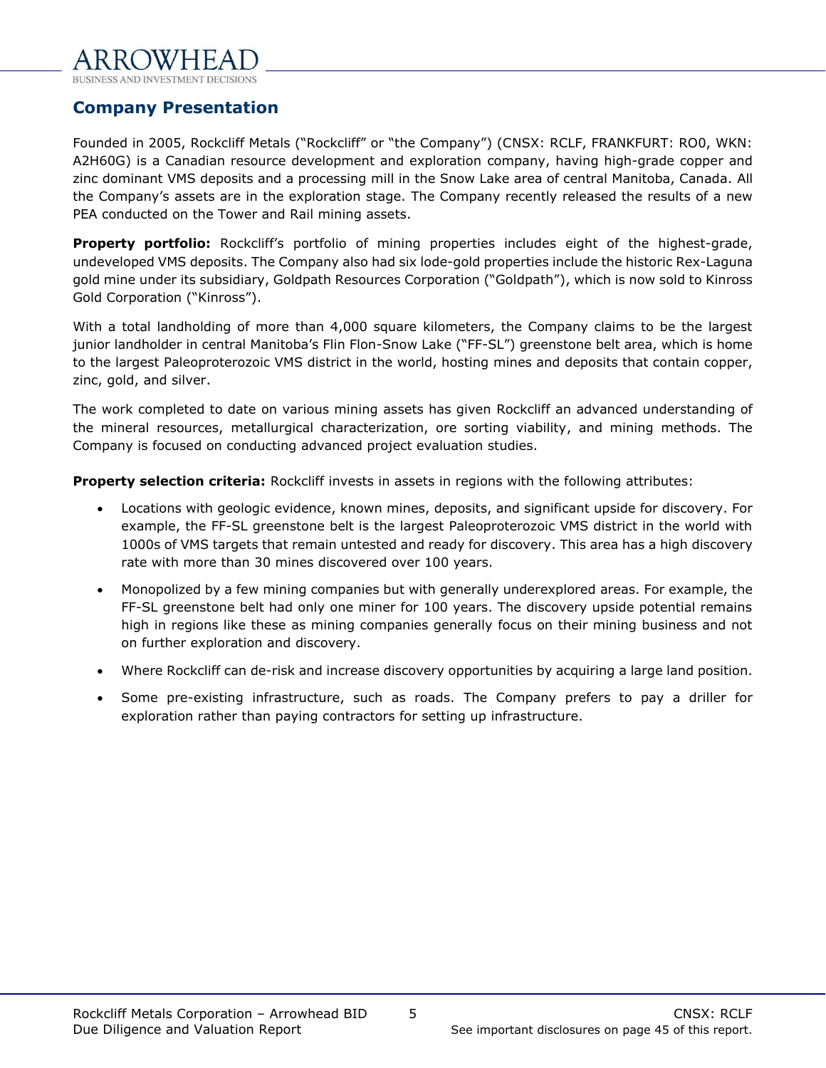## Company Presentation

Founded in 2005, Rockcliff Metals ("Rockcliff" or "the Company") (CNSX: RCLF, FRANKFURT: RO0, WKN: A2H60G) is a Canadian resource development and exploration company, having high-grade copper and zinc dominant VMS deposits and a processing mill in the Snow Lake area of central Manitoba, Canada. All the Company's assets are in the exploration stage. The Company recently released the results of a new PEA conducted on the Tower and Rail mining assets.

**Property portfolio:** Rockcliff's portfolio of mining properties includes eight of the highest-grade, undeveloped VMS deposits. The Company also had six lode-gold properties include the historic Rex-Laguna gold mine under its subsidiary, Goldpath Resources Corporation ("Goldpath"), which is now sold to Kinross Gold Corporation ("Kinross").

With a total landholding of more than 4,000 square kilometers, the Company claims to be the largest junior landholder in central Manitoba's Flin Flon-Snow Lake ("FF-SL") greenstone belt area, which is home to the largest Paleoproterozoic VMS district in the world, hosting mines and deposits that contain copper, zinc, gold, and silver.

The work completed to date on various mining assets has given Rockcliff an advanced understanding of the mineral resources, metallurgical characterization, ore sorting viability, and mining methods. The Company is focused on conducting advanced project evaluation studies.

**Property selection criteria:** Rockcliff invests in assets in regions with the following attributes:

- Locations with geologic evidence, known mines, deposits, and significant upside for discovery. For example, the FF-SL greenstone belt is the largest Paleoproterozoic VMS district in the world with 1000s of VMS targets that remain untested and ready for discovery. This area has a high discovery rate with more than 30 mines discovered over 100 years.
- Monopolized by a few mining companies but with generally underexplored areas. For example, the FF-SL greenstone belt had only one miner for 100 years. The discovery upside potential remains high in regions like these as mining companies generally focus on their mining business and not on further exploration and discovery.
- Where Rockcliff can de-risk and increase discovery opportunities by acquiring a large land position.
- Some pre-existing infrastructure, such as roads. The Company prefers to pay a driller for exploration rather than paying contractors for setting up infrastructure.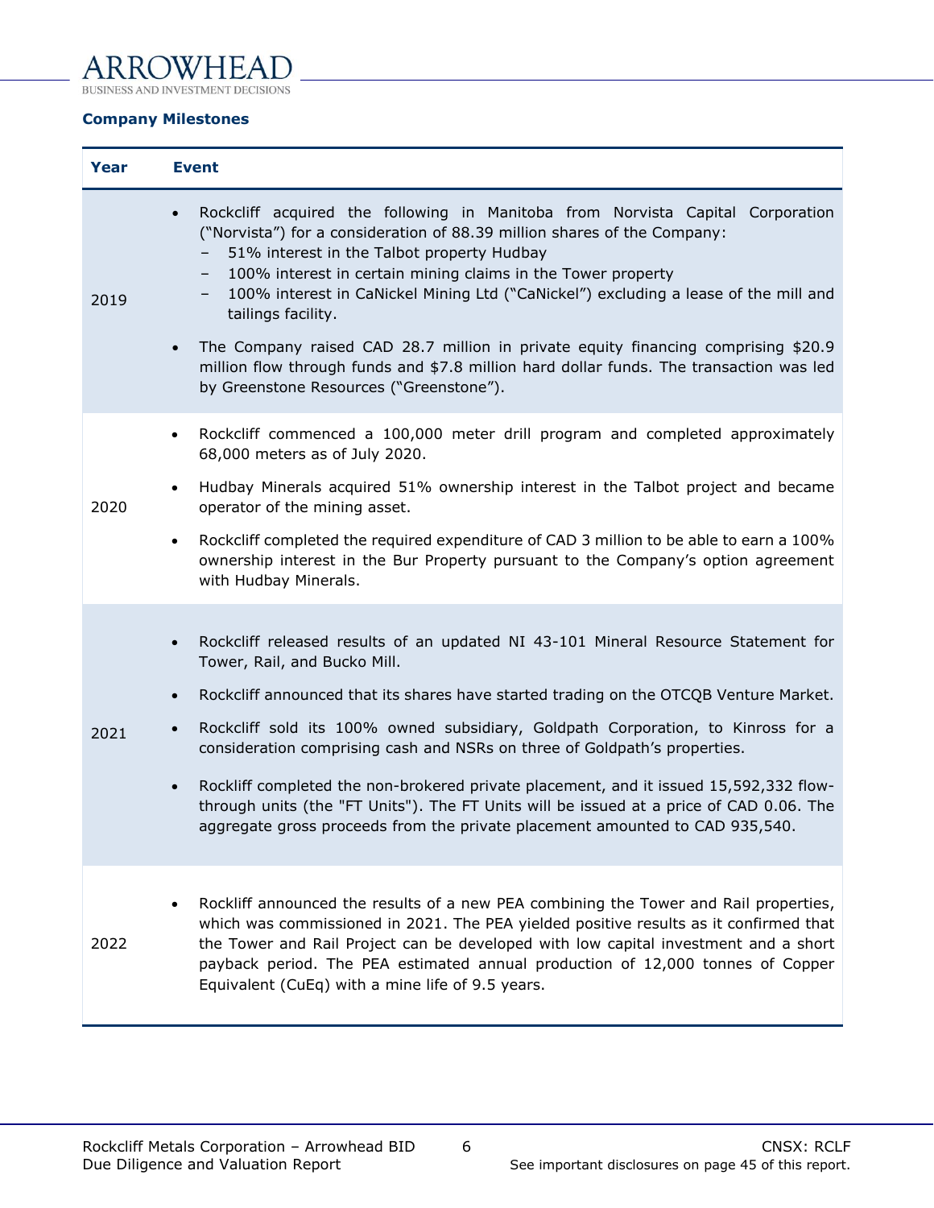**Company Milestones**

| Year | Event |
|---|---|
| 2019 | • Rockcliff acquired the following in Manitoba from Norvista Capital Corporation ("Norvista") for a consideration of 88.39 million shares of the Company:<br>– 51% interest in the Talbot property Hudbay<br>– 100% interest in certain mining claims in the Tower property<br>– 100% interest in CaNickel Mining Ltd ("CaNickel") excluding a lease of the mill and tailings facility.<br>• The Company raised CAD 28.7 million in private equity financing comprising $20.9 million flow through funds and $7.8 million hard dollar funds. The transaction was led by Greenstone Resources ("Greenstone"). |
| 2020 | • Rockcliff commenced a 100,000 meter drill program and completed approximately 68,000 meters as of July 2020.<br>• Hudbay Minerals acquired 51% ownership interest in the Talbot project and became operator of the mining asset.<br>• Rockcliff completed the required expenditure of CAD 3 million to be able to earn a 100% ownership interest in the Bur Property pursuant to the Company's option agreement with Hudbay Minerals. |
| 2021 | • Rockcliff released results of an updated NI 43-101 Mineral Resource Statement for Tower, Rail, and Bucko Mill.<br>• Rockcliff announced that its shares have started trading on the OTCQB Venture Market.<br>• Rockcliff sold its 100% owned subsidiary, Goldpath Corporation, to Kinross for a consideration comprising cash and NSRs on three of Goldpath's properties.<br>• Rockliff completed the non-brokered private placement, and it issued 15,592,332 flow-through units (the "FT Units"). The FT Units will be issued at a price of CAD 0.06. The aggregate gross proceeds from the private placement amounted to CAD 935,540. |
| 2022 | • Rockliff announced the results of a new PEA combining the Tower and Rail properties, which was commissioned in 2021. The PEA yielded positive results as it confirmed that the Tower and Rail Project can be developed with low capital investment and a short payback period. The PEA estimated annual production of 12,000 tonnes of Copper Equivalent (CuEq) with a mine life of 9.5 years. |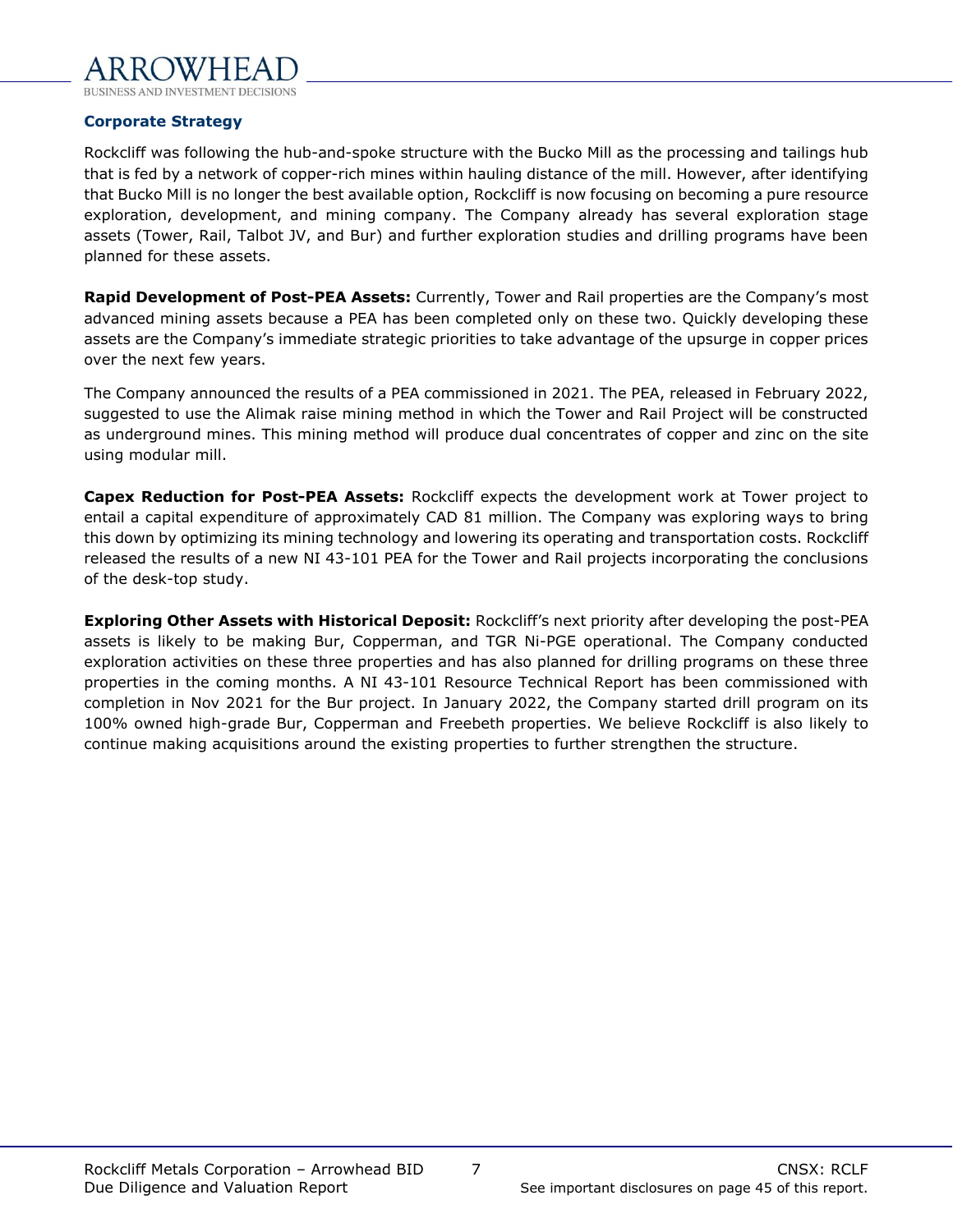## Corporate Strategy

Rockcliff was following the hub-and-spoke structure with the Bucko Mill as the processing and tailings hub that is fed by a network of copper-rich mines within hauling distance of the mill. However, after identifying that Bucko Mill is no longer the best available option, Rockcliff is now focusing on becoming a pure resource exploration, development, and mining company. The Company already has several exploration stage assets (Tower, Rail, Talbot JV, and Bur) and further exploration studies and drilling programs have been planned for these assets.

**Rapid Development of Post-PEA Assets:** Currently, Tower and Rail properties are the Company's most advanced mining assets because a PEA has been completed only on these two. Quickly developing these assets are the Company's immediate strategic priorities to take advantage of the upsurge in copper prices over the next few years.

The Company announced the results of a PEA commissioned in 2021. The PEA, released in February 2022, suggested to use the Alimak raise mining method in which the Tower and Rail Project will be constructed as underground mines. This mining method will produce dual concentrates of copper and zinc on the site using modular mill.

**Capex Reduction for Post-PEA Assets:** Rockcliff expects the development work at Tower project to entail a capital expenditure of approximately CAD 81 million. The Company was exploring ways to bring this down by optimizing its mining technology and lowering its operating and transportation costs. Rockcliff released the results of a new NI 43-101 PEA for the Tower and Rail projects incorporating the conclusions of the desk-top study.

**Exploring Other Assets with Historical Deposit:** Rockcliff's next priority after developing the post-PEA assets is likely to be making Bur, Copperman, and TGR Ni-PGE operational. The Company conducted exploration activities on these three properties and has also planned for drilling programs on these three properties in the coming months. A NI 43-101 Resource Technical Report has been commissioned with completion in Nov 2021 for the Bur project. In January 2022, the Company started drill program on its 100% owned high-grade Bur, Copperman and Freebeth properties. We believe Rockcliff is also likely to continue making acquisitions around the existing properties to further strengthen the structure.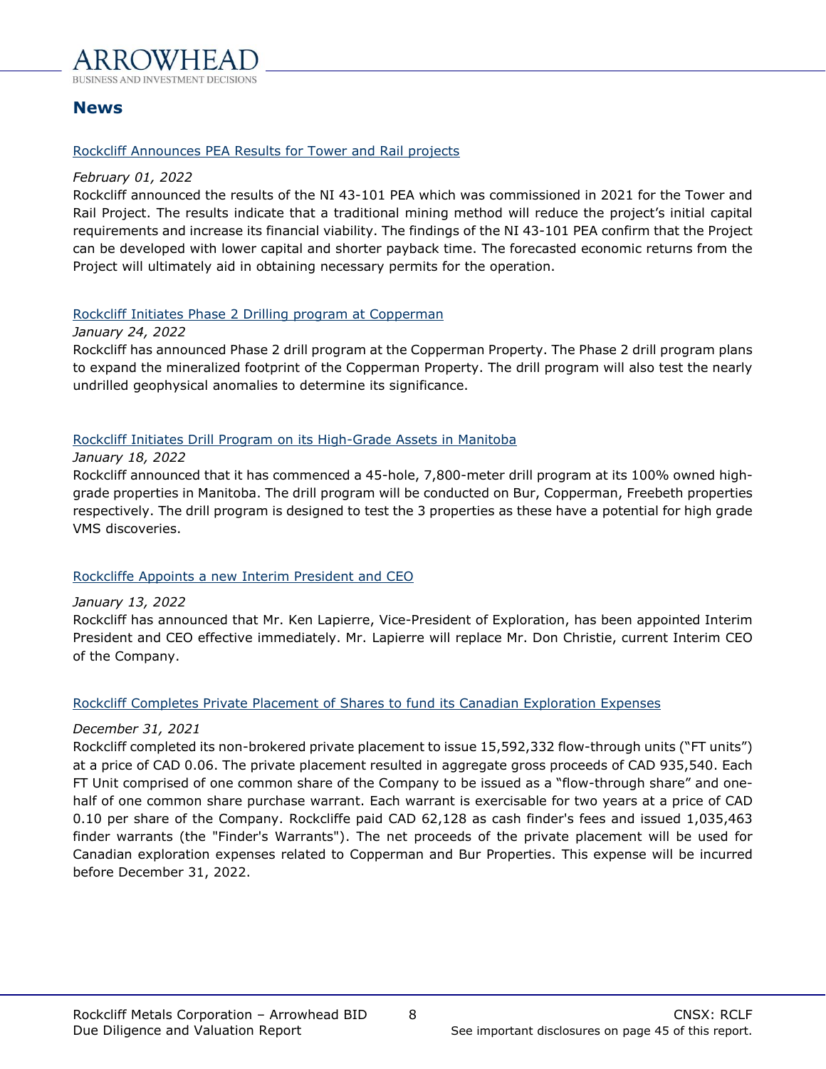## News

[Rockcliff Announces PEA Results for Tower and Rail projects]

*February 01, 2022*

Rockcliff announced the results of the NI 43-101 PEA which was commissioned in 2021 for the Tower and Rail Project. The results indicate that a traditional mining method will reduce the project's initial capital requirements and increase its financial viability. The findings of the NI 43-101 PEA confirm that the Project can be developed with lower capital and shorter payback time. The forecasted economic returns from the Project will ultimately aid in obtaining necessary permits for the operation.

[Rockcliff Initiates Phase 2 Drilling program at Copperman]

*January 24, 2022*

Rockcliff has announced Phase 2 drill program at the Copperman Property. The Phase 2 drill program plans to expand the mineralized footprint of the Copperman Property. The drill program will also test the nearly undrilled geophysical anomalies to determine its significance.

[Rockcliff Initiates Drill Program on its High-Grade Assets in Manitoba]

*January 18, 2022*

Rockcliff announced that it has commenced a 45-hole, 7,800-meter drill program at its 100% owned high-grade properties in Manitoba. The drill program will be conducted on Bur, Copperman, Freebeth properties respectively. The drill program is designed to test the 3 properties as these have a potential for high grade VMS discoveries.

[Rockcliffe Appoints a new Interim President and CEO]

*January 13, 2022*

Rockcliff has announced that Mr. Ken Lapierre, Vice-President of Exploration, has been appointed Interim President and CEO effective immediately. Mr. Lapierre will replace Mr. Don Christie, current Interim CEO of the Company.

[Rockcliff Completes Private Placement of Shares to fund its Canadian Exploration Expenses]

*December 31, 2021*

Rockcliff completed its non-brokered private placement to issue 15,592,332 flow-through units ("FT units") at a price of CAD 0.06. The private placement resulted in aggregate gross proceeds of CAD 935,540. Each FT Unit comprised of one common share of the Company to be issued as a "flow-through share" and one-half of one common share purchase warrant. Each warrant is exercisable for two years at a price of CAD 0.10 per share of the Company. Rockcliffe paid CAD 62,128 as cash finder's fees and issued 1,035,463 finder warrants (the "Finder's Warrants"). The net proceeds of the private placement will be used for Canadian exploration expenses related to Copperman and Bur Properties. This expense will be incurred before December 31, 2022.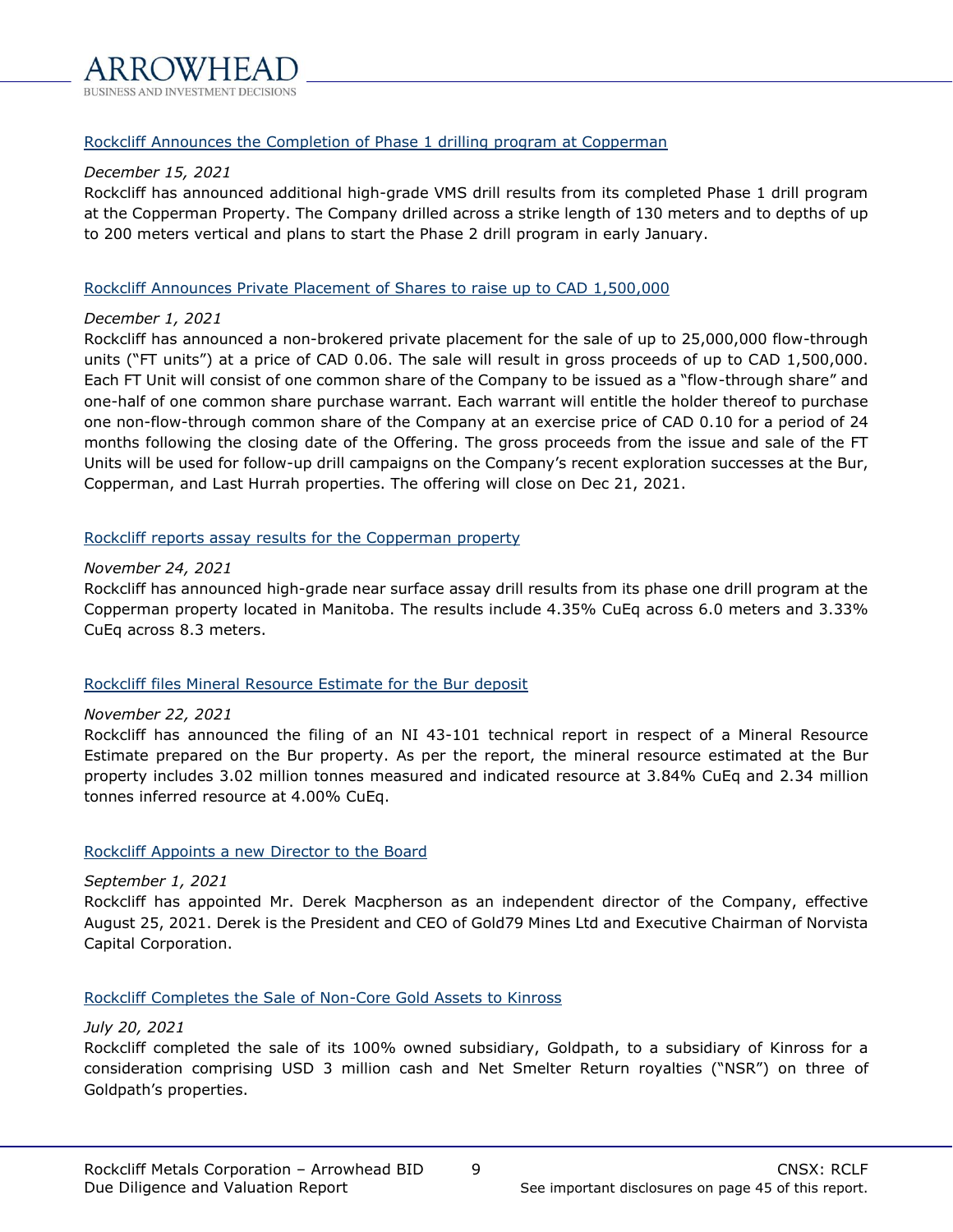[Rockcliff Announces the Completion of Phase 1 drilling program at Copperman]

*December 15, 2021*

Rockcliff has announced additional high-grade VMS drill results from its completed Phase 1 drill program at the Copperman Property. The Company drilled across a strike length of 130 meters and to depths of up to 200 meters vertical and plans to start the Phase 2 drill program in early January.

[Rockcliff Announces Private Placement of Shares to raise up to CAD 1,500,000]

*December 1, 2021*

Rockcliff has announced a non-brokered private placement for the sale of up to 25,000,000 flow-through units ("FT units") at a price of CAD 0.06. The sale will result in gross proceeds of up to CAD 1,500,000. Each FT Unit will consist of one common share of the Company to be issued as a "flow-through share" and one-half of one common share purchase warrant. Each warrant will entitle the holder thereof to purchase one non-flow-through common share of the Company at an exercise price of CAD 0.10 for a period of 24 months following the closing date of the Offering. The gross proceeds from the issue and sale of the FT Units will be used for follow-up drill campaigns on the Company's recent exploration successes at the Bur, Copperman, and Last Hurrah properties. The offering will close on Dec 21, 2021.

[Rockcliff reports assay results for the Copperman property]

*November 24, 2021*

Rockcliff has announced high-grade near surface assay drill results from its phase one drill program at the Copperman property located in Manitoba. The results include 4.35% CuEq across 6.0 meters and 3.33% CuEq across 8.3 meters.

[Rockcliff files Mineral Resource Estimate for the Bur deposit]

*November 22, 2021*

Rockcliff has announced the filing of an NI 43-101 technical report in respect of a Mineral Resource Estimate prepared on the Bur property. As per the report, the mineral resource estimated at the Bur property includes 3.02 million tonnes measured and indicated resource at 3.84% CuEq and 2.34 million tonnes inferred resource at 4.00% CuEq.

[Rockcliff Appoints a new Director to the Board]

*September 1, 2021*

Rockcliff has appointed Mr. Derek Macpherson as an independent director of the Company, effective August 25, 2021. Derek is the President and CEO of Gold79 Mines Ltd and Executive Chairman of Norvista Capital Corporation.

[Rockcliff Completes the Sale of Non-Core Gold Assets to Kinross]

*July 20, 2021*

Rockcliff completed the sale of its 100% owned subsidiary, Goldpath, to a subsidiary of Kinross for a consideration comprising USD 3 million cash and Net Smelter Return royalties ("NSR") on three of Goldpath's properties.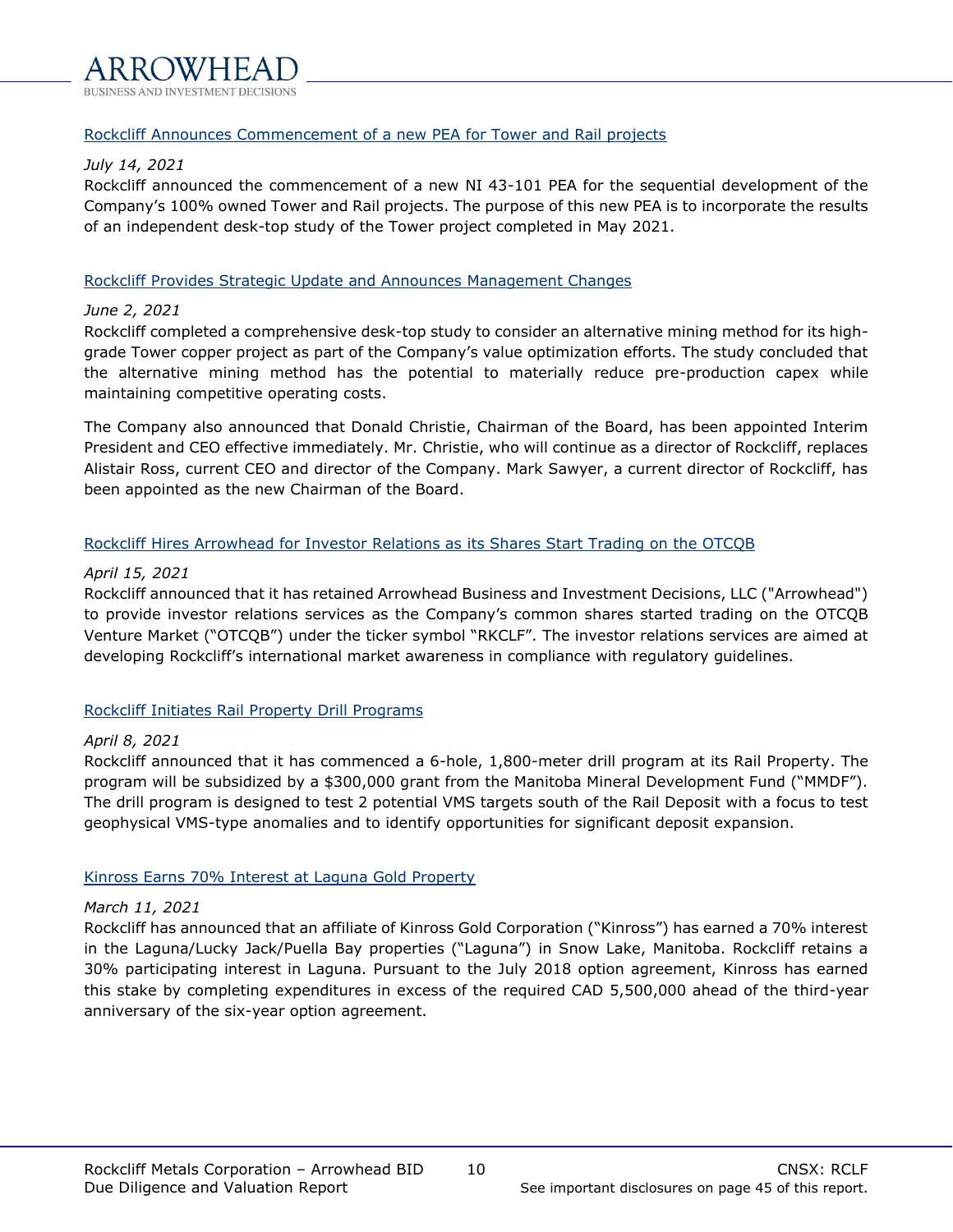### Rockcliff Announces Commencement of a new PEA for Tower and Rail projects

*July 14, 2021*

Rockcliff announced the commencement of a new NI 43-101 PEA for the sequential development of the Company's 100% owned Tower and Rail projects. The purpose of this new PEA is to incorporate the results of an independent desk-top study of the Tower project completed in May 2021.

### Rockcliff Provides Strategic Update and Announces Management Changes

*June 2, 2021*

Rockcliff completed a comprehensive desk-top study to consider an alternative mining method for its high-grade Tower copper project as part of the Company's value optimization efforts. The study concluded that the alternative mining method has the potential to materially reduce pre-production capex while maintaining competitive operating costs.

The Company also announced that Donald Christie, Chairman of the Board, has been appointed Interim President and CEO effective immediately. Mr. Christie, who will continue as a director of Rockcliff, replaces Alistair Ross, current CEO and director of the Company. Mark Sawyer, a current director of Rockcliff, has been appointed as the new Chairman of the Board.

### Rockcliff Hires Arrowhead for Investor Relations as its Shares Start Trading on the OTCQB

*April 15, 2021*

Rockcliff announced that it has retained Arrowhead Business and Investment Decisions, LLC ("Arrowhead") to provide investor relations services as the Company's common shares started trading on the OTCQB Venture Market ("OTCQB") under the ticker symbol "RKCLF". The investor relations services are aimed at developing Rockcliff's international market awareness in compliance with regulatory guidelines.

### Rockcliff Initiates Rail Property Drill Programs

*April 8, 2021*

Rockcliff announced that it has commenced a 6-hole, 1,800-meter drill program at its Rail Property. The program will be subsidized by a $300,000 grant from the Manitoba Mineral Development Fund ("MMDF"). The drill program is designed to test 2 potential VMS targets south of the Rail Deposit with a focus to test geophysical VMS-type anomalies and to identify opportunities for significant deposit expansion.

### Kinross Earns 70% Interest at Laguna Gold Property

*March 11, 2021*

Rockcliff has announced that an affiliate of Kinross Gold Corporation ("Kinross") has earned a 70% interest in the Laguna/Lucky Jack/Puella Bay properties ("Laguna") in Snow Lake, Manitoba. Rockcliff retains a 30% participating interest in Laguna. Pursuant to the July 2018 option agreement, Kinross has earned this stake by completing expenditures in excess of the required CAD 5,500,000 ahead of the third-year anniversary of the six-year option agreement.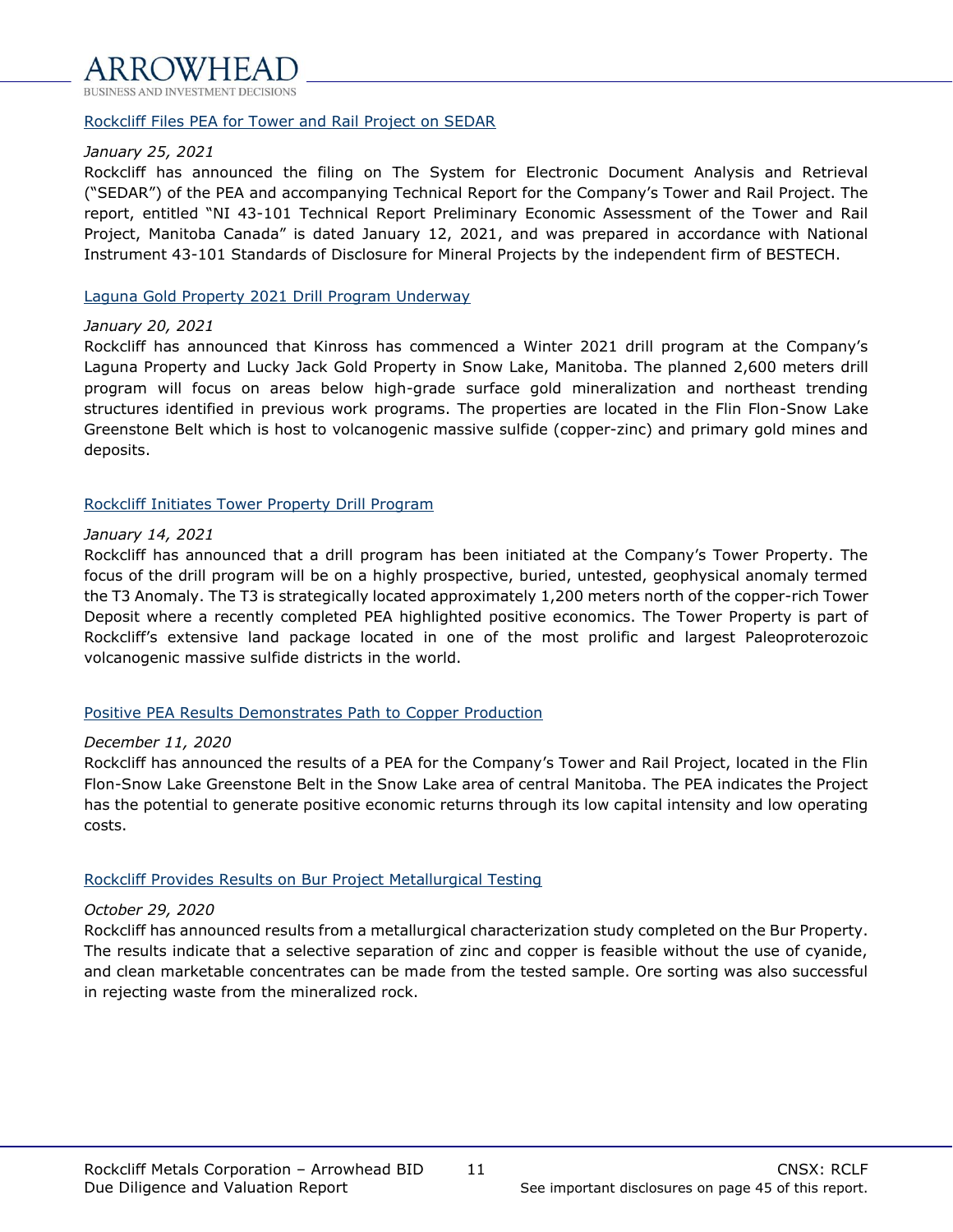[Rockcliff Files PEA for Tower and Rail Project on SEDAR]

*January 25, 2021*

Rockcliff has announced the filing on The System for Electronic Document Analysis and Retrieval ("SEDAR") of the PEA and accompanying Technical Report for the Company's Tower and Rail Project. The report, entitled "NI 43-101 Technical Report Preliminary Economic Assessment of the Tower and Rail Project, Manitoba Canada" is dated January 12, 2021, and was prepared in accordance with National Instrument 43-101 Standards of Disclosure for Mineral Projects by the independent firm of BESTECH.

[Laguna Gold Property 2021 Drill Program Underway]

*January 20, 2021*

Rockcliff has announced that Kinross has commenced a Winter 2021 drill program at the Company's Laguna Property and Lucky Jack Gold Property in Snow Lake, Manitoba. The planned 2,600 meters drill program will focus on areas below high-grade surface gold mineralization and northeast trending structures identified in previous work programs. The properties are located in the Flin Flon-Snow Lake Greenstone Belt which is host to volcanogenic massive sulfide (copper-zinc) and primary gold mines and deposits.

[Rockcliff Initiates Tower Property Drill Program]

*January 14, 2021*

Rockcliff has announced that a drill program has been initiated at the Company's Tower Property. The focus of the drill program will be on a highly prospective, buried, untested, geophysical anomaly termed the T3 Anomaly. The T3 is strategically located approximately 1,200 meters north of the copper-rich Tower Deposit where a recently completed PEA highlighted positive economics. The Tower Property is part of Rockcliff's extensive land package located in one of the most prolific and largest Paleoproterozoic volcanogenic massive sulfide districts in the world.

[Positive PEA Results Demonstrates Path to Copper Production]

*December 11, 2020*

Rockcliff has announced the results of a PEA for the Company's Tower and Rail Project, located in the Flin Flon-Snow Lake Greenstone Belt in the Snow Lake area of central Manitoba. The PEA indicates the Project has the potential to generate positive economic returns through its low capital intensity and low operating costs.

[Rockcliff Provides Results on Bur Project Metallurgical Testing]

*October 29, 2020*

Rockcliff has announced results from a metallurgical characterization study completed on the Bur Property. The results indicate that a selective separation of zinc and copper is feasible without the use of cyanide, and clean marketable concentrates can be made from the tested sample. Ore sorting was also successful in rejecting waste from the mineralized rock.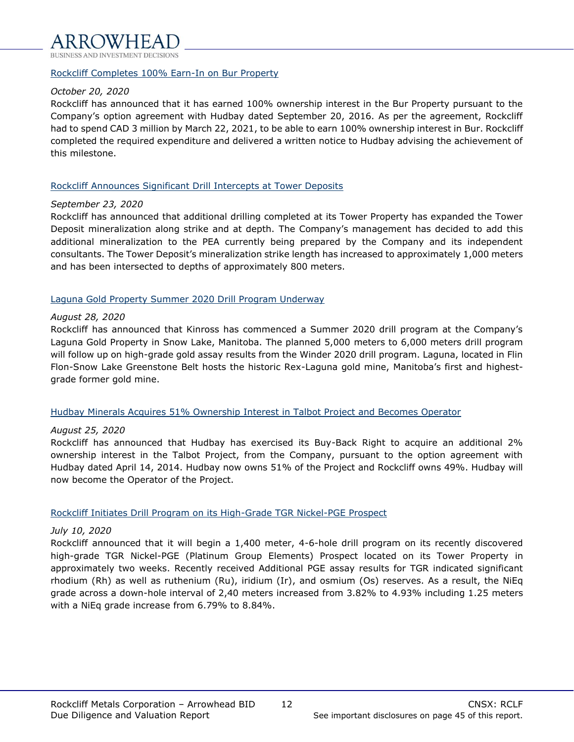[Rockcliff Completes 100% Earn-In on Bur Property]

*October 20, 2020*

Rockcliff has announced that it has earned 100% ownership interest in the Bur Property pursuant to the Company's option agreement with Hudbay dated September 20, 2016. As per the agreement, Rockcliff had to spend CAD 3 million by March 22, 2021, to be able to earn 100% ownership interest in Bur. Rockcliff completed the required expenditure and delivered a written notice to Hudbay advising the achievement of this milestone.

[Rockcliff Announces Significant Drill Intercepts at Tower Deposits]

*September 23, 2020*

Rockcliff has announced that additional drilling completed at its Tower Property has expanded the Tower Deposit mineralization along strike and at depth. The Company's management has decided to add this additional mineralization to the PEA currently being prepared by the Company and its independent consultants. The Tower Deposit's mineralization strike length has increased to approximately 1,000 meters and has been intersected to depths of approximately 800 meters.

[Laguna Gold Property Summer 2020 Drill Program Underway]

*August 28, 2020*

Rockcliff has announced that Kinross has commenced a Summer 2020 drill program at the Company's Laguna Gold Property in Snow Lake, Manitoba. The planned 5,000 meters to 6,000 meters drill program will follow up on high-grade gold assay results from the Winder 2020 drill program. Laguna, located in Flin Flon-Snow Lake Greenstone Belt hosts the historic Rex-Laguna gold mine, Manitoba's first and highest-grade former gold mine.

[Hudbay Minerals Acquires 51% Ownership Interest in Talbot Project and Becomes Operator]

*August 25, 2020*

Rockcliff has announced that Hudbay has exercised its Buy-Back Right to acquire an additional 2% ownership interest in the Talbot Project, from the Company, pursuant to the option agreement with Hudbay dated April 14, 2014. Hudbay now owns 51% of the Project and Rockcliff owns 49%. Hudbay will now become the Operator of the Project.

[Rockcliff Initiates Drill Program on its High-Grade TGR Nickel-PGE Prospect]

*July 10, 2020*

Rockcliff announced that it will begin a 1,400 meter, 4-6-hole drill program on its recently discovered high-grade TGR Nickel-PGE (Platinum Group Elements) Prospect located on its Tower Property in approximately two weeks. Recently received Additional PGE assay results for TGR indicated significant rhodium (Rh) as well as ruthenium (Ru), iridium (Ir), and osmium (Os) reserves. As a result, the NiEq grade across a down-hole interval of 2,40 meters increased from 3.82% to 4.93% including 1.25 meters with a NiEq grade increase from 6.79% to 8.84%.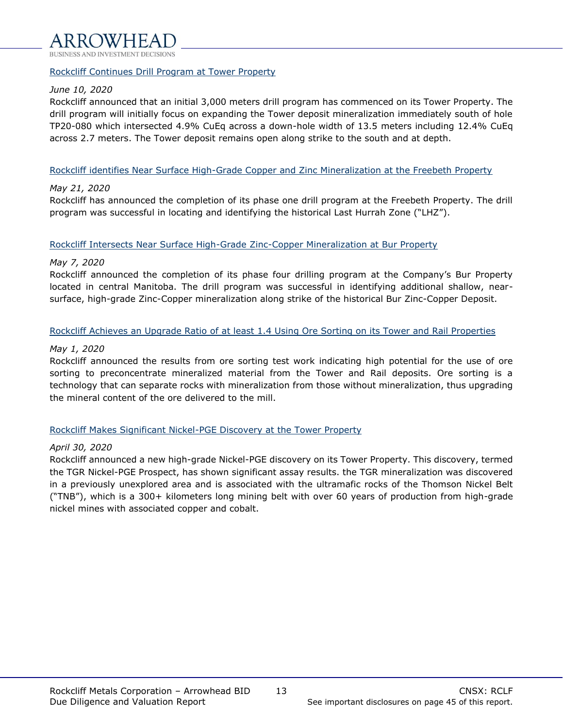[Rockcliff Continues Drill Program at Tower Property]

*June 10, 2020*

Rockcliff announced that an initial 3,000 meters drill program has commenced on its Tower Property. The drill program will initially focus on expanding the Tower deposit mineralization immediately south of hole TP20-080 which intersected 4.9% CuEq across a down-hole width of 13.5 meters including 12.4% CuEq across 2.7 meters. The Tower deposit remains open along strike to the south and at depth.

[Rockcliff identifies Near Surface High-Grade Copper and Zinc Mineralization at the Freebeth Property]

*May 21, 2020*

Rockcliff has announced the completion of its phase one drill program at the Freebeth Property. The drill program was successful in locating and identifying the historical Last Hurrah Zone ("LHZ").

[Rockcliff Intersects Near Surface High-Grade Zinc-Copper Mineralization at Bur Property]

*May 7, 2020*

Rockcliff announced the completion of its phase four drilling program at the Company's Bur Property located in central Manitoba. The drill program was successful in identifying additional shallow, near-surface, high-grade Zinc-Copper mineralization along strike of the historical Bur Zinc-Copper Deposit.

[Rockcliff Achieves an Upgrade Ratio of at least 1.4 Using Ore Sorting on its Tower and Rail Properties]

*May 1, 2020*

Rockcliff announced the results from ore sorting test work indicating high potential for the use of ore sorting to preconcentrate mineralized material from the Tower and Rail deposits. Ore sorting is a technology that can separate rocks with mineralization from those without mineralization, thus upgrading the mineral content of the ore delivered to the mill.

[Rockcliff Makes Significant Nickel-PGE Discovery at the Tower Property]

*April 30, 2020*

Rockcliff announced a new high-grade Nickel-PGE discovery on its Tower Property. This discovery, termed the TGR Nickel-PGE Prospect, has shown significant assay results. the TGR mineralization was discovered in a previously unexplored area and is associated with the ultramafic rocks of the Thomson Nickel Belt ("TNB"), which is a 300+ kilometers long mining belt with over 60 years of production from high-grade nickel mines with associated copper and cobalt.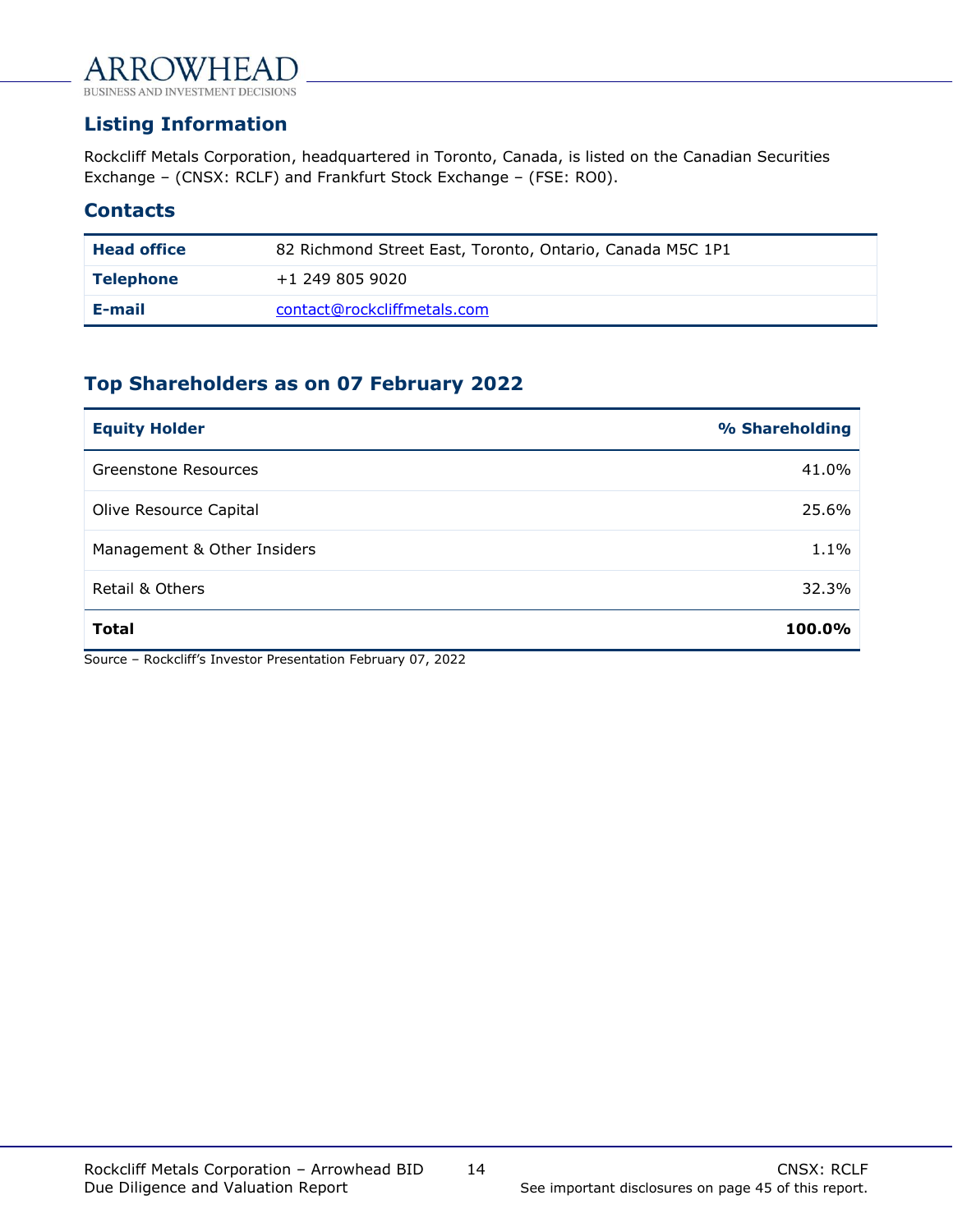## Listing Information

Rockcliff Metals Corporation, headquartered in Toronto, Canada, is listed on the Canadian Securities Exchange – (CNSX: RCLF) and Frankfurt Stock Exchange – (FSE: RO0).

## Contacts

| | |
|---|---|
| **Head office** | 82 Richmond Street East, Toronto, Ontario, Canada M5C 1P1 |
| **Telephone** | +1 249 805 9020 |
| **E-mail** | contact@rockcliffmetals.com |

## Top Shareholders as on 07 February 2022

| Equity Holder | % Shareholding |
|---|---:|
| Greenstone Resources | 41.0% |
| Olive Resource Capital | 25.6% |
| Management & Other Insiders | 1.1% |
| Retail & Others | 32.3% |
| **Total** | **100.0%** |

Source – Rockcliff's Investor Presentation February 07, 2022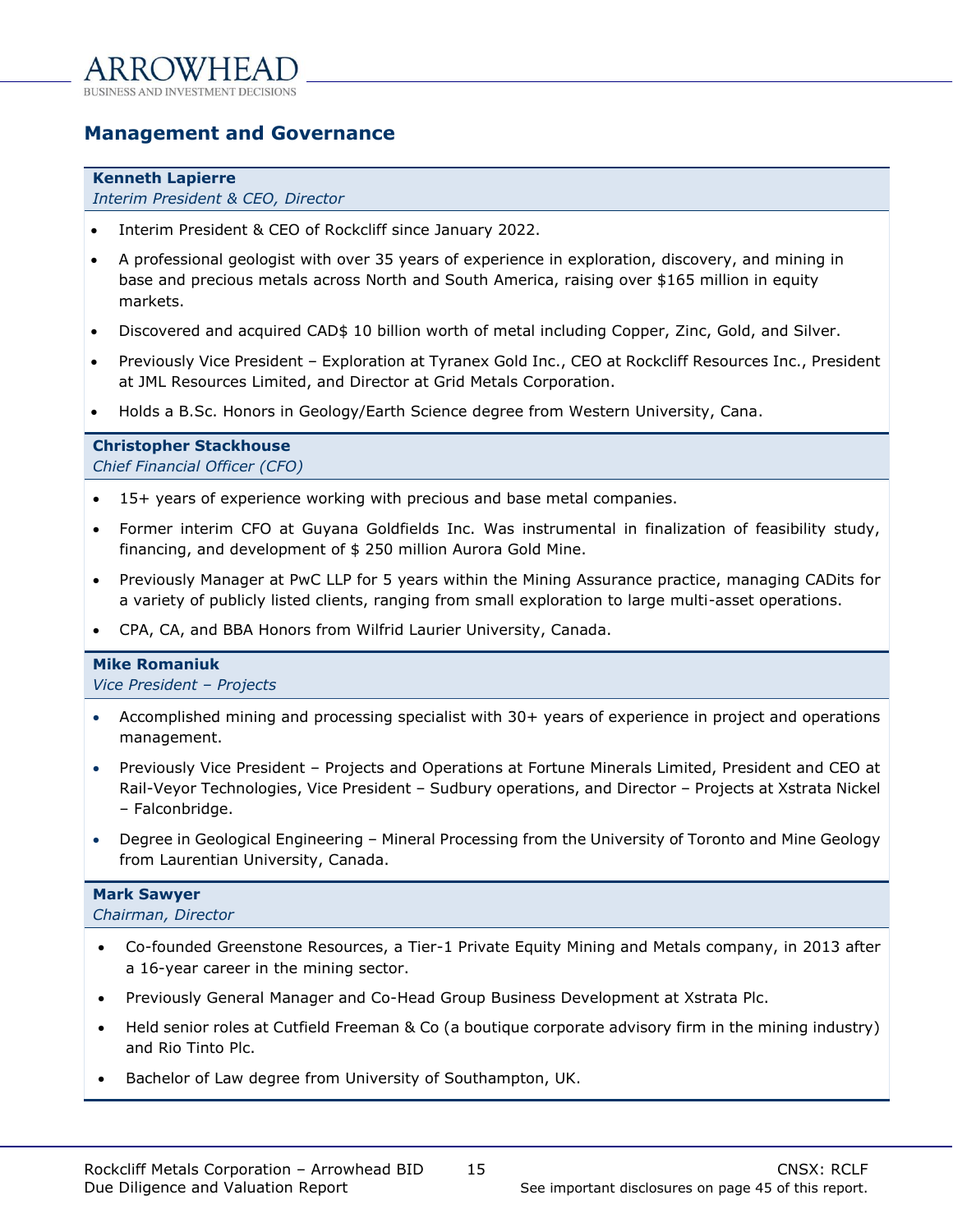## Management and Governance

**Kenneth Lapierre**
*Interim President & CEO, Director*

- Interim President & CEO of Rockcliff since January 2022.
- A professional geologist with over 35 years of experience in exploration, discovery, and mining in base and precious metals across North and South America, raising over $165 million in equity markets.
- Discovered and acquired CAD$ 10 billion worth of metal including Copper, Zinc, Gold, and Silver.
- Previously Vice President – Exploration at Tyranex Gold Inc., CEO at Rockcliff Resources Inc., President at JML Resources Limited, and Director at Grid Metals Corporation.
- Holds a B.Sc. Honors in Geology/Earth Science degree from Western University, Cana.

**Christopher Stackhouse**
*Chief Financial Officer (CFO)*

- 15+ years of experience working with precious and base metal companies.
- Former interim CFO at Guyana Goldfields Inc. Was instrumental in finalization of feasibility study, financing, and development of $ 250 million Aurora Gold Mine.
- Previously Manager at PwC LLP for 5 years within the Mining Assurance practice, managing CADits for a variety of publicly listed clients, ranging from small exploration to large multi-asset operations.
- CPA, CA, and BBA Honors from Wilfrid Laurier University, Canada.

**Mike Romaniuk**
*Vice President – Projects*

- Accomplished mining and processing specialist with 30+ years of experience in project and operations management.
- Previously Vice President – Projects and Operations at Fortune Minerals Limited, President and CEO at Rail-Veyor Technologies, Vice President – Sudbury operations, and Director – Projects at Xstrata Nickel – Falconbridge.
- Degree in Geological Engineering – Mineral Processing from the University of Toronto and Mine Geology from Laurentian University, Canada.

**Mark Sawyer**
*Chairman, Director*

- Co-founded Greenstone Resources, a Tier-1 Private Equity Mining and Metals company, in 2013 after a 16-year career in the mining sector.
- Previously General Manager and Co-Head Group Business Development at Xstrata Plc.
- Held senior roles at Cutfield Freeman & Co (a boutique corporate advisory firm in the mining industry) and Rio Tinto Plc.
- Bachelor of Law degree from University of Southampton, UK.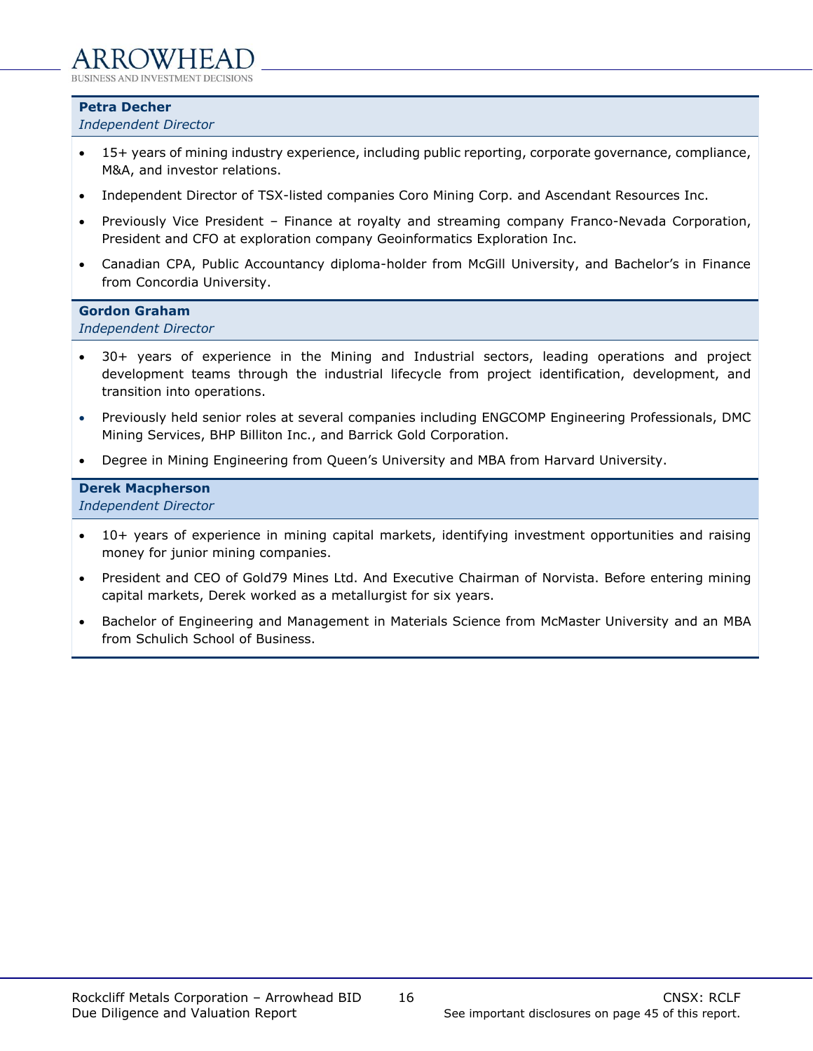**Petra Decher**
*Independent Director*

- 15+ years of mining industry experience, including public reporting, corporate governance, compliance, M&A, and investor relations.
- Independent Director of TSX-listed companies Coro Mining Corp. and Ascendant Resources Inc.
- Previously Vice President – Finance at royalty and streaming company Franco-Nevada Corporation, President and CFO at exploration company Geoinformatics Exploration Inc.
- Canadian CPA, Public Accountancy diploma-holder from McGill University, and Bachelor's in Finance from Concordia University.

**Gordon Graham**
*Independent Director*

- 30+ years of experience in the Mining and Industrial sectors, leading operations and project development teams through the industrial lifecycle from project identification, development, and transition into operations.
- Previously held senior roles at several companies including ENGCOMP Engineering Professionals, DMC Mining Services, BHP Billiton Inc., and Barrick Gold Corporation.
- Degree in Mining Engineering from Queen's University and MBA from Harvard University.

**Derek Macpherson**
*Independent Director*

- 10+ years of experience in mining capital markets, identifying investment opportunities and raising money for junior mining companies.
- President and CEO of Gold79 Mines Ltd. And Executive Chairman of Norvista. Before entering mining capital markets, Derek worked as a metallurgist for six years.
- Bachelor of Engineering and Management in Materials Science from McMaster University and an MBA from Schulich School of Business.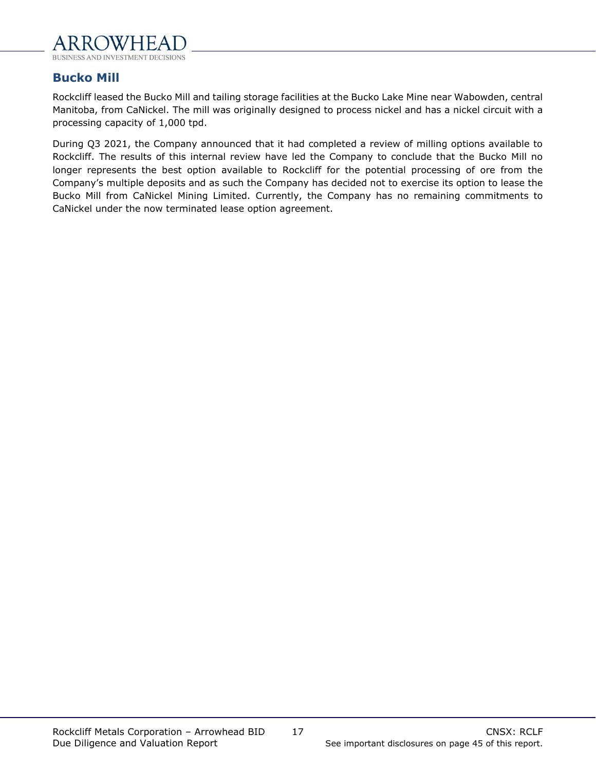## Bucko Mill

Rockcliff leased the Bucko Mill and tailing storage facilities at the Bucko Lake Mine near Wabowden, central Manitoba, from CaNickel. The mill was originally designed to process nickel and has a nickel circuit with a processing capacity of 1,000 tpd.

During Q3 2021, the Company announced that it had completed a review of milling options available to Rockcliff. The results of this internal review have led the Company to conclude that the Bucko Mill no longer represents the best option available to Rockcliff for the potential processing of ore from the Company's multiple deposits and as such the Company has decided not to exercise its option to lease the Bucko Mill from CaNickel Mining Limited. Currently, the Company has no remaining commitments to CaNickel under the now terminated lease option agreement.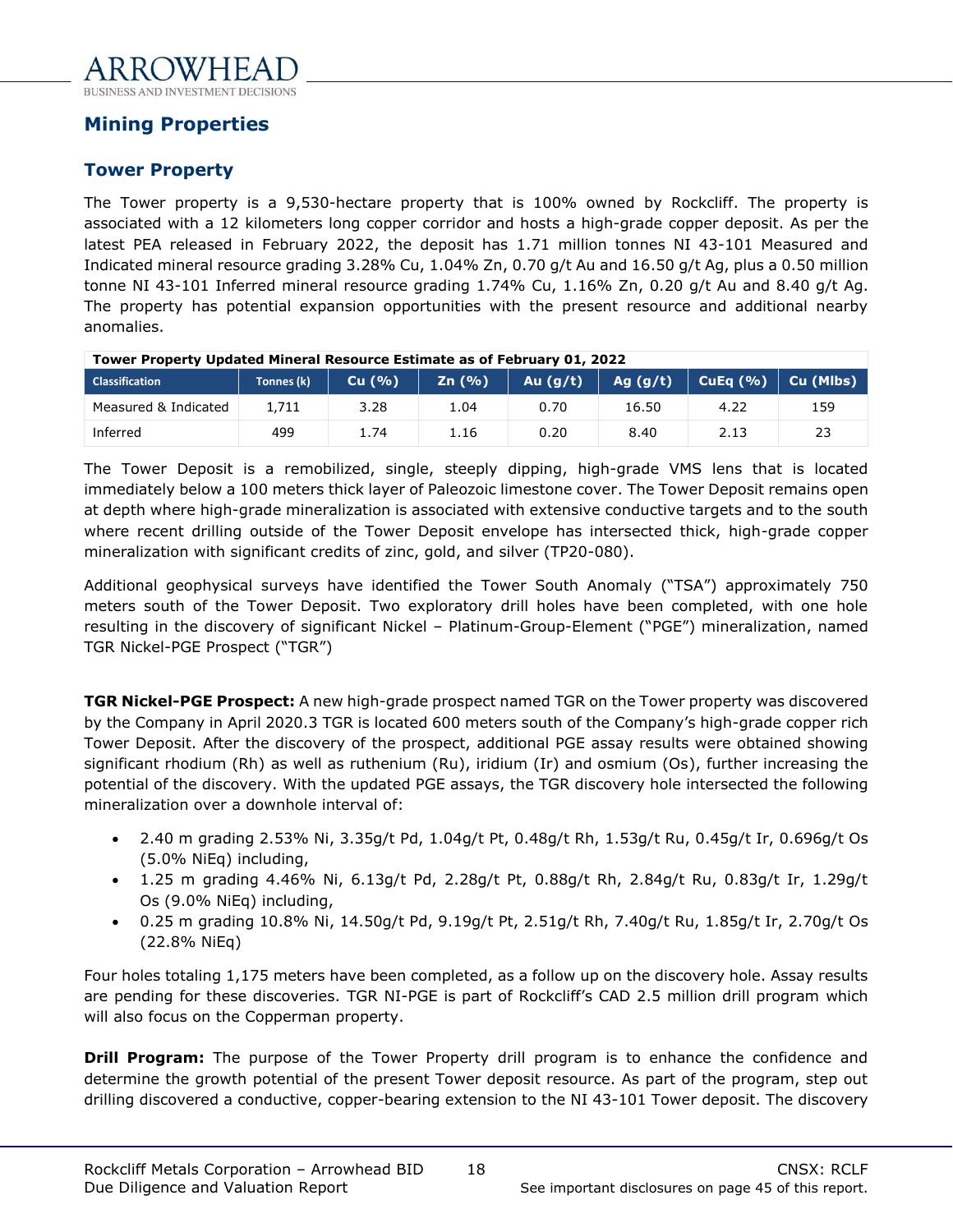## Mining Properties

### Tower Property

The Tower property is a 9,530-hectare property that is 100% owned by Rockcliff. The property is associated with a 12 kilometers long copper corridor and hosts a high-grade copper deposit. As per the latest PEA released in February 2022, the deposit has 1.71 million tonnes NI 43-101 Measured and Indicated mineral resource grading 3.28% Cu, 1.04% Zn, 0.70 g/t Au and 16.50 g/t Ag, plus a 0.50 million tonne NI 43-101 Inferred mineral resource grading 1.74% Cu, 1.16% Zn, 0.20 g/t Au and 8.40 g/t Ag. The property has potential expansion opportunities with the present resource and additional nearby anomalies.

**Tower Property Updated Mineral Resource Estimate as of February 01, 2022**

| Classification | Tonnes (k) | Cu (%) | Zn (%) | Au (g/t) | Ag (g/t) | CuEq (%) | Cu (Mlbs) |
|---|---|---|---|---|---|---|---|
| Measured & Indicated | 1,711 | 3.28 | 1.04 | 0.70 | 16.50 | 4.22 | 159 |
| Inferred | 499 | 1.74 | 1.16 | 0.20 | 8.40 | 2.13 | 23 |

The Tower Deposit is a remobilized, single, steeply dipping, high-grade VMS lens that is located immediately below a 100 meters thick layer of Paleozoic limestone cover. The Tower Deposit remains open at depth where high-grade mineralization is associated with extensive conductive targets and to the south where recent drilling outside of the Tower Deposit envelope has intersected thick, high-grade copper mineralization with significant credits of zinc, gold, and silver (TP20-080).

Additional geophysical surveys have identified the Tower South Anomaly ("TSA") approximately 750 meters south of the Tower Deposit. Two exploratory drill holes have been completed, with one hole resulting in the discovery of significant Nickel – Platinum-Group-Element ("PGE") mineralization, named TGR Nickel-PGE Prospect ("TGR")

**TGR Nickel-PGE Prospect:** A new high-grade prospect named TGR on the Tower property was discovered by the Company in April 2020.3 TGR is located 600 meters south of the Company's high-grade copper rich Tower Deposit. After the discovery of the prospect, additional PGE assay results were obtained showing significant rhodium (Rh) as well as ruthenium (Ru), iridium (Ir) and osmium (Os), further increasing the potential of the discovery. With the updated PGE assays, the TGR discovery hole intersected the following mineralization over a downhole interval of:

- 2.40 m grading 2.53% Ni, 3.35g/t Pd, 1.04g/t Pt, 0.48g/t Rh, 1.53g/t Ru, 0.45g/t Ir, 0.696g/t Os (5.0% NiEq) including,
- 1.25 m grading 4.46% Ni, 6.13g/t Pd, 2.28g/t Pt, 0.88g/t Rh, 2.84g/t Ru, 0.83g/t Ir, 1.29g/t Os (9.0% NiEq) including,
- 0.25 m grading 10.8% Ni, 14.50g/t Pd, 9.19g/t Pt, 2.51g/t Rh, 7.40g/t Ru, 1.85g/t Ir, 2.70g/t Os (22.8% NiEq)

Four holes totaling 1,175 meters have been completed, as a follow up on the discovery hole. Assay results are pending for these discoveries. TGR NI-PGE is part of Rockcliff's CAD 2.5 million drill program which will also focus on the Copperman property.

**Drill Program:** The purpose of the Tower Property drill program is to enhance the confidence and determine the growth potential of the present Tower deposit resource. As part of the program, step out drilling discovered a conductive, copper-bearing extension to the NI 43-101 Tower deposit. The discovery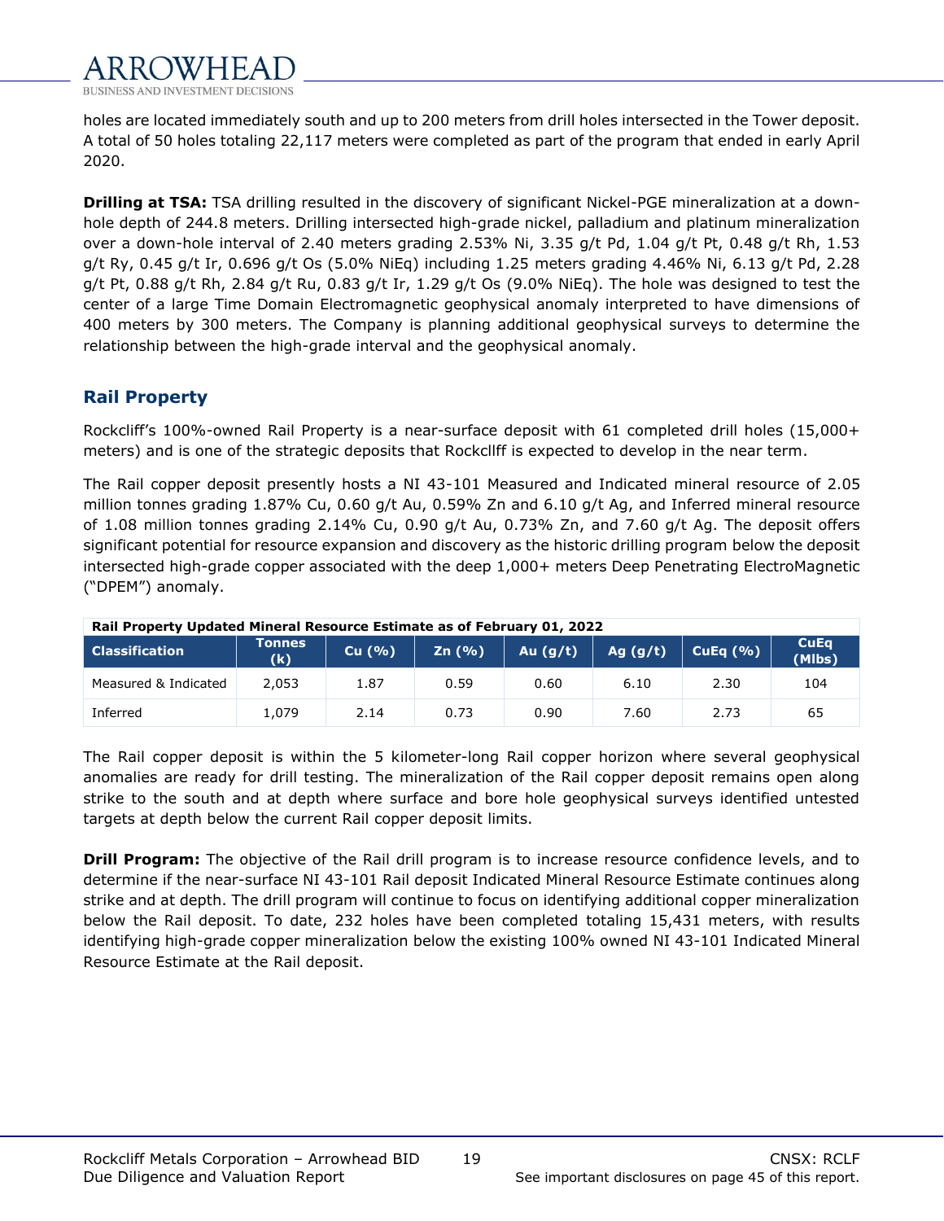holes are located immediately south and up to 200 meters from drill holes intersected in the Tower deposit. A total of 50 holes totaling 22,117 meters were completed as part of the program that ended in early April 2020.

**Drilling at TSA:** TSA drilling resulted in the discovery of significant Nickel-PGE mineralization at a down-hole depth of 244.8 meters. Drilling intersected high-grade nickel, palladium and platinum mineralization over a down-hole interval of 2.40 meters grading 2.53% Ni, 3.35 g/t Pd, 1.04 g/t Pt, 0.48 g/t Rh, 1.53 g/t Ry, 0.45 g/t Ir, 0.696 g/t Os (5.0% NiEq) including 1.25 meters grading 4.46% Ni, 6.13 g/t Pd, 2.28 g/t Pt, 0.88 g/t Rh, 2.84 g/t Ru, 0.83 g/t Ir, 1.29 g/t Os (9.0% NiEq). The hole was designed to test the center of a large Time Domain Electromagnetic geophysical anomaly interpreted to have dimensions of 400 meters by 300 meters. The Company is planning additional geophysical surveys to determine the relationship between the high-grade interval and the geophysical anomaly.

## Rail Property

Rockcliff's 100%-owned Rail Property is a near-surface deposit with 61 completed drill holes (15,000+ meters) and is one of the strategic deposits that Rockcllff is expected to develop in the near term.

The Rail copper deposit presently hosts a NI 43-101 Measured and Indicated mineral resource of 2.05 million tonnes grading 1.87% Cu, 0.60 g/t Au, 0.59% Zn and 6.10 g/t Ag, and Inferred mineral resource of 1.08 million tonnes grading 2.14% Cu, 0.90 g/t Au, 0.73% Zn, and 7.60 g/t Ag. The deposit offers significant potential for resource expansion and discovery as the historic drilling program below the deposit intersected high-grade copper associated with the deep 1,000+ meters Deep Penetrating ElectroMagnetic ("DPEM") anomaly.

**Rail Property Updated Mineral Resource Estimate as of February 01, 2022**

| Classification | Tonnes (k) | Cu (%) | Zn (%) | Au (g/t) | Ag (g/t) | CuEq (%) | CuEq (Mlbs) |
|---|---|---|---|---|---|---|---|
| Measured & Indicated | 2,053 | 1.87 | 0.59 | 0.60 | 6.10 | 2.30 | 104 |
| Inferred | 1,079 | 2.14 | 0.73 | 0.90 | 7.60 | 2.73 | 65 |

The Rail copper deposit is within the 5 kilometer-long Rail copper horizon where several geophysical anomalies are ready for drill testing. The mineralization of the Rail copper deposit remains open along strike to the south and at depth where surface and bore hole geophysical surveys identified untested targets at depth below the current Rail copper deposit limits.

**Drill Program:** The objective of the Rail drill program is to increase resource confidence levels, and to determine if the near-surface NI 43-101 Rail deposit Indicated Mineral Resource Estimate continues along strike and at depth. The drill program will continue to focus on identifying additional copper mineralization below the Rail deposit. To date, 232 holes have been completed totaling 15,431 meters, with results identifying high-grade copper mineralization below the existing 100% owned NI 43-101 Indicated Mineral Resource Estimate at the Rail deposit.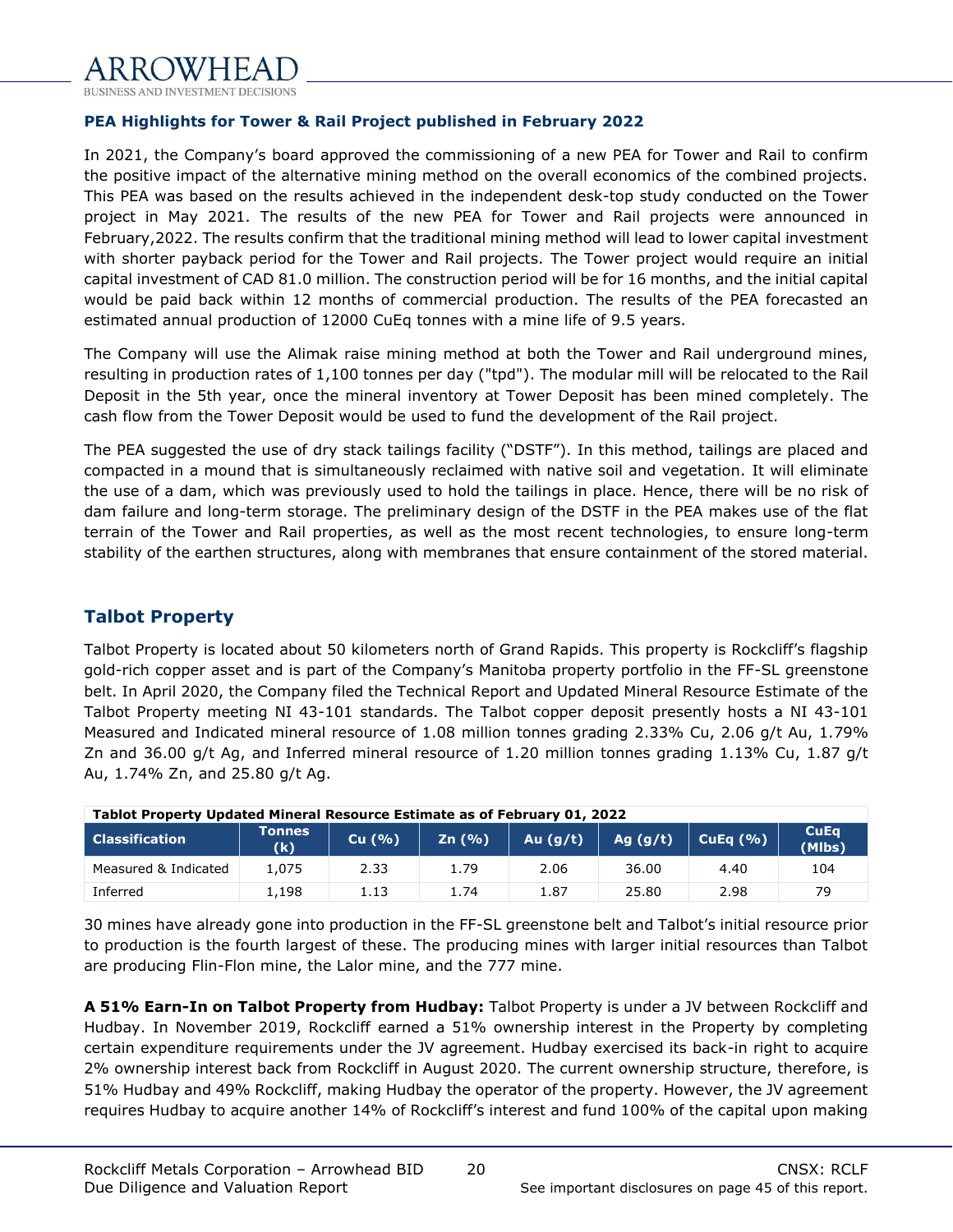**PEA Highlights for Tower & Rail Project published in February 2022**

In 2021, the Company's board approved the commissioning of a new PEA for Tower and Rail to confirm the positive impact of the alternative mining method on the overall economics of the combined projects. This PEA was based on the results achieved in the independent desk-top study conducted on the Tower project in May 2021. The results of the new PEA for Tower and Rail projects were announced in February,2022. The results confirm that the traditional mining method will lead to lower capital investment with shorter payback period for the Tower and Rail projects. The Tower project would require an initial capital investment of CAD 81.0 million. The construction period will be for 16 months, and the initial capital would be paid back within 12 months of commercial production. The results of the PEA forecasted an estimated annual production of 12000 CuEq tonnes with a mine life of 9.5 years.

The Company will use the Alimak raise mining method at both the Tower and Rail underground mines, resulting in production rates of 1,100 tonnes per day ("tpd"). The modular mill will be relocated to the Rail Deposit in the 5th year, once the mineral inventory at Tower Deposit has been mined completely. The cash flow from the Tower Deposit would be used to fund the development of the Rail project.

The PEA suggested the use of dry stack tailings facility ("DSTF"). In this method, tailings are placed and compacted in a mound that is simultaneously reclaimed with native soil and vegetation. It will eliminate the use of a dam, which was previously used to hold the tailings in place. Hence, there will be no risk of dam failure and long-term storage. The preliminary design of the DSTF in the PEA makes use of the flat terrain of the Tower and Rail properties, as well as the most recent technologies, to ensure long-term stability of the earthen structures, along with membranes that ensure containment of the stored material.

## Talbot Property

Talbot Property is located about 50 kilometers north of Grand Rapids. This property is Rockcliff's flagship gold-rich copper asset and is part of the Company's Manitoba property portfolio in the FF-SL greenstone belt. In April 2020, the Company filed the Technical Report and Updated Mineral Resource Estimate of the Talbot Property meeting NI 43-101 standards. The Talbot copper deposit presently hosts a NI 43-101 Measured and Indicated mineral resource of 1.08 million tonnes grading 2.33% Cu, 2.06 g/t Au, 1.79% Zn and 36.00 g/t Ag, and Inferred mineral resource of 1.20 million tonnes grading 1.13% Cu, 1.87 g/t Au, 1.74% Zn, and 25.80 g/t Ag.

**Tablot Property Updated Mineral Resource Estimate as of February 01, 2022**

| Classification | Tonnes (k) | Cu (%) | Zn (%) | Au (g/t) | Ag (g/t) | CuEq (%) | CuEq (Mlbs) |
|---|---|---|---|---|---|---|---|
| Measured & Indicated | 1,075 | 2.33 | 1.79 | 2.06 | 36.00 | 4.40 | 104 |
| Inferred | 1,198 | 1.13 | 1.74 | 1.87 | 25.80 | 2.98 | 79 |

30 mines have already gone into production in the FF-SL greenstone belt and Talbot's initial resource prior to production is the fourth largest of these. The producing mines with larger initial resources than Talbot are producing Flin-Flon mine, the Lalor mine, and the 777 mine.

**A 51% Earn-In on Talbot Property from Hudbay:** Talbot Property is under a JV between Rockcliff and Hudbay. In November 2019, Rockcliff earned a 51% ownership interest in the Property by completing certain expenditure requirements under the JV agreement. Hudbay exercised its back-in right to acquire 2% ownership interest back from Rockcliff in August 2020. The current ownership structure, therefore, is 51% Hudbay and 49% Rockcliff, making Hudbay the operator of the property. However, the JV agreement requires Hudbay to acquire another 14% of Rockcliff's interest and fund 100% of the capital upon making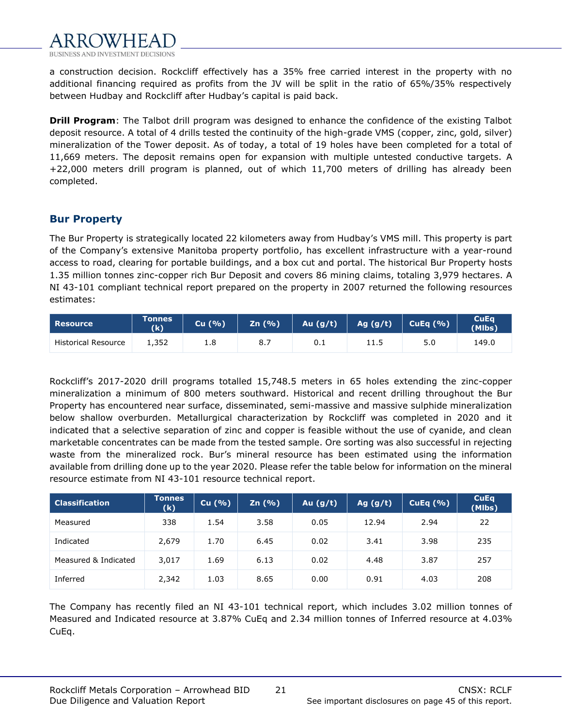a construction decision. Rockcliff effectively has a 35% free carried interest in the property with no additional financing required as profits from the JV will be split in the ratio of 65%/35% respectively between Hudbay and Rockcliff after Hudbay's capital is paid back.

**Drill Program**: The Talbot drill program was designed to enhance the confidence of the existing Talbot deposit resource. A total of 4 drills tested the continuity of the high-grade VMS (copper, zinc, gold, silver) mineralization of the Tower deposit. As of today, a total of 19 holes have been completed for a total of 11,669 meters. The deposit remains open for expansion with multiple untested conductive targets. A +22,000 meters drill program is planned, out of which 11,700 meters of drilling has already been completed.

## Bur Property

The Bur Property is strategically located 22 kilometers away from Hudbay's VMS mill. This property is part of the Company's extensive Manitoba property portfolio, has excellent infrastructure with a year-round access to road, clearing for portable buildings, and a box cut and portal. The historical Bur Property hosts 1.35 million tonnes zinc-copper rich Bur Deposit and covers 86 mining claims, totaling 3,979 hectares. A NI 43-101 compliant technical report prepared on the property in 2007 returned the following resources estimates:

| Resource | Tonnes (k) | Cu (%) | Zn (%) | Au (g/t) | Ag (g/t) | CuEq (%) | CuEq (Mlbs) |
|---|---|---|---|---|---|---|---|
| Historical Resource | 1,352 | 1.8 | 8.7 | 0.1 | 11.5 | 5.0 | 149.0 |

Rockcliff's 2017-2020 drill programs totalled 15,748.5 meters in 65 holes extending the zinc-copper mineralization a minimum of 800 meters southward. Historical and recent drilling throughout the Bur Property has encountered near surface, disseminated, semi-massive and massive sulphide mineralization below shallow overburden. Metallurgical characterization by Rockcliff was completed in 2020 and it indicated that a selective separation of zinc and copper is feasible without the use of cyanide, and clean marketable concentrates can be made from the tested sample. Ore sorting was also successful in rejecting waste from the mineralized rock. Bur's mineral resource has been estimated using the information available from drilling done up to the year 2020. Please refer the table below for information on the mineral resource estimate from NI 43-101 resource technical report.

| Classification | Tonnes (k) | Cu (%) | Zn (%) | Au (g/t) | Ag (g/t) | CuEq (%) | CuEq (Mlbs) |
|---|---|---|---|---|---|---|---|
| Measured | 338 | 1.54 | 3.58 | 0.05 | 12.94 | 2.94 | 22 |
| Indicated | 2,679 | 1.70 | 6.45 | 0.02 | 3.41 | 3.98 | 235 |
| Measured & Indicated | 3,017 | 1.69 | 6.13 | 0.02 | 4.48 | 3.87 | 257 |
| Inferred | 2,342 | 1.03 | 8.65 | 0.00 | 0.91 | 4.03 | 208 |

The Company has recently filed an NI 43-101 technical report, which includes 3.02 million tonnes of Measured and Indicated resource at 3.87% CuEq and 2.34 million tonnes of Inferred resource at 4.03% CuEq.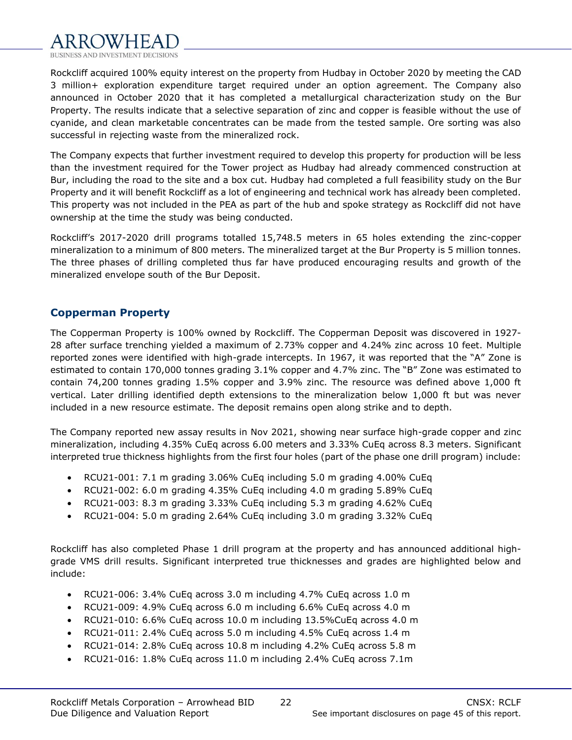Rockcliff acquired 100% equity interest on the property from Hudbay in October 2020 by meeting the CAD 3 million+ exploration expenditure target required under an option agreement. The Company also announced in October 2020 that it has completed a metallurgical characterization study on the Bur Property. The results indicate that a selective separation of zinc and copper is feasible without the use of cyanide, and clean marketable concentrates can be made from the tested sample. Ore sorting was also successful in rejecting waste from the mineralized rock.

The Company expects that further investment required to develop this property for production will be less than the investment required for the Tower project as Hudbay had already commenced construction at Bur, including the road to the site and a box cut. Hudbay had completed a full feasibility study on the Bur Property and it will benefit Rockcliff as a lot of engineering and technical work has already been completed. This property was not included in the PEA as part of the hub and spoke strategy as Rockcliff did not have ownership at the time the study was being conducted.

Rockcliff's 2017-2020 drill programs totalled 15,748.5 meters in 65 holes extending the zinc-copper mineralization to a minimum of 800 meters. The mineralized target at the Bur Property is 5 million tonnes. The three phases of drilling completed thus far have produced encouraging results and growth of the mineralized envelope south of the Bur Deposit.

## Copperman Property

The Copperman Property is 100% owned by Rockcliff. The Copperman Deposit was discovered in 1927-28 after surface trenching yielded a maximum of 2.73% copper and 4.24% zinc across 10 feet. Multiple reported zones were identified with high-grade intercepts. In 1967, it was reported that the "A" Zone is estimated to contain 170,000 tonnes grading 3.1% copper and 4.7% zinc. The "B" Zone was estimated to contain 74,200 tonnes grading 1.5% copper and 3.9% zinc. The resource was defined above 1,000 ft vertical. Later drilling identified depth extensions to the mineralization below 1,000 ft but was never included in a new resource estimate. The deposit remains open along strike and to depth.

The Company reported new assay results in Nov 2021, showing near surface high-grade copper and zinc mineralization, including 4.35% CuEq across 6.00 meters and 3.33% CuEq across 8.3 meters. Significant interpreted true thickness highlights from the first four holes (part of the phase one drill program) include:

- RCU21-001: 7.1 m grading 3.06% CuEq including 5.0 m grading 4.00% CuEq
- RCU21-002: 6.0 m grading 4.35% CuEq including 4.0 m grading 5.89% CuEq
- RCU21-003: 8.3 m grading 3.33% CuEq including 5.3 m grading 4.62% CuEq
- RCU21-004: 5.0 m grading 2.64% CuEq including 3.0 m grading 3.32% CuEq

Rockcliff has also completed Phase 1 drill program at the property and has announced additional high-grade VMS drill results. Significant interpreted true thicknesses and grades are highlighted below and include:

- RCU21-006: 3.4% CuEq across 3.0 m including 4.7% CuEq across 1.0 m
- RCU21-009: 4.9% CuEq across 6.0 m including 6.6% CuEq across 4.0 m
- RCU21-010: 6.6% CuEq across 10.0 m including 13.5%CuEq across 4.0 m
- RCU21-011: 2.4% CuEq across 5.0 m including 4.5% CuEq across 1.4 m
- RCU21-014: 2.8% CuEq across 10.8 m including 4.2% CuEq across 5.8 m
- RCU21-016: 1.8% CuEq across 11.0 m including 2.4% CuEq across 7.1m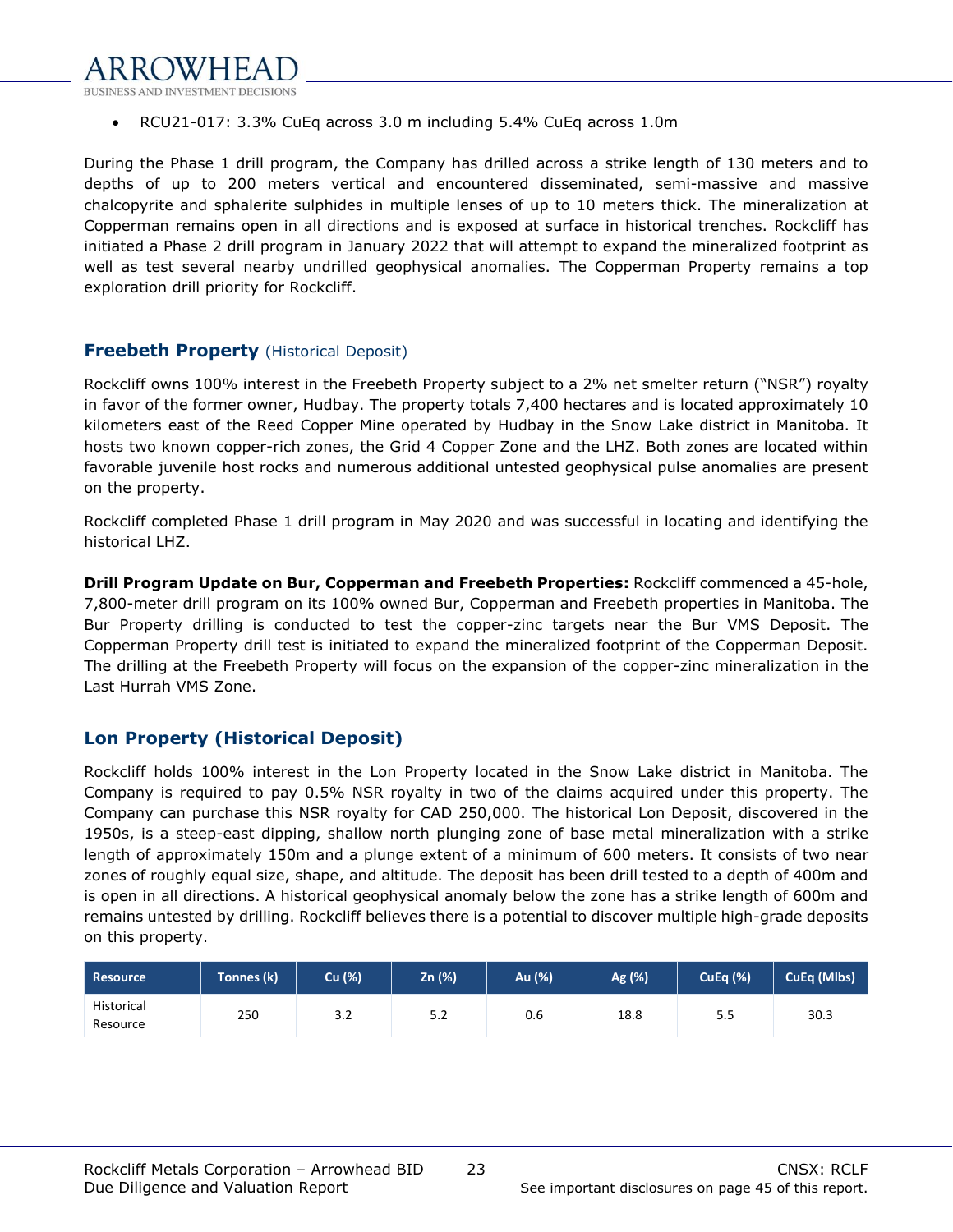- RCU21-017: 3.3% CuEq across 3.0 m including 5.4% CuEq across 1.0m

During the Phase 1 drill program, the Company has drilled across a strike length of 130 meters and to depths of up to 200 meters vertical and encountered disseminated, semi-massive and massive chalcopyrite and sphalerite sulphides in multiple lenses of up to 10 meters thick. The mineralization at Copperman remains open in all directions and is exposed at surface in historical trenches. Rockcliff has initiated a Phase 2 drill program in January 2022 that will attempt to expand the mineralized footprint as well as test several nearby undrilled geophysical anomalies. The Copperman Property remains a top exploration drill priority for Rockcliff.

### **Freebeth Property** (Historical Deposit)

Rockcliff owns 100% interest in the Freebeth Property subject to a 2% net smelter return ("NSR") royalty in favor of the former owner, Hudbay. The property totals 7,400 hectares and is located approximately 10 kilometers east of the Reed Copper Mine operated by Hudbay in the Snow Lake district in Manitoba. It hosts two known copper-rich zones, the Grid 4 Copper Zone and the LHZ. Both zones are located within favorable juvenile host rocks and numerous additional untested geophysical pulse anomalies are present on the property.

Rockcliff completed Phase 1 drill program in May 2020 and was successful in locating and identifying the historical LHZ.

**Drill Program Update on Bur, Copperman and Freebeth Properties:** Rockcliff commenced a 45-hole, 7,800-meter drill program on its 100% owned Bur, Copperman and Freebeth properties in Manitoba. The Bur Property drilling is conducted to test the copper-zinc targets near the Bur VMS Deposit. The Copperman Property drill test is initiated to expand the mineralized footprint of the Copperman Deposit. The drilling at the Freebeth Property will focus on the expansion of the copper-zinc mineralization in the Last Hurrah VMS Zone.

### **Lon Property (Historical Deposit)**

Rockcliff holds 100% interest in the Lon Property located in the Snow Lake district in Manitoba. The Company is required to pay 0.5% NSR royalty in two of the claims acquired under this property. The Company can purchase this NSR royalty for CAD 250,000. The historical Lon Deposit, discovered in the 1950s, is a steep-east dipping, shallow north plunging zone of base metal mineralization with a strike length of approximately 150m and a plunge extent of a minimum of 600 meters. It consists of two near zones of roughly equal size, shape, and altitude. The deposit has been drill tested to a depth of 400m and is open in all directions. A historical geophysical anomaly below the zone has a strike length of 600m and remains untested by drilling. Rockcliff believes there is a potential to discover multiple high-grade deposits on this property.

| Resource | Tonnes (k) | Cu (%) | Zn (%) | Au (%) | Ag (%) | CuEq (%) | CuEq (Mlbs) |
|---|---|---|---|---|---|---|---|
| Historical Resource | 250 | 3.2 | 5.2 | 0.6 | 18.8 | 5.5 | 30.3 |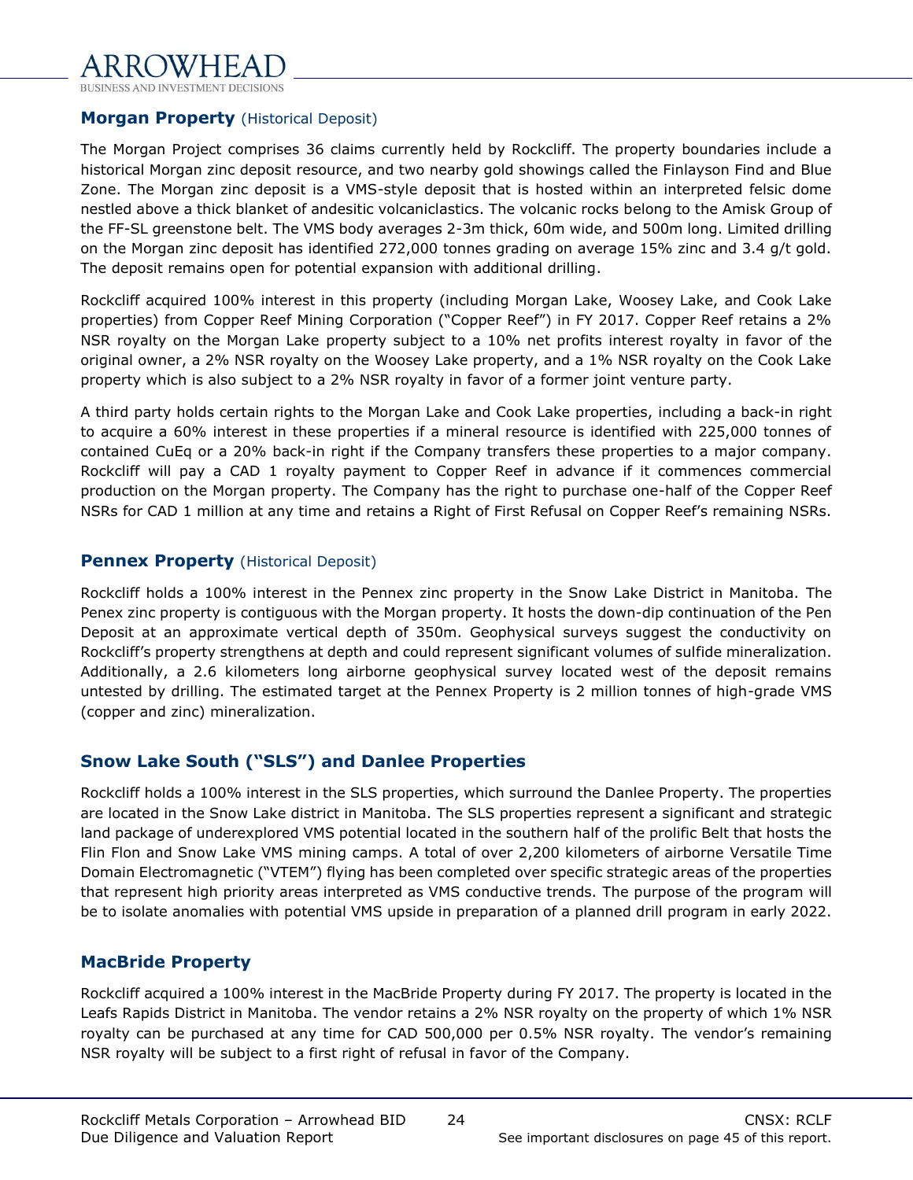## Morgan Property (Historical Deposit)

The Morgan Project comprises 36 claims currently held by Rockcliff. The property boundaries include a historical Morgan zinc deposit resource, and two nearby gold showings called the Finlayson Find and Blue Zone. The Morgan zinc deposit is a VMS-style deposit that is hosted within an interpreted felsic dome nestled above a thick blanket of andesitic volcaniclastics. The volcanic rocks belong to the Amisk Group of the FF-SL greenstone belt. The VMS body averages 2-3m thick, 60m wide, and 500m long. Limited drilling on the Morgan zinc deposit has identified 272,000 tonnes grading on average 15% zinc and 3.4 g/t gold. The deposit remains open for potential expansion with additional drilling.

Rockcliff acquired 100% interest in this property (including Morgan Lake, Woosey Lake, and Cook Lake properties) from Copper Reef Mining Corporation ("Copper Reef") in FY 2017. Copper Reef retains a 2% NSR royalty on the Morgan Lake property subject to a 10% net profits interest royalty in favor of the original owner, a 2% NSR royalty on the Woosey Lake property, and a 1% NSR royalty on the Cook Lake property which is also subject to a 2% NSR royalty in favor of a former joint venture party.

A third party holds certain rights to the Morgan Lake and Cook Lake properties, including a back-in right to acquire a 60% interest in these properties if a mineral resource is identified with 225,000 tonnes of contained CuEq or a 20% back-in right if the Company transfers these properties to a major company. Rockcliff will pay a CAD 1 royalty payment to Copper Reef in advance if it commences commercial production on the Morgan property. The Company has the right to purchase one-half of the Copper Reef NSRs for CAD 1 million at any time and retains a Right of First Refusal on Copper Reef's remaining NSRs.

## Pennex Property (Historical Deposit)

Rockcliff holds a 100% interest in the Pennex zinc property in the Snow Lake District in Manitoba. The Penex zinc property is contiguous with the Morgan property. It hosts the down-dip continuation of the Pen Deposit at an approximate vertical depth of 350m. Geophysical surveys suggest the conductivity on Rockcliff's property strengthens at depth and could represent significant volumes of sulfide mineralization. Additionally, a 2.6 kilometers long airborne geophysical survey located west of the deposit remains untested by drilling. The estimated target at the Pennex Property is 2 million tonnes of high-grade VMS (copper and zinc) mineralization.

## Snow Lake South ("SLS") and Danlee Properties

Rockcliff holds a 100% interest in the SLS properties, which surround the Danlee Property. The properties are located in the Snow Lake district in Manitoba. The SLS properties represent a significant and strategic land package of underexplored VMS potential located in the southern half of the prolific Belt that hosts the Flin Flon and Snow Lake VMS mining camps. A total of over 2,200 kilometers of airborne Versatile Time Domain Electromagnetic ("VTEM") flying has been completed over specific strategic areas of the properties that represent high priority areas interpreted as VMS conductive trends. The purpose of the program will be to isolate anomalies with potential VMS upside in preparation of a planned drill program in early 2022.

## MacBride Property

Rockcliff acquired a 100% interest in the MacBride Property during FY 2017. The property is located in the Leafs Rapids District in Manitoba. The vendor retains a 2% NSR royalty on the property of which 1% NSR royalty can be purchased at any time for CAD 500,000 per 0.5% NSR royalty. The vendor's remaining NSR royalty will be subject to a first right of refusal in favor of the Company.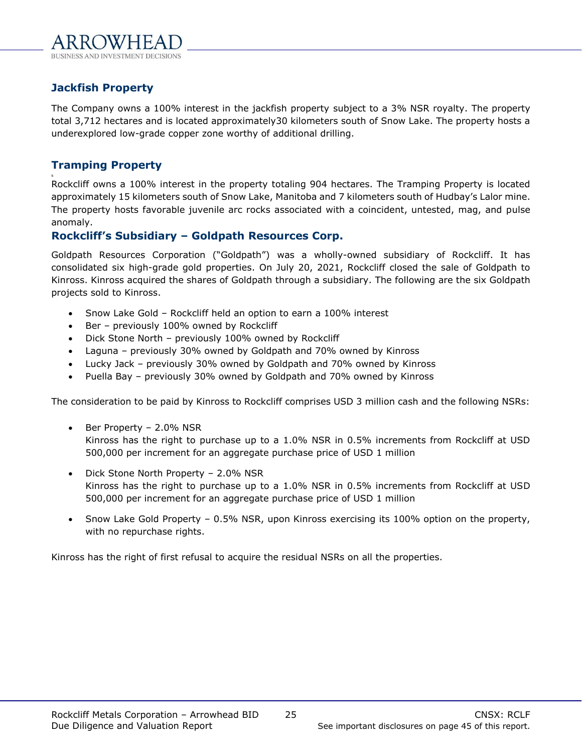## Jackfish Property

The Company owns a 100% interest in the jackfish property subject to a 3% NSR royalty. The property total 3,712 hectares and is located approximately30 kilometers south of Snow Lake. The property hosts a underexplored low-grade copper zone worthy of additional drilling.

## Tramping Property

Rockcliff owns a 100% interest in the property totaling 904 hectares. The Tramping Property is located approximately 15 kilometers south of Snow Lake, Manitoba and 7 kilometers south of Hudbay's Lalor mine. The property hosts favorable juvenile arc rocks associated with a coincident, untested, mag, and pulse anomaly.

## Rockcliff's Subsidiary – Goldpath Resources Corp.

Goldpath Resources Corporation ("Goldpath") was a wholly-owned subsidiary of Rockcliff. It has consolidated six high-grade gold properties. On July 20, 2021, Rockcliff closed the sale of Goldpath to Kinross. Kinross acquired the shares of Goldpath through a subsidiary. The following are the six Goldpath projects sold to Kinross.

- Snow Lake Gold – Rockcliff held an option to earn a 100% interest
- Ber – previously 100% owned by Rockcliff
- Dick Stone North – previously 100% owned by Rockcliff
- Laguna – previously 30% owned by Goldpath and 70% owned by Kinross
- Lucky Jack – previously 30% owned by Goldpath and 70% owned by Kinross
- Puella Bay – previously 30% owned by Goldpath and 70% owned by Kinross

The consideration to be paid by Kinross to Rockcliff comprises USD 3 million cash and the following NSRs:

- Ber Property – 2.0% NSR
  Kinross has the right to purchase up to a 1.0% NSR in 0.5% increments from Rockcliff at USD 500,000 per increment for an aggregate purchase price of USD 1 million
- Dick Stone North Property – 2.0% NSR
  Kinross has the right to purchase up to a 1.0% NSR in 0.5% increments from Rockcliff at USD 500,000 per increment for an aggregate purchase price of USD 1 million
- Snow Lake Gold Property – 0.5% NSR, upon Kinross exercising its 100% option on the property, with no repurchase rights.

Kinross has the right of first refusal to acquire the residual NSRs on all the properties.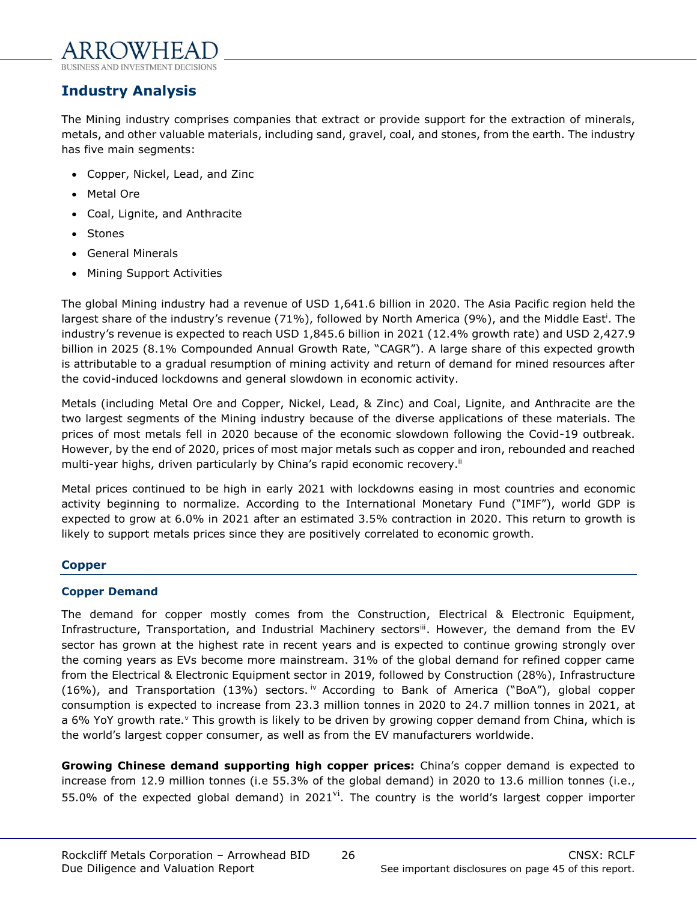## Industry Analysis

The Mining industry comprises companies that extract or provide support for the extraction of minerals, metals, and other valuable materials, including sand, gravel, coal, and stones, from the earth. The industry has five main segments:

- Copper, Nickel, Lead, and Zinc
- Metal Ore
- Coal, Lignite, and Anthracite
- Stones
- General Minerals
- Mining Support Activities

The global Mining industry had a revenue of USD 1,641.6 billion in 2020. The Asia Pacific region held the largest share of the industry's revenue (71%), followed by North America (9%), and the Middle East[i]. The industry's revenue is expected to reach USD 1,845.6 billion in 2021 (12.4% growth rate) and USD 2,427.9 billion in 2025 (8.1% Compounded Annual Growth Rate, "CAGR"). A large share of this expected growth is attributable to a gradual resumption of mining activity and return of demand for mined resources after the covid-induced lockdowns and general slowdown in economic activity.

Metals (including Metal Ore and Copper, Nickel, Lead, & Zinc) and Coal, Lignite, and Anthracite are the two largest segments of the Mining industry because of the diverse applications of these materials. The prices of most metals fell in 2020 because of the economic slowdown following the Covid-19 outbreak. However, by the end of 2020, prices of most major metals such as copper and iron, rebounded and reached multi-year highs, driven particularly by China's rapid economic recovery.[ii]

Metal prices continued to be high in early 2021 with lockdowns easing in most countries and economic activity beginning to normalize. According to the International Monetary Fund ("IMF"), world GDP is expected to grow at 6.0% in 2021 after an estimated 3.5% contraction in 2020. This return to growth is likely to support metals prices since they are positively correlated to economic growth.

### Copper

#### Copper Demand

The demand for copper mostly comes from the Construction, Electrical & Electronic Equipment, Infrastructure, Transportation, and Industrial Machinery sectors[iii]. However, the demand from the EV sector has grown at the highest rate in recent years and is expected to continue growing strongly over the coming years as EVs become more mainstream. 31% of the global demand for refined copper came from the Electrical & Electronic Equipment sector in 2019, followed by Construction (28%), Infrastructure (16%), and Transportation (13%) sectors.[iv] According to Bank of America ("BoA"), global copper consumption is expected to increase from 23.3 million tonnes in 2020 to 24.7 million tonnes in 2021, at a 6% YoY growth rate.[v] This growth is likely to be driven by growing copper demand from China, which is the world's largest copper consumer, as well as from the EV manufacturers worldwide.

**Growing Chinese demand supporting high copper prices:** China's copper demand is expected to increase from 12.9 million tonnes (i.e 55.3% of the global demand) in 2020 to 13.6 million tonnes (i.e., 55.0% of the expected global demand) in 2021[vi]. The country is the world's largest copper importer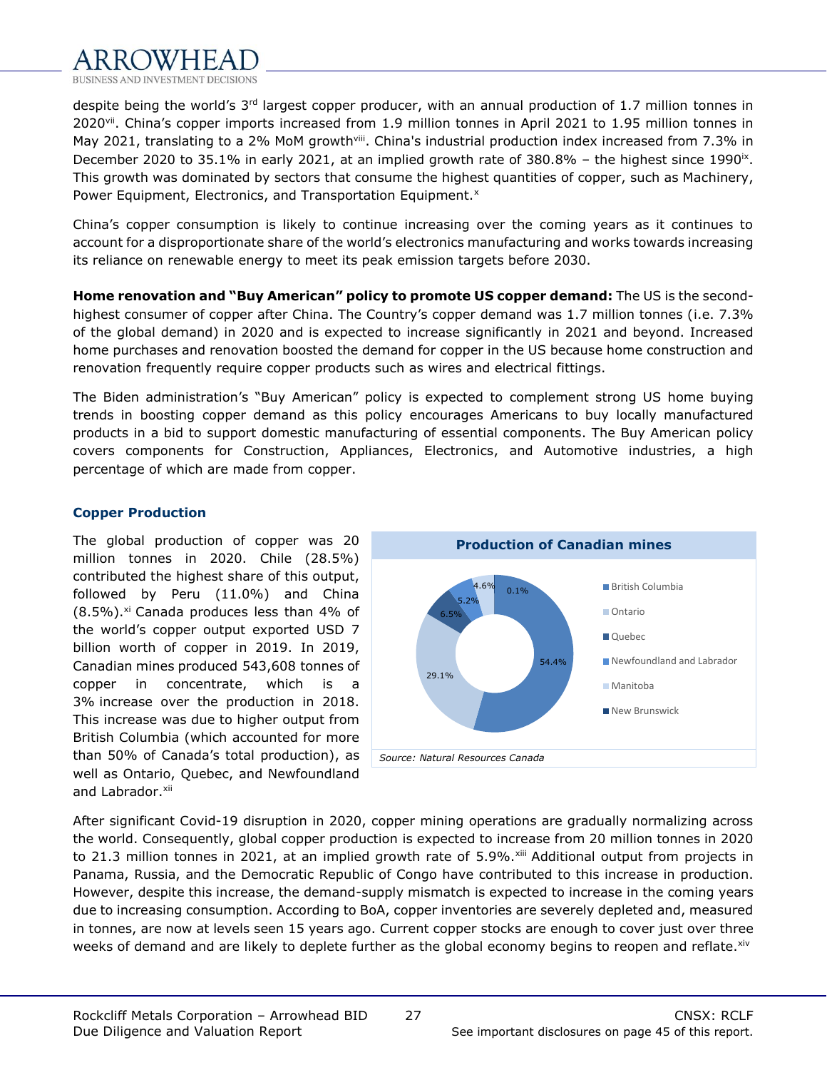despite being the world's 3rd largest copper producer, with an annual production of 1.7 million tonnes in 2020[vii]. China's copper imports increased from 1.9 million tonnes in April 2021 to 1.95 million tonnes in May 2021, translating to a 2% MoM growth[viii]. China's industrial production index increased from 7.3% in December 2020 to 35.1% in early 2021, at an implied growth rate of 380.8% – the highest since 1990[ix]. This growth was dominated by sectors that consume the highest quantities of copper, such as Machinery, Power Equipment, Electronics, and Transportation Equipment.[x]

China's copper consumption is likely to continue increasing over the coming years as it continues to account for a disproportionate share of the world's electronics manufacturing and works towards increasing its reliance on renewable energy to meet its peak emission targets before 2030.

**Home renovation and "Buy American" policy to promote US copper demand:** The US is the second-highest consumer of copper after China. The Country's copper demand was 1.7 million tonnes (i.e. 7.3% of the global demand) in 2020 and is expected to increase significantly in 2021 and beyond. Increased home purchases and renovation boosted the demand for copper in the US because home construction and renovation frequently require copper products such as wires and electrical fittings.

The Biden administration's "Buy American" policy is expected to complement strong US home buying trends in boosting copper demand as this policy encourages Americans to buy locally manufactured products in a bid to support domestic manufacturing of essential components. The Buy American policy covers components for Construction, Appliances, Electronics, and Automotive industries, a high percentage of which are made from copper.

### Copper Production

The global production of copper was 20 million tonnes in 2020. Chile (28.5%) contributed the highest share of this output, followed by Peru (11.0%) and China (8.5%).[xi] Canada produces less than 4% of the world's copper output exported USD 7 billion worth of copper in 2019. In 2019, Canadian mines produced 543,608 tonnes of copper in concentrate, which is a 3% increase over the production in 2018. This increase was due to higher output from British Columbia (which accounted for more than 50% of Canada's total production), as well as Ontario, Quebec, and Newfoundland and Labrador.[xii]

**Production of Canadian mines**

| Province | Share |
|---|---|
| British Columbia | 54.4% |
| Ontario | 29.1% |
| Quebec | 6.5% |
| Newfoundland and Labrador | 5.2% |
| Manitoba | 4.6% |
| New Brunswick | 0.1% |

*Source: Natural Resources Canada*

After significant Covid-19 disruption in 2020, copper mining operations are gradually normalizing across the world. Consequently, global copper production is expected to increase from 20 million tonnes in 2020 to 21.3 million tonnes in 2021, at an implied growth rate of 5.9%.[xiii] Additional output from projects in Panama, Russia, and the Democratic Republic of Congo have contributed to this increase in production. However, despite this increase, the demand-supply mismatch is expected to increase in the coming years due to increasing consumption. According to BoA, copper inventories are severely depleted and, measured in tonnes, are now at levels seen 15 years ago. Current copper stocks are enough to cover just over three weeks of demand and are likely to deplete further as the global economy begins to reopen and reflate.[xiv]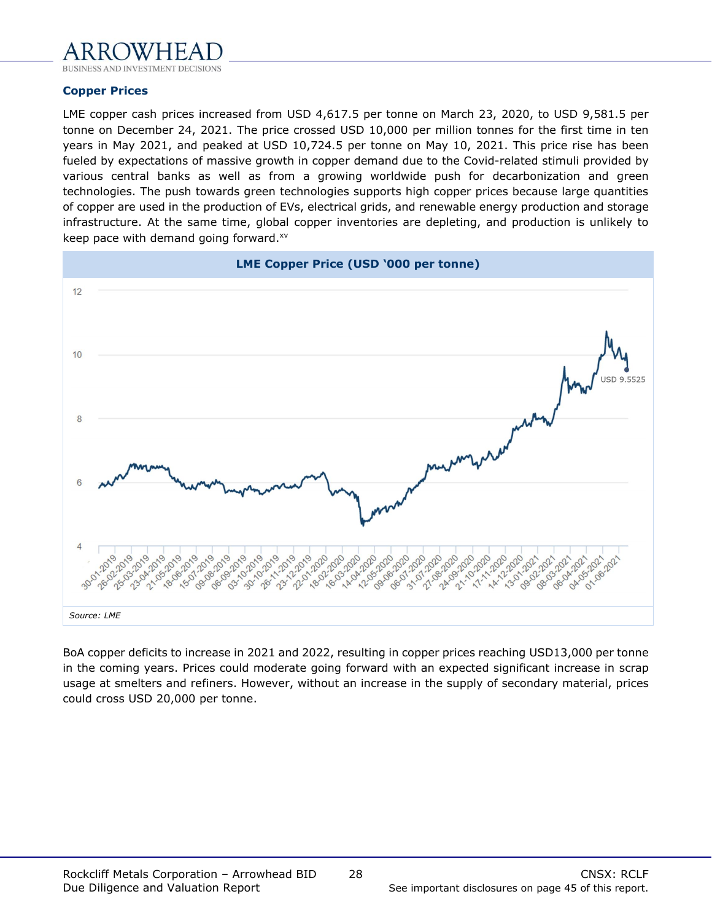### Copper Prices

LME copper cash prices increased from USD 4,617.5 per tonne on March 23, 2020, to USD 9,581.5 per tonne on December 24, 2021. The price crossed USD 10,000 per million tonnes for the first time in ten years in May 2021, and peaked at USD 10,724.5 per tonne on May 10, 2021. This price rise has been fueled by expectations of massive growth in copper demand due to the Covid-related stimuli provided by various central banks as well as from a growing worldwide push for decarbonization and green technologies. The push towards green technologies supports high copper prices because large quantities of copper are used in the production of EVs, electrical grids, and renewable energy production and storage infrastructure. At the same time, global copper inventories are depleting, and production is unlikely to keep pace with demand going forward.[xv]

**LME Copper Price (USD '000 per tonne)**

*Source: LME*

BoA copper deficits to increase in 2021 and 2022, resulting in copper prices reaching USD13,000 per tonne in the coming years. Prices could moderate going forward with an expected significant increase in scrap usage at smelters and refiners. However, without an increase in the supply of secondary material, prices could cross USD 20,000 per tonne.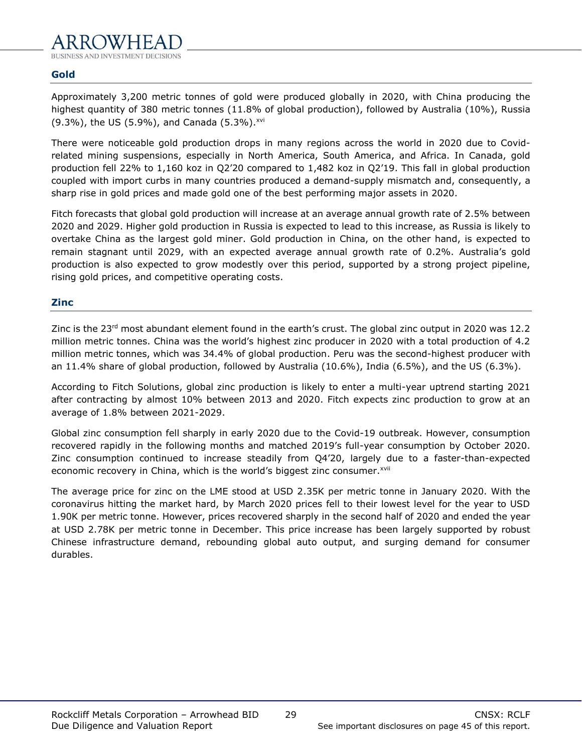## Gold

Approximately 3,200 metric tonnes of gold were produced globally in 2020, with China producing the highest quantity of 380 metric tonnes (11.8% of global production), followed by Australia (10%), Russia (9.3%), the US (5.9%), and Canada (5.3%).[xvi]

There were noticeable gold production drops in many regions across the world in 2020 due to Covid-related mining suspensions, especially in North America, South America, and Africa. In Canada, gold production fell 22% to 1,160 koz in Q2'20 compared to 1,482 koz in Q2'19. This fall in global production coupled with import curbs in many countries produced a demand-supply mismatch and, consequently, a sharp rise in gold prices and made gold one of the best performing major assets in 2020.

Fitch forecasts that global gold production will increase at an average annual growth rate of 2.5% between 2020 and 2029. Higher gold production in Russia is expected to lead to this increase, as Russia is likely to overtake China as the largest gold miner. Gold production in China, on the other hand, is expected to remain stagnant until 2029, with an expected average annual growth rate of 0.2%. Australia's gold production is also expected to grow modestly over this period, supported by a strong project pipeline, rising gold prices, and competitive operating costs.

## Zinc

Zinc is the 23rd most abundant element found in the earth's crust. The global zinc output in 2020 was 12.2 million metric tonnes. China was the world's highest zinc producer in 2020 with a total production of 4.2 million metric tonnes, which was 34.4% of global production. Peru was the second-highest producer with an 11.4% share of global production, followed by Australia (10.6%), India (6.5%), and the US (6.3%).

According to Fitch Solutions, global zinc production is likely to enter a multi-year uptrend starting 2021 after contracting by almost 10% between 2013 and 2020. Fitch expects zinc production to grow at an average of 1.8% between 2021-2029.

Global zinc consumption fell sharply in early 2020 due to the Covid-19 outbreak. However, consumption recovered rapidly in the following months and matched 2019's full-year consumption by October 2020. Zinc consumption continued to increase steadily from Q4'20, largely due to a faster-than-expected economic recovery in China, which is the world's biggest zinc consumer.[xvii]

The average price for zinc on the LME stood at USD 2.35K per metric tonne in January 2020. With the coronavirus hitting the market hard, by March 2020 prices fell to their lowest level for the year to USD 1.90K per metric tonne. However, prices recovered sharply in the second half of 2020 and ended the year at USD 2.78K per metric tonne in December. This price increase has been largely supported by robust Chinese infrastructure demand, rebounding global auto output, and surging demand for consumer durables.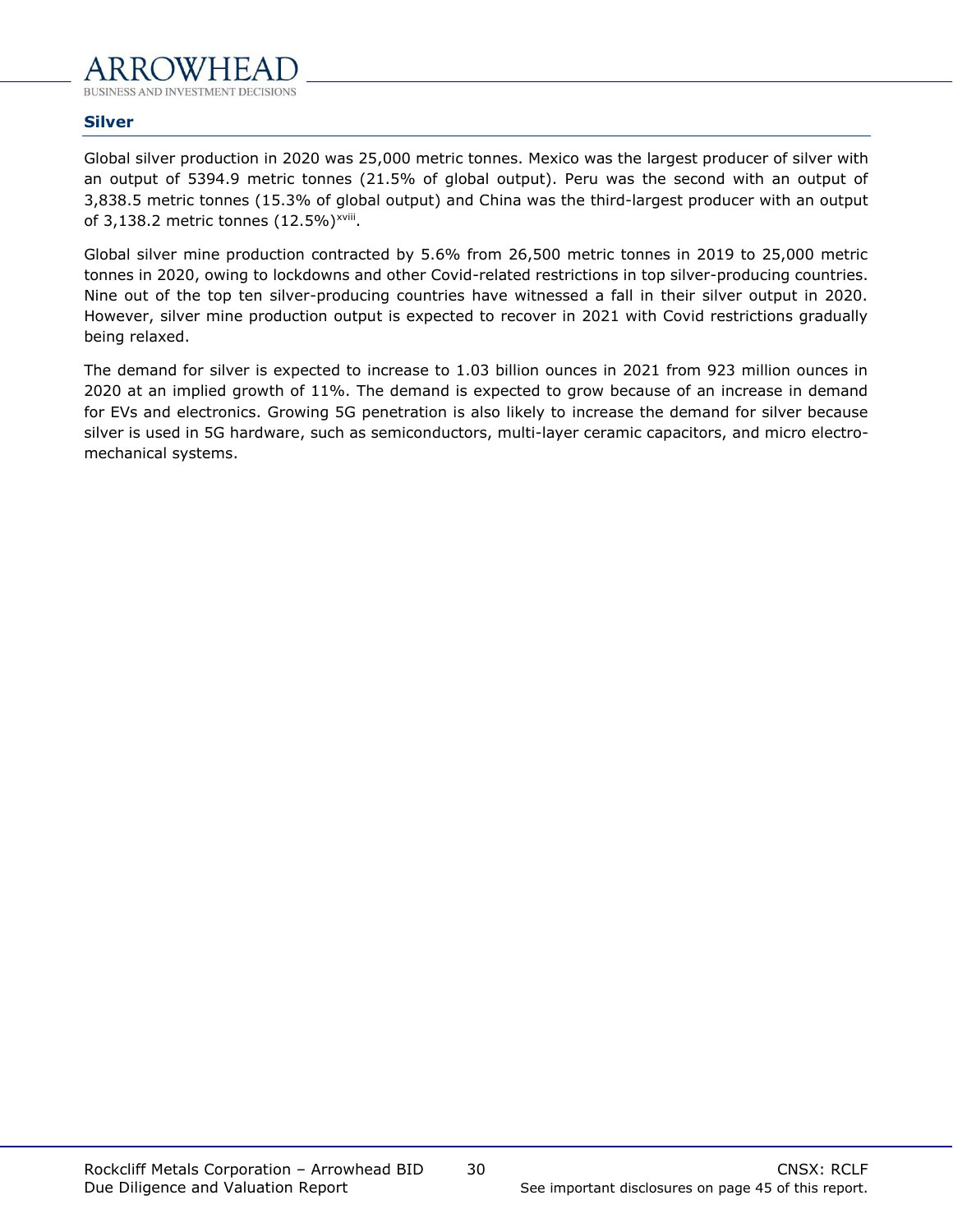## Silver

Global silver production in 2020 was 25,000 metric tonnes. Mexico was the largest producer of silver with an output of 5394.9 metric tonnes (21.5% of global output). Peru was the second with an output of 3,838.5 metric tonnes (15.3% of global output) and China was the third-largest producer with an output of 3,138.2 metric tonnes (12.5%)[xviii].

Global silver mine production contracted by 5.6% from 26,500 metric tonnes in 2019 to 25,000 metric tonnes in 2020, owing to lockdowns and other Covid-related restrictions in top silver-producing countries. Nine out of the top ten silver-producing countries have witnessed a fall in their silver output in 2020. However, silver mine production output is expected to recover in 2021 with Covid restrictions gradually being relaxed.

The demand for silver is expected to increase to 1.03 billion ounces in 2021 from 923 million ounces in 2020 at an implied growth of 11%. The demand is expected to grow because of an increase in demand for EVs and electronics. Growing 5G penetration is also likely to increase the demand for silver because silver is used in 5G hardware, such as semiconductors, multi-layer ceramic capacitors, and micro electro-mechanical systems.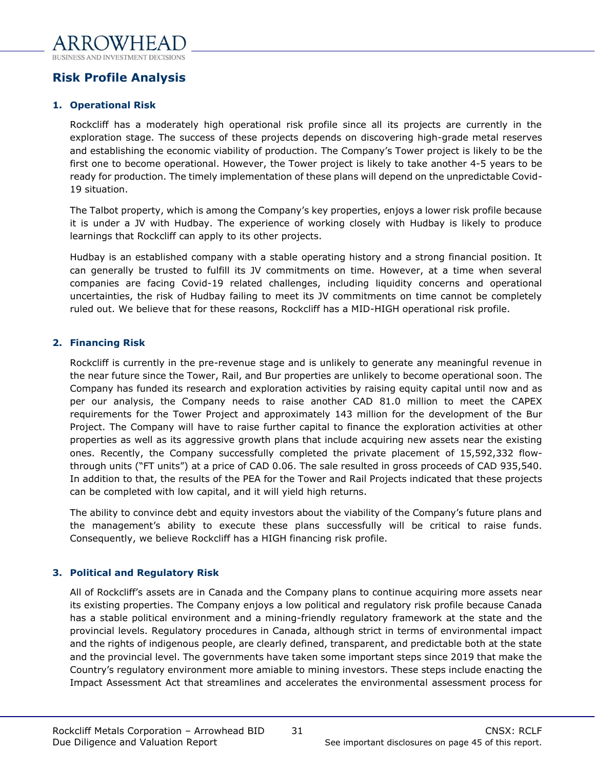## Risk Profile Analysis

### 1. Operational Risk

Rockcliff has a moderately high operational risk profile since all its projects are currently in the exploration stage. The success of these projects depends on discovering high-grade metal reserves and establishing the economic viability of production. The Company's Tower project is likely to be the first one to become operational. However, the Tower project is likely to take another 4-5 years to be ready for production. The timely implementation of these plans will depend on the unpredictable Covid-19 situation.

The Talbot property, which is among the Company's key properties, enjoys a lower risk profile because it is under a JV with Hudbay. The experience of working closely with Hudbay is likely to produce learnings that Rockcliff can apply to its other projects.

Hudbay is an established company with a stable operating history and a strong financial position. It can generally be trusted to fulfill its JV commitments on time. However, at a time when several companies are facing Covid-19 related challenges, including liquidity concerns and operational uncertainties, the risk of Hudbay failing to meet its JV commitments on time cannot be completely ruled out. We believe that for these reasons, Rockcliff has a MID-HIGH operational risk profile.

### 2. Financing Risk

Rockcliff is currently in the pre-revenue stage and is unlikely to generate any meaningful revenue in the near future since the Tower, Rail, and Bur properties are unlikely to become operational soon. The Company has funded its research and exploration activities by raising equity capital until now and as per our analysis, the Company needs to raise another CAD 81.0 million to meet the CAPEX requirements for the Tower Project and approximately 143 million for the development of the Bur Project. The Company will have to raise further capital to finance the exploration activities at other properties as well as its aggressive growth plans that include acquiring new assets near the existing ones. Recently, the Company successfully completed the private placement of 15,592,332 flow-through units ("FT units") at a price of CAD 0.06. The sale resulted in gross proceeds of CAD 935,540. In addition to that, the results of the PEA for the Tower and Rail Projects indicated that these projects can be completed with low capital, and it will yield high returns.

The ability to convince debt and equity investors about the viability of the Company's future plans and the management's ability to execute these plans successfully will be critical to raise funds. Consequently, we believe Rockcliff has a HIGH financing risk profile.

### 3. Political and Regulatory Risk

All of Rockcliff's assets are in Canada and the Company plans to continue acquiring more assets near its existing properties. The Company enjoys a low political and regulatory risk profile because Canada has a stable political environment and a mining-friendly regulatory framework at the state and the provincial levels. Regulatory procedures in Canada, although strict in terms of environmental impact and the rights of indigenous people, are clearly defined, transparent, and predictable both at the state and the provincial level. The governments have taken some important steps since 2019 that make the Country's regulatory environment more amiable to mining investors. These steps include enacting the Impact Assessment Act that streamlines and accelerates the environmental assessment process for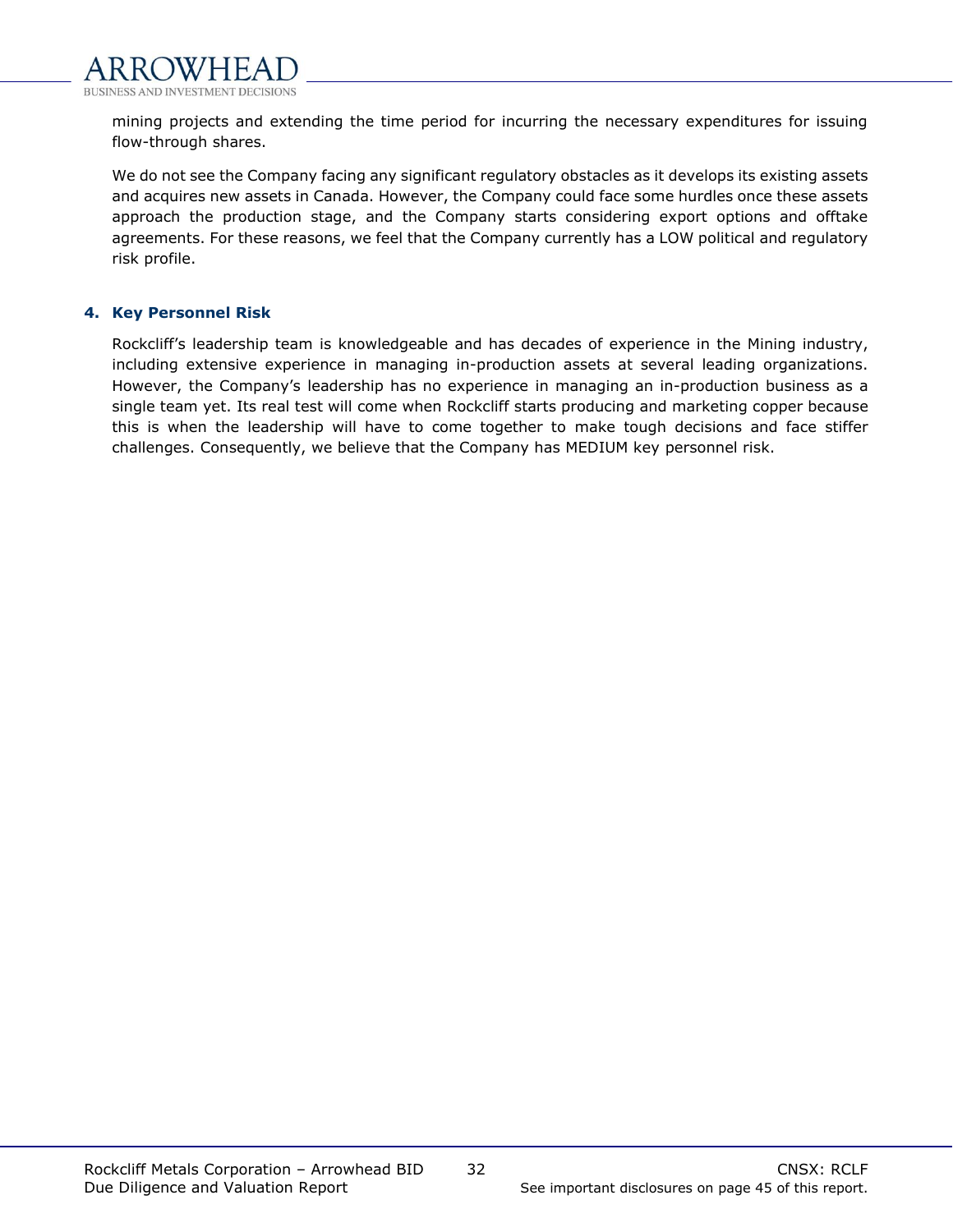mining projects and extending the time period for incurring the necessary expenditures for issuing flow-through shares.

We do not see the Company facing any significant regulatory obstacles as it develops its existing assets and acquires new assets in Canada. However, the Company could face some hurdles once these assets approach the production stage, and the Company starts considering export options and offtake agreements. For these reasons, we feel that the Company currently has a LOW political and regulatory risk profile.

### 4. Key Personnel Risk

Rockcliff's leadership team is knowledgeable and has decades of experience in the Mining industry, including extensive experience in managing in-production assets at several leading organizations. However, the Company's leadership has no experience in managing an in-production business as a single team yet. Its real test will come when Rockcliff starts producing and marketing copper because this is when the leadership will have to come together to make tough decisions and face stiffer challenges. Consequently, we believe that the Company has MEDIUM key personnel risk.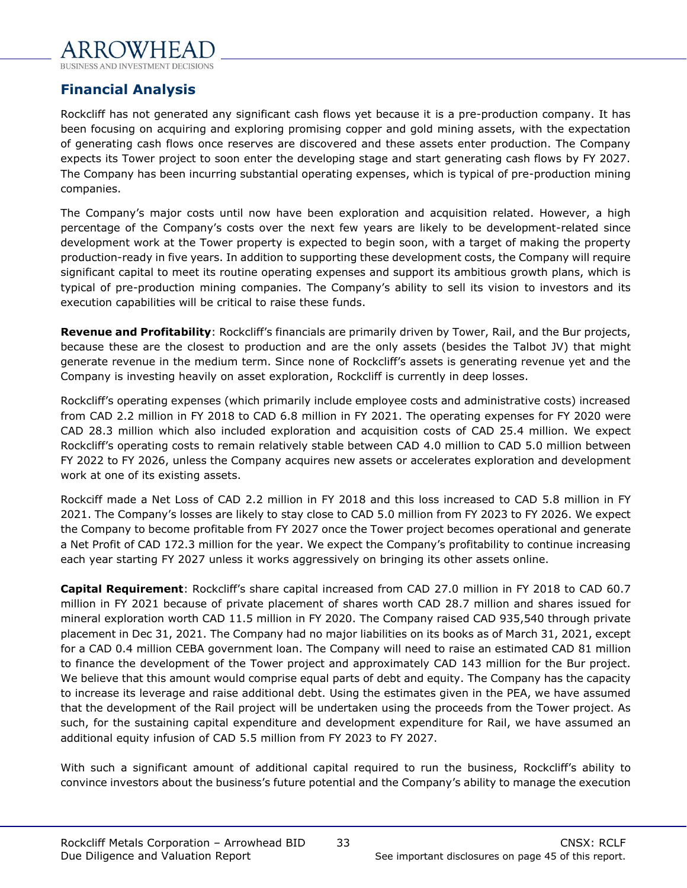## Financial Analysis

Rockcliff has not generated any significant cash flows yet because it is a pre-production company. It has been focusing on acquiring and exploring promising copper and gold mining assets, with the expectation of generating cash flows once reserves are discovered and these assets enter production. The Company expects its Tower project to soon enter the developing stage and start generating cash flows by FY 2027. The Company has been incurring substantial operating expenses, which is typical of pre-production mining companies.

The Company's major costs until now have been exploration and acquisition related. However, a high percentage of the Company's costs over the next few years are likely to be development-related since development work at the Tower property is expected to begin soon, with a target of making the property production-ready in five years. In addition to supporting these development costs, the Company will require significant capital to meet its routine operating expenses and support its ambitious growth plans, which is typical of pre-production mining companies. The Company's ability to sell its vision to investors and its execution capabilities will be critical to raise these funds.

**Revenue and Profitability**: Rockcliff's financials are primarily driven by Tower, Rail, and the Bur projects, because these are the closest to production and are the only assets (besides the Talbot JV) that might generate revenue in the medium term. Since none of Rockcliff's assets is generating revenue yet and the Company is investing heavily on asset exploration, Rockcliff is currently in deep losses.

Rockcliff's operating expenses (which primarily include employee costs and administrative costs) increased from CAD 2.2 million in FY 2018 to CAD 6.8 million in FY 2021. The operating expenses for FY 2020 were CAD 28.3 million which also included exploration and acquisition costs of CAD 25.4 million. We expect Rockcliff's operating costs to remain relatively stable between CAD 4.0 million to CAD 5.0 million between FY 2022 to FY 2026, unless the Company acquires new assets or accelerates exploration and development work at one of its existing assets.

Rockciff made a Net Loss of CAD 2.2 million in FY 2018 and this loss increased to CAD 5.8 million in FY 2021. The Company's losses are likely to stay close to CAD 5.0 million from FY 2023 to FY 2026. We expect the Company to become profitable from FY 2027 once the Tower project becomes operational and generate a Net Profit of CAD 172.3 million for the year. We expect the Company's profitability to continue increasing each year starting FY 2027 unless it works aggressively on bringing its other assets online.

**Capital Requirement**: Rockcliff's share capital increased from CAD 27.0 million in FY 2018 to CAD 60.7 million in FY 2021 because of private placement of shares worth CAD 28.7 million and shares issued for mineral exploration worth CAD 11.5 million in FY 2020. The Company raised CAD 935,540 through private placement in Dec 31, 2021. The Company had no major liabilities on its books as of March 31, 2021, except for a CAD 0.4 million CEBA government loan. The Company will need to raise an estimated CAD 81 million to finance the development of the Tower project and approximately CAD 143 million for the Bur project. We believe that this amount would comprise equal parts of debt and equity. The Company has the capacity to increase its leverage and raise additional debt. Using the estimates given in the PEA, we have assumed that the development of the Rail project will be undertaken using the proceeds from the Tower project. As such, for the sustaining capital expenditure and development expenditure for Rail, we have assumed an additional equity infusion of CAD 5.5 million from FY 2023 to FY 2027.

With such a significant amount of additional capital required to run the business, Rockcliff's ability to convince investors about the business's future potential and the Company's ability to manage the execution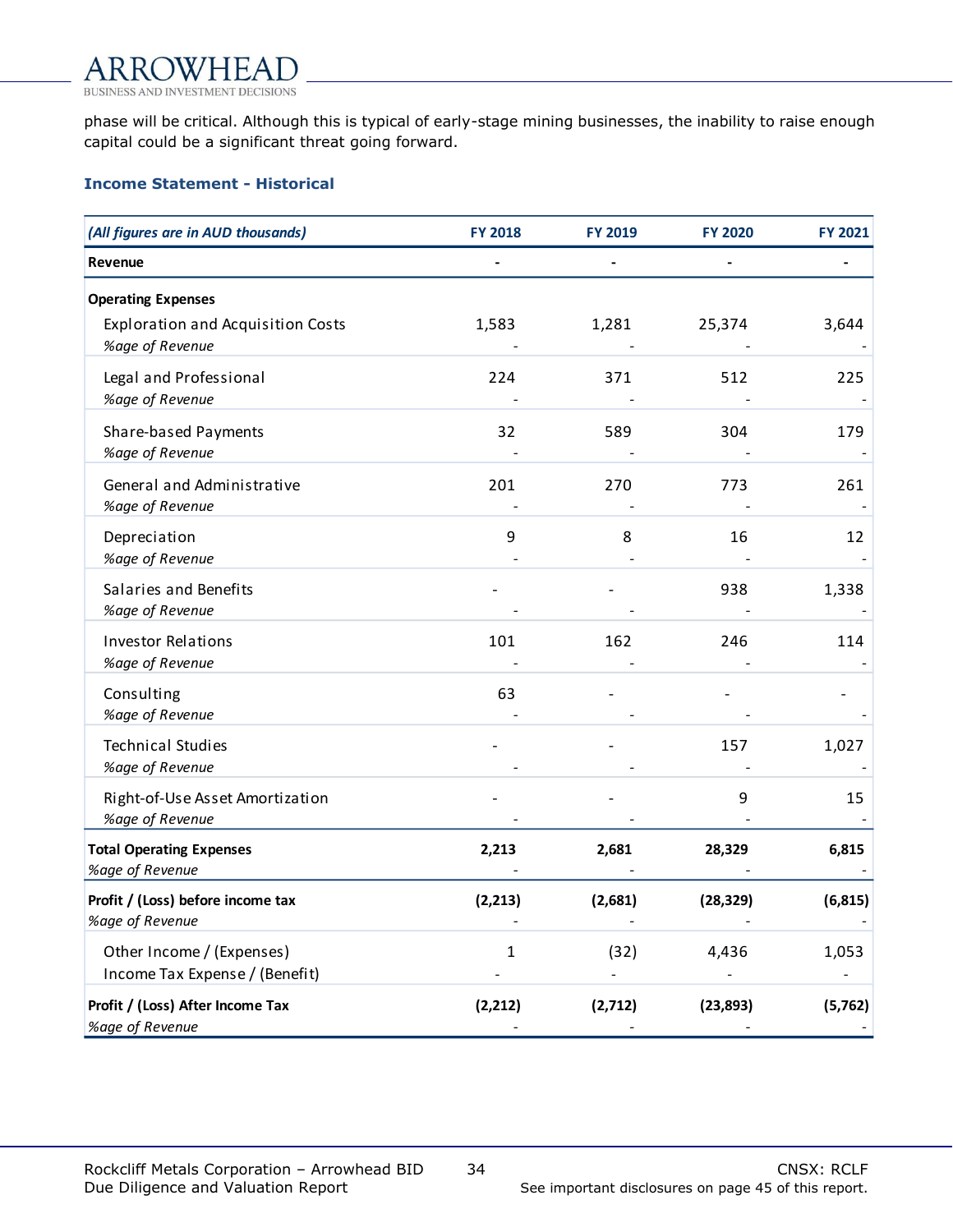phase will be critical. Although this is typical of early-stage mining businesses, the inability to raise enough capital could be a significant threat going forward.

### Income Statement - Historical

| *(All figures are in AUD thousands)* | FY 2018 | FY 2019 | FY 2020 | FY 2021 |
|---|---|---|---|---|
| **Revenue** | - | - | - | - |
| **Operating Expenses** | | | | |
| Exploration and Acquisition Costs | 1,583 | 1,281 | 25,374 | 3,644 |
| *%age of Revenue* | - | - | - | - |
| Legal and Professional | 224 | 371 | 512 | 225 |
| *%age of Revenue* | - | - | - | - |
| Share-based Payments | 32 | 589 | 304 | 179 |
| *%age of Revenue* | - | - | - | - |
| General and Administrative | 201 | 270 | 773 | 261 |
| *%age of Revenue* | - | - | - | - |
| Depreciation | 9 | 8 | 16 | 12 |
| *%age of Revenue* | - | - | - | - |
| Salaries and Benefits | - | - | 938 | 1,338 |
| *%age of Revenue* | - | - | - | - |
| Investor Relations | 101 | 162 | 246 | 114 |
| *%age of Revenue* | - | - | - | - |
| Consulting | 63 | - | - | - |
| *%age of Revenue* | - | - | - | - |
| Technical Studies | - | - | 157 | 1,027 |
| *%age of Revenue* | - | - | - | - |
| Right-of-Use Asset Amortization | - | - | 9 | 15 |
| *%age of Revenue* | - | - | - | - |
| **Total Operating Expenses** | **2,213** | **2,681** | **28,329** | **6,815** |
| *%age of Revenue* | - | - | - | - |
| **Profit / (Loss) before income tax** | **(2,213)** | **(2,681)** | **(28,329)** | **(6,815)** |
| *%age of Revenue* | - | - | - | - |
| Other Income / (Expenses) | 1 | (32) | 4,436 | 1,053 |
| Income Tax Expense / (Benefit) | - | - | - | - |
| **Profit / (Loss) After Income Tax** | **(2,212)** | **(2,712)** | **(23,893)** | **(5,762)** |
| *%age of Revenue* | - | - | - | - |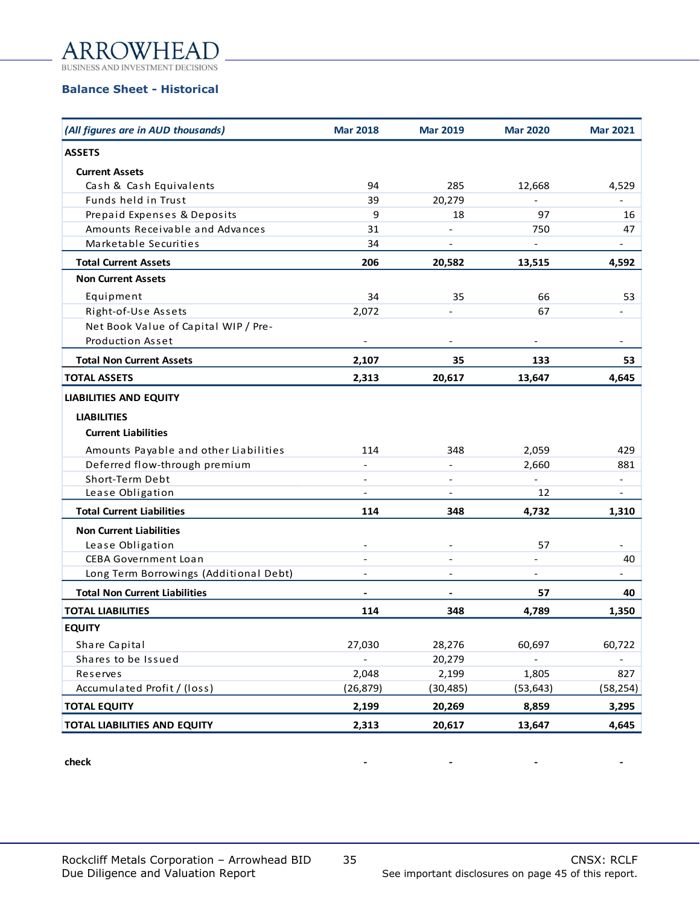## Balance Sheet - Historical

| *(All figures are in AUD thousands)* | Mar 2018 | Mar 2019 | Mar 2020 | Mar 2021 |
|---|---|---|---|---|
| **ASSETS** | | | | |
| **Current Assets** | | | | |
| Cash & Cash Equivalents | 94 | 285 | 12,668 | 4,529 |
| Funds held in Trust | 39 | 20,279 | - | - |
| Prepaid Expenses & Deposits | 9 | 18 | 97 | 16 |
| Amounts Receivable and Advances | 31 | - | 750 | 47 |
| Marketable Securities | 34 | - | - | - |
| **Total Current Assets** | **206** | **20,582** | **13,515** | **4,592** |
| **Non Current Assets** | | | | |
| Equipment | 34 | 35 | 66 | 53 |
| Right-of-Use Assets | 2,072 | - | 67 | - |
| Net Book Value of Capital WIP / Pre-Production Asset | - | - | - | - |
| **Total Non Current Assets** | **2,107** | **35** | **133** | **53** |
| **TOTAL ASSETS** | **2,313** | **20,617** | **13,647** | **4,645** |
| **LIABILITIES AND EQUITY** | | | | |
| **LIABILITIES** | | | | |
| **Current Liabilities** | | | | |
| Amounts Payable and other Liabilities | 114 | 348 | 2,059 | 429 |
| Deferred flow-through premium | - | - | 2,660 | 881 |
| Short-Term Debt | - | - | - | - |
| Lease Obligation | - | - | 12 | - |
| **Total Current Liabilities** | **114** | **348** | **4,732** | **1,310** |
| **Non Current Liabilities** | | | | |
| Lease Obligation | - | - | 57 | - |
| CEBA Government Loan | - | - | - | 40 |
| Long Term Borrowings (Additional Debt) | - | - | - | - |
| **Total Non Current Liabilities** | **-** | **-** | **57** | **40** |
| **TOTAL LIABILITIES** | **114** | **348** | **4,789** | **1,350** |
| **EQUITY** | | | | |
| Share Capital | 27,030 | 28,276 | 60,697 | 60,722 |
| Shares to be Issued | - | 20,279 | - | - |
| Reserves | 2,048 | 2,199 | 1,805 | 827 |
| Accumulated Profit / (loss) | (26,879) | (30,485) | (53,643) | (58,254) |
| **TOTAL EQUITY** | **2,199** | **20,269** | **8,859** | **3,295** |
| **TOTAL LIABILITIES AND EQUITY** | **2,313** | **20,617** | **13,647** | **4,645** |
| | | | | |
| **check** | - | - | - | - |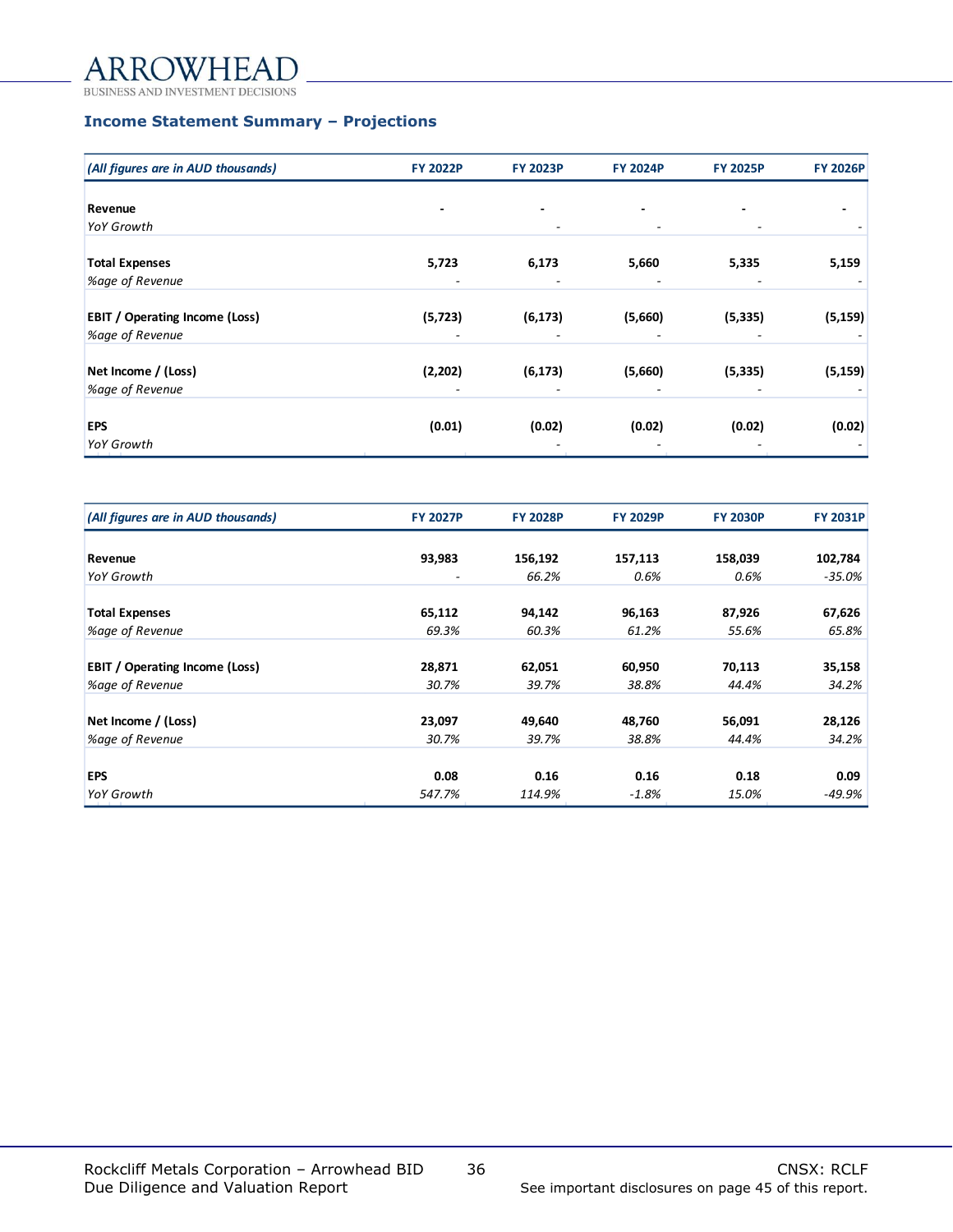## Income Statement Summary – Projections

| *(All figures are in AUD thousands)* | FY 2022P | FY 2023P | FY 2024P | FY 2025P | FY 2026P |
|---|---|---|---|---|---|
| **Revenue** | **-** | **-** | **-** | **-** | **-** |
| *YoY Growth* | | - | - | - | - |
| **Total Expenses** | **5,723** | **6,173** | **5,660** | **5,335** | **5,159** |
| *%age of Revenue* | - | - | - | - | - |
| **EBIT / Operating Income (Loss)** | **(5,723)** | **(6,173)** | **(5,660)** | **(5,335)** | **(5,159)** |
| *%age of Revenue* | - | - | - | - | - |
| **Net Income / (Loss)** | **(2,202)** | **(6,173)** | **(5,660)** | **(5,335)** | **(5,159)** |
| *%age of Revenue* | - | - | - | - | - |
| **EPS** | **(0.01)** | **(0.02)** | **(0.02)** | **(0.02)** | **(0.02)** |
| *YoY Growth* | | - | - | - | - |

| *(All figures are in AUD thousands)* | FY 2027P | FY 2028P | FY 2029P | FY 2030P | FY 2031P |
|---|---|---|---|---|---|
| **Revenue** | **93,983** | **156,192** | **157,113** | **158,039** | **102,784** |
| *YoY Growth* | - | *66.2%* | *0.6%* | *0.6%* | *-35.0%* |
| **Total Expenses** | **65,112** | **94,142** | **96,163** | **87,926** | **67,626** |
| *%age of Revenue* | *69.3%* | *60.3%* | *61.2%* | *55.6%* | *65.8%* |
| **EBIT / Operating Income (Loss)** | **28,871** | **62,051** | **60,950** | **70,113** | **35,158** |
| *%age of Revenue* | *30.7%* | *39.7%* | *38.8%* | *44.4%* | *34.2%* |
| **Net Income / (Loss)** | **23,097** | **49,640** | **48,760** | **56,091** | **28,126** |
| *%age of Revenue* | *30.7%* | *39.7%* | *38.8%* | *44.4%* | *34.2%* |
| **EPS** | **0.08** | **0.16** | **0.16** | **0.18** | **0.09** |
| *YoY Growth* | *547.7%* | *114.9%* | *-1.8%* | *15.0%* | *-49.9%* |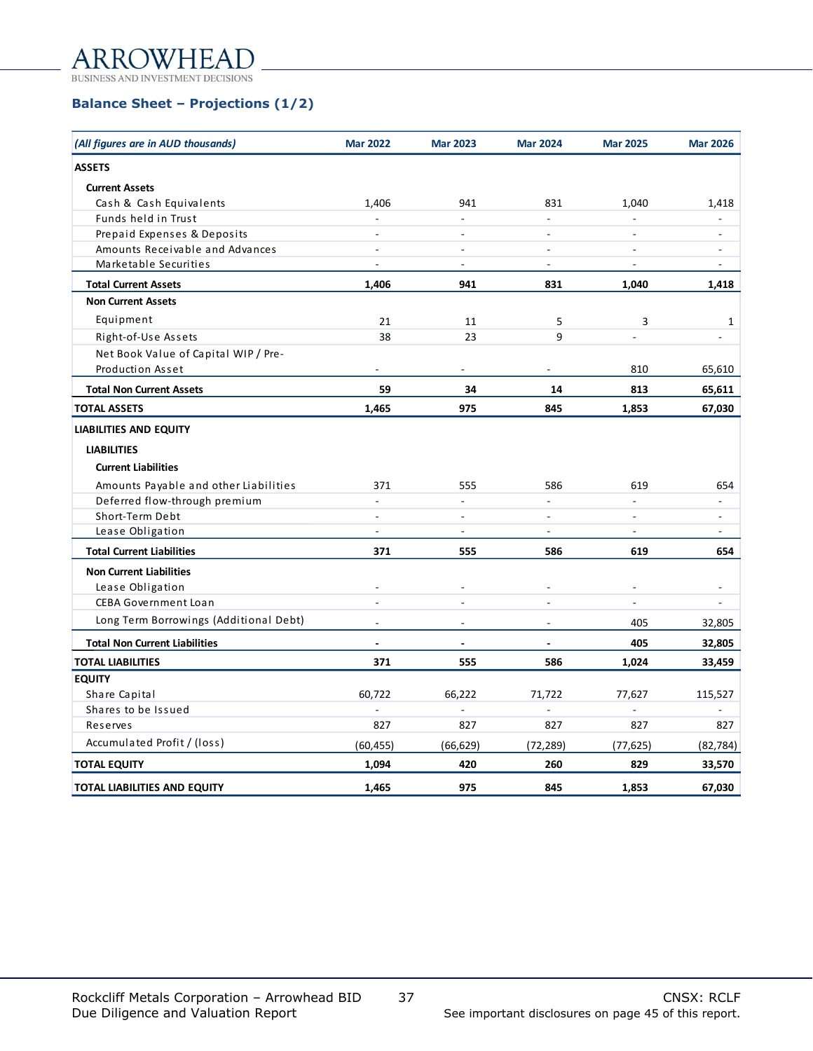## Balance Sheet – Projections (1/2)

| *(All figures are in AUD thousands)* | Mar 2022 | Mar 2023 | Mar 2024 | Mar 2025 | Mar 2026 |
|---|---|---|---|---|---|
| **ASSETS** | | | | | |
| **Current Assets** | | | | | |
| Cash & Cash Equivalents | 1,406 | 941 | 831 | 1,040 | 1,418 |
| Funds held in Trust | - | - | - | - | - |
| Prepaid Expenses & Deposits | - | - | - | - | - |
| Amounts Receivable and Advances | - | - | - | - | - |
| Marketable Securities | - | - | - | - | - |
| **Total Current Assets** | **1,406** | **941** | **831** | **1,040** | **1,418** |
| **Non Current Assets** | | | | | |
| Equipment | 21 | 11 | 5 | 3 | 1 |
| Right-of-Use Assets | 38 | 23 | 9 | - | - |
| Net Book Value of Capital WIP / Pre-Production Asset | - | - | - | 810 | 65,610 |
| **Total Non Current Assets** | **59** | **34** | **14** | **813** | **65,611** |
| **TOTAL ASSETS** | **1,465** | **975** | **845** | **1,853** | **67,030** |
| **LIABILITIES AND EQUITY** | | | | | |
| **LIABILITIES** | | | | | |
| **Current Liabilities** | | | | | |
| Amounts Payable and other Liabilities | 371 | 555 | 586 | 619 | 654 |
| Deferred flow-through premium | - | - | - | - | - |
| Short-Term Debt | - | - | - | - | - |
| Lease Obligation | - | - | - | - | - |
| **Total Current Liabilities** | **371** | **555** | **586** | **619** | **654** |
| **Non Current Liabilities** | | | | | |
| Lease Obligation | - | - | - | - | - |
| CEBA Government Loan | - | - | - | - | - |
| Long Term Borrowings (Additional Debt) | - | - | - | 405 | 32,805 |
| **Total Non Current Liabilities** | **-** | **-** | **-** | **405** | **32,805** |
| **TOTAL LIABILITIES** | **371** | **555** | **586** | **1,024** | **33,459** |
| **EQUITY** | | | | | |
| Share Capital | 60,722 | 66,222 | 71,722 | 77,627 | 115,527 |
| Shares to be Issued | - | - | - | - | - |
| Reserves | 827 | 827 | 827 | 827 | 827 |
| Accumulated Profit / (loss) | (60,455) | (66,629) | (72,289) | (77,625) | (82,784) |
| **TOTAL EQUITY** | **1,094** | **420** | **260** | **829** | **33,570** |
| **TOTAL LIABILITIES AND EQUITY** | **1,465** | **975** | **845** | **1,853** | **67,030** |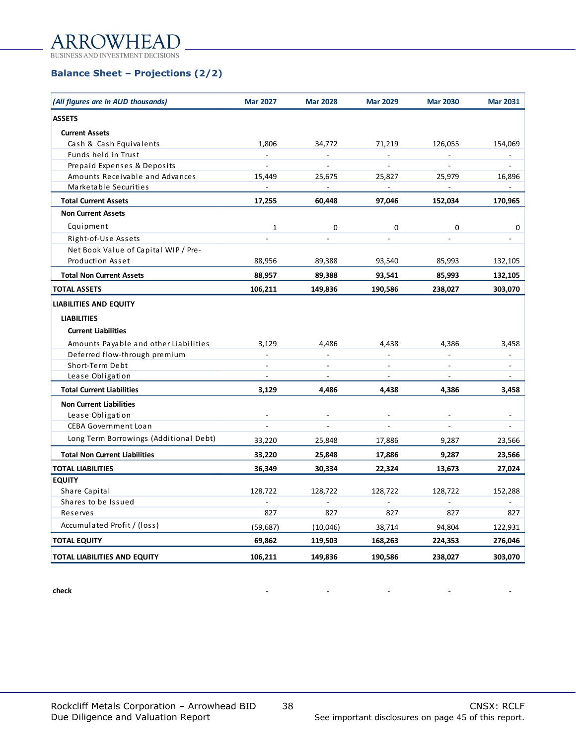## Balance Sheet – Projections (2/2)

| *(All figures are in AUD thousands)* | Mar 2027 | Mar 2028 | Mar 2029 | Mar 2030 | Mar 2031 |
|---|---|---|---|---|---|
| **ASSETS** | | | | | |
| **Current Assets** | | | | | |
| Cash & Cash Equivalents | 1,806 | 34,772 | 71,219 | 126,055 | 154,069 |
| Funds held in Trust | - | - | - | - | - |
| Prepaid Expenses & Deposits | - | - | - | - | - |
| Amounts Receivable and Advances | 15,449 | 25,675 | 25,827 | 25,979 | 16,896 |
| Marketable Securities | - | - | - | - | - |
| **Total Current Assets** | **17,255** | **60,448** | **97,046** | **152,034** | **170,965** |
| **Non Current Assets** | | | | | |
| Equipment | 1 | 0 | 0 | 0 | 0 |
| Right-of-Use Assets | - | - | - | - | - |
| Net Book Value of Capital WIP / Pre-Production Asset | 88,956 | 89,388 | 93,540 | 85,993 | 132,105 |
| **Total Non Current Assets** | **88,957** | **89,388** | **93,541** | **85,993** | **132,105** |
| **TOTAL ASSETS** | **106,211** | **149,836** | **190,586** | **238,027** | **303,070** |
| **LIABILITIES AND EQUITY** | | | | | |
| **LIABILITIES** | | | | | |
| **Current Liabilities** | | | | | |
| Amounts Payable and other Liabilities | 3,129 | 4,486 | 4,438 | 4,386 | 3,458 |
| Deferred flow-through premium | - | - | - | - | - |
| Short-Term Debt | - | - | - | - | - |
| Lease Obligation | - | - | - | - | - |
| **Total Current Liabilities** | **3,129** | **4,486** | **4,438** | **4,386** | **3,458** |
| **Non Current Liabilities** | | | | | |
| Lease Obligation | - | - | - | - | - |
| CEBA Government Loan | - | - | - | - | - |
| Long Term Borrowings (Additional Debt) | 33,220 | 25,848 | 17,886 | 9,287 | 23,566 |
| **Total Non Current Liabilities** | **33,220** | **25,848** | **17,886** | **9,287** | **23,566** |
| **TOTAL LIABILITIES** | **36,349** | **30,334** | **22,324** | **13,673** | **27,024** |
| **EQUITY** | | | | | |
| Share Capital | 128,722 | 128,722 | 128,722 | 128,722 | 152,288 |
| Shares to be Issued | - | - | - | - | - |
| Reserves | 827 | 827 | 827 | 827 | 827 |
| Accumulated Profit / (loss) | (59,687) | (10,046) | 38,714 | 94,804 | 122,931 |
| **TOTAL EQUITY** | **69,862** | **119,503** | **168,263** | **224,353** | **276,046** |
| **TOTAL LIABILITIES AND EQUITY** | **106,211** | **149,836** | **190,586** | **238,027** | **303,070** |
| | | | | | |
| **check** | **-** | **-** | **-** | **-** | **-** |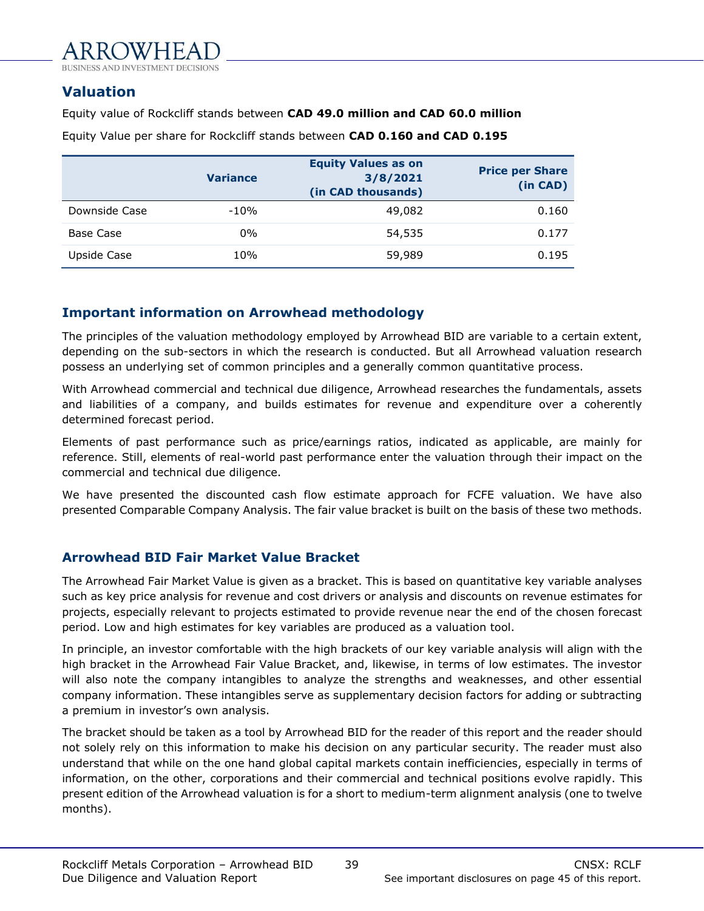## Valuation

Equity value of Rockcliff stands between **CAD 49.0 million and CAD 60.0 million**

Equity Value per share for Rockcliff stands between **CAD 0.160 and CAD 0.195**

| | Variance | Equity Values as on 3/8/2021 (in CAD thousands) | Price per Share (in CAD) |
|---|---|---|---|
| Downside Case | -10% | 49,082 | 0.160 |
| Base Case | 0% | 54,535 | 0.177 |
| Upside Case | 10% | 59,989 | 0.195 |

### Important information on Arrowhead methodology

The principles of the valuation methodology employed by Arrowhead BID are variable to a certain extent, depending on the sub-sectors in which the research is conducted. But all Arrowhead valuation research possess an underlying set of common principles and a generally common quantitative process.

With Arrowhead commercial and technical due diligence, Arrowhead researches the fundamentals, assets and liabilities of a company, and builds estimates for revenue and expenditure over a coherently determined forecast period.

Elements of past performance such as price/earnings ratios, indicated as applicable, are mainly for reference. Still, elements of real-world past performance enter the valuation through their impact on the commercial and technical due diligence.

We have presented the discounted cash flow estimate approach for FCFE valuation. We have also presented Comparable Company Analysis. The fair value bracket is built on the basis of these two methods.

### Arrowhead BID Fair Market Value Bracket

The Arrowhead Fair Market Value is given as a bracket. This is based on quantitative key variable analyses such as key price analysis for revenue and cost drivers or analysis and discounts on revenue estimates for projects, especially relevant to projects estimated to provide revenue near the end of the chosen forecast period. Low and high estimates for key variables are produced as a valuation tool.

In principle, an investor comfortable with the high brackets of our key variable analysis will align with the high bracket in the Arrowhead Fair Value Bracket, and, likewise, in terms of low estimates. The investor will also note the company intangibles to analyze the strengths and weaknesses, and other essential company information. These intangibles serve as supplementary decision factors for adding or subtracting a premium in investor's own analysis.

The bracket should be taken as a tool by Arrowhead BID for the reader of this report and the reader should not solely rely on this information to make his decision on any particular security. The reader must also understand that while on the one hand global capital markets contain inefficiencies, especially in terms of information, on the other, corporations and their commercial and technical positions evolve rapidly. This present edition of the Arrowhead valuation is for a short to medium-term alignment analysis (one to twelve months).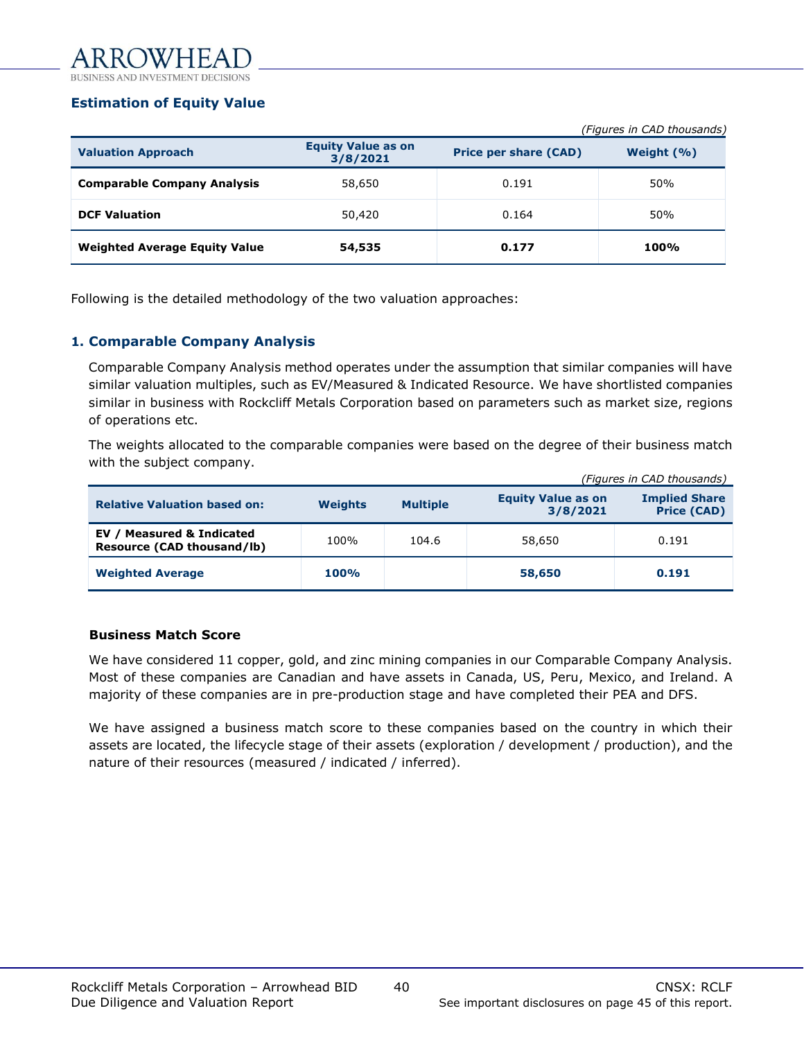## Estimation of Equity Value

*(Figures in CAD thousands)*

| Valuation Approach | Equity Value as on 3/8/2021 | Price per share (CAD) | Weight (%) |
|---|---|---|---|
| **Comparable Company Analysis** | 58,650 | 0.191 | 50% |
| **DCF Valuation** | 50,420 | 0.164 | 50% |
| **Weighted Average Equity Value** | **54,535** | **0.177** | **100%** |

Following is the detailed methodology of the two valuation approaches:

### 1. Comparable Company Analysis

Comparable Company Analysis method operates under the assumption that similar companies will have similar valuation multiples, such as EV/Measured & Indicated Resource. We have shortlisted companies similar in business with Rockcliff Metals Corporation based on parameters such as market size, regions of operations etc.

The weights allocated to the comparable companies were based on the degree of their business match with the subject company.

*(Figures in CAD thousands)*

| Relative Valuation based on: | Weights | Multiple | Equity Value as on 3/8/2021 | Implied Share Price (CAD) |
|---|---|---|---|---|
| **EV / Measured & Indicated Resource (CAD thousand/lb)** | 100% | 104.6 | 58,650 | 0.191 |
| **Weighted Average** | **100%** | | **58,650** | **0.191** |

#### Business Match Score

We have considered 11 copper, gold, and zinc mining companies in our Comparable Company Analysis. Most of these companies are Canadian and have assets in Canada, US, Peru, Mexico, and Ireland. A majority of these companies are in pre-production stage and have completed their PEA and DFS.

We have assigned a business match score to these companies based on the country in which their assets are located, the lifecycle stage of their assets (exploration / development / production), and the nature of their resources (measured / indicated / inferred).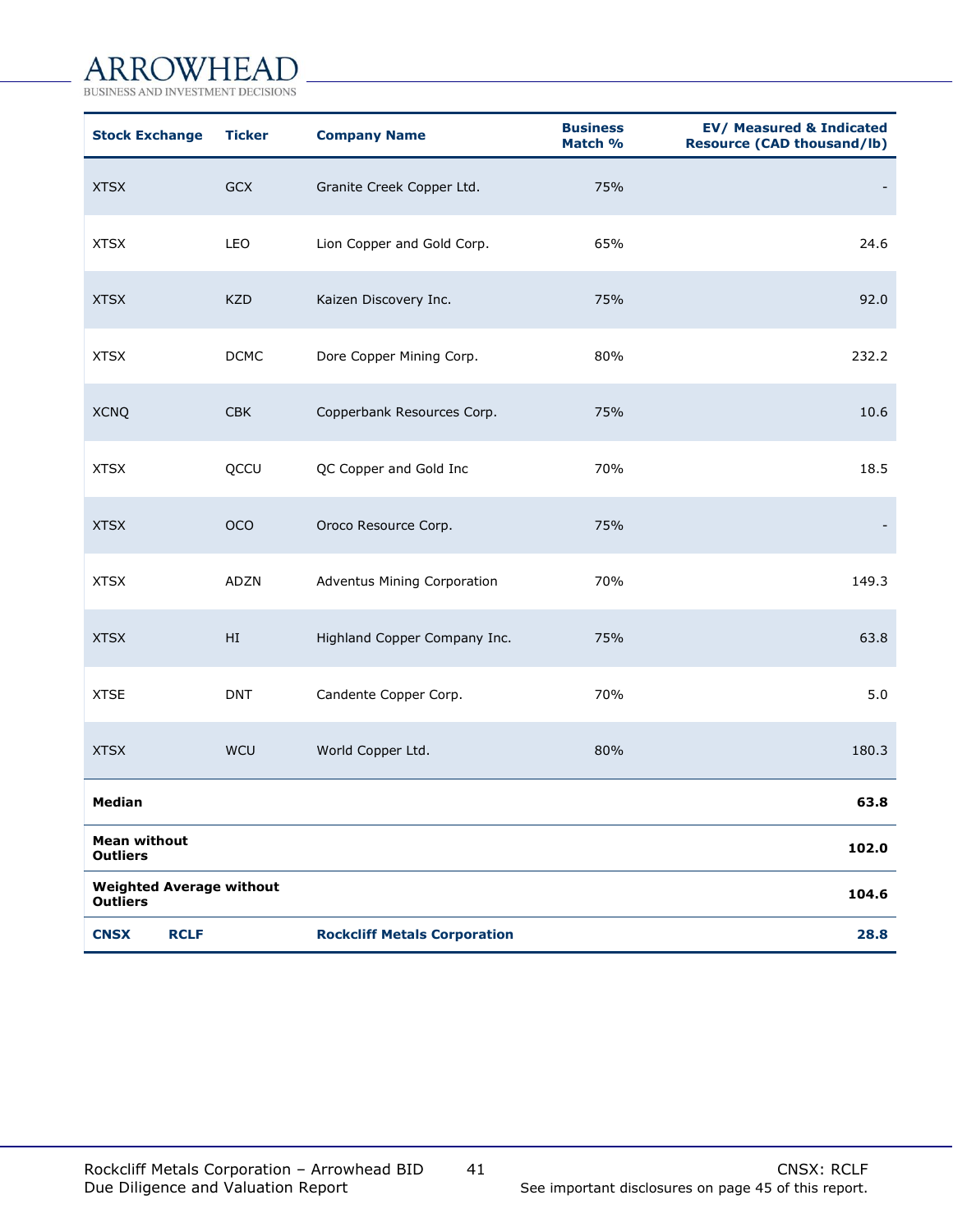| Stock Exchange | Ticker | Company Name | Business Match % | EV/ Measured & Indicated Resource (CAD thousand/lb) |
|---|---|---|---|---|
| XTSX | GCX | Granite Creek Copper Ltd. | 75% | - |
| XTSX | LEO | Lion Copper and Gold Corp. | 65% | 24.6 |
| XTSX | KZD | Kaizen Discovery Inc. | 75% | 92.0 |
| XTSX | DCMC | Dore Copper Mining Corp. | 80% | 232.2 |
| XCNQ | CBK | Copperbank Resources Corp. | 75% | 10.6 |
| XTSX | QCCU | QC Copper and Gold Inc | 70% | 18.5 |
| XTSX | OCO | Oroco Resource Corp. | 75% | - |
| XTSX | ADZN | Adventus Mining Corporation | 70% | 149.3 |
| XTSX | HI | Highland Copper Company Inc. | 75% | 63.8 |
| XTSE | DNT | Candente Copper Corp. | 70% | 5.0 |
| XTSX | WCU | World Copper Ltd. | 80% | 180.3 |
| **Median** | | | | **63.8** |
| **Mean without Outliers** | | | | **102.0** |
| **Weighted Average without Outliers** | | | | **104.6** |
| **CNSX** | **RCLF** | **Rockcliff Metals Corporation** | | **28.8** |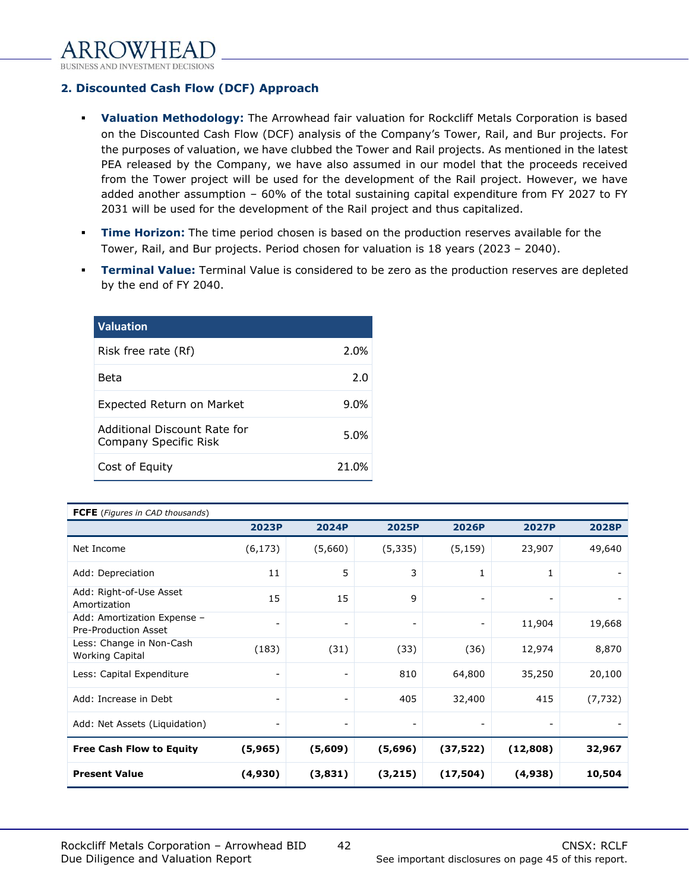## 2. Discounted Cash Flow (DCF) Approach

- **Valuation Methodology:** The Arrowhead fair valuation for Rockcliff Metals Corporation is based on the Discounted Cash Flow (DCF) analysis of the Company's Tower, Rail, and Bur projects. For the purposes of valuation, we have clubbed the Tower and Rail projects. As mentioned in the latest PEA released by the Company, we have also assumed in our model that the proceeds received from the Tower project will be used for the development of the Rail project. However, we have added another assumption – 60% of the total sustaining capital expenditure from FY 2027 to FY 2031 will be used for the development of the Rail project and thus capitalized.
- **Time Horizon:** The time period chosen is based on the production reserves available for the Tower, Rail, and Bur projects. Period chosen for valuation is 18 years (2023 – 2040).
- **Terminal Value:** Terminal Value is considered to be zero as the production reserves are depleted by the end of FY 2040.

| Valuation | |
|---|---|
| Risk free rate (Rf) | 2.0% |
| Beta | 2.0 |
| Expected Return on Market | 9.0% |
| Additional Discount Rate for Company Specific Risk | 5.0% |
| Cost of Equity | 21.0% |

**FCFE** *(Figures in CAD thousands)*

| | 2023P | 2024P | 2025P | 2026P | 2027P | 2028P |
|---|---|---|---|---|---|---|
| Net Income | (6,173) | (5,660) | (5,335) | (5,159) | 23,907 | 49,640 |
| Add: Depreciation | 11 | 5 | 3 | 1 | 1 | - |
| Add: Right-of-Use Asset Amortization | 15 | 15 | 9 | - | - | - |
| Add: Amortization Expense – Pre-Production Asset | - | - | - | - | 11,904 | 19,668 |
| Less: Change in Non-Cash Working Capital | (183) | (31) | (33) | (36) | 12,974 | 8,870 |
| Less: Capital Expenditure | - | - | 810 | 64,800 | 35,250 | 20,100 |
| Add: Increase in Debt | - | - | 405 | 32,400 | 415 | (7,732) |
| Add: Net Assets (Liquidation) | - | - | - | - | - | - |
| **Free Cash Flow to Equity** | **(5,965)** | **(5,609)** | **(5,696)** | **(37,522)** | **(12,808)** | **32,967** |
| **Present Value** | **(4,930)** | **(3,831)** | **(3,215)** | **(17,504)** | **(4,938)** | **10,504** |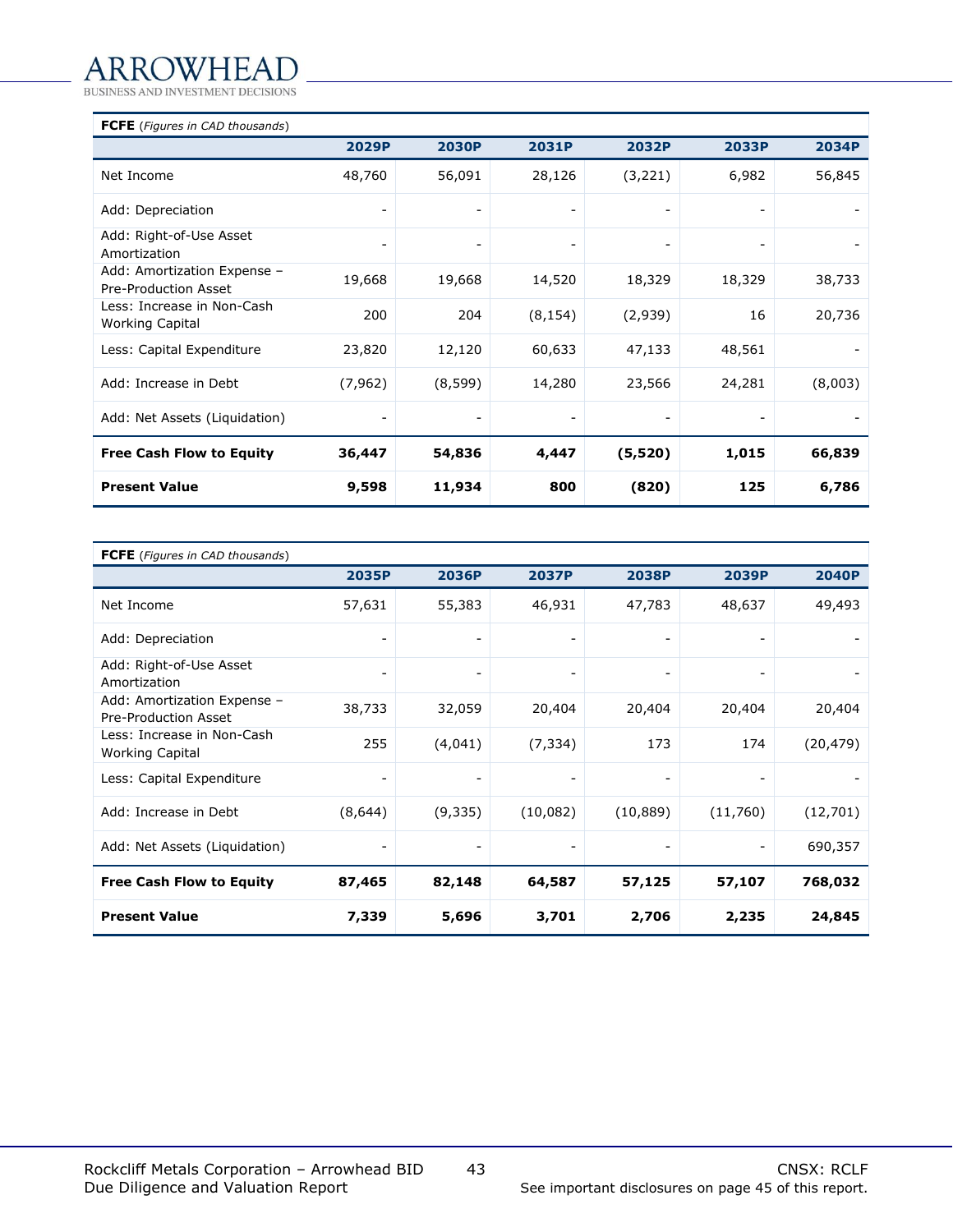| **FCFE** *(Figures in CAD thousands)* | **2029P** | **2030P** | **2031P** | **2032P** | **2033P** | **2034P** |
|---|---|---|---|---|---|---|
| Net Income | 48,760 | 56,091 | 28,126 | (3,221) | 6,982 | 56,845 |
| Add: Depreciation | - | - | - | - | - | - |
| Add: Right-of-Use Asset Amortization | - | - | - | - | - | - |
| Add: Amortization Expense – Pre-Production Asset | 19,668 | 19,668 | 14,520 | 18,329 | 18,329 | 38,733 |
| Less: Increase in Non-Cash Working Capital | 200 | 204 | (8,154) | (2,939) | 16 | 20,736 |
| Less: Capital Expenditure | 23,820 | 12,120 | 60,633 | 47,133 | 48,561 | - |
| Add: Increase in Debt | (7,962) | (8,599) | 14,280 | 23,566 | 24,281 | (8,003) |
| Add: Net Assets (Liquidation) | - | - | - | - | - | - |
| **Free Cash Flow to Equity** | **36,447** | **54,836** | **4,447** | **(5,520)** | **1,015** | **66,839** |
| **Present Value** | **9,598** | **11,934** | **800** | **(820)** | **125** | **6,786** |

| **FCFE** *(Figures in CAD thousands)* | **2035P** | **2036P** | **2037P** | **2038P** | **2039P** | **2040P** |
|---|---|---|---|---|---|---|
| Net Income | 57,631 | 55,383 | 46,931 | 47,783 | 48,637 | 49,493 |
| Add: Depreciation | - | - | - | - | - | - |
| Add: Right-of-Use Asset Amortization | - | - | - | - | - | - |
| Add: Amortization Expense – Pre-Production Asset | 38,733 | 32,059 | 20,404 | 20,404 | 20,404 | 20,404 |
| Less: Increase in Non-Cash Working Capital | 255 | (4,041) | (7,334) | 173 | 174 | (20,479) |
| Less: Capital Expenditure | - | - | - | - | - | - |
| Add: Increase in Debt | (8,644) | (9,335) | (10,082) | (10,889) | (11,760) | (12,701) |
| Add: Net Assets (Liquidation) | - | - | - | - | - | 690,357 |
| **Free Cash Flow to Equity** | **87,465** | **82,148** | **64,587** | **57,125** | **57,107** | **768,032** |
| **Present Value** | **7,339** | **5,696** | **3,701** | **2,706** | **2,235** | **24,845** |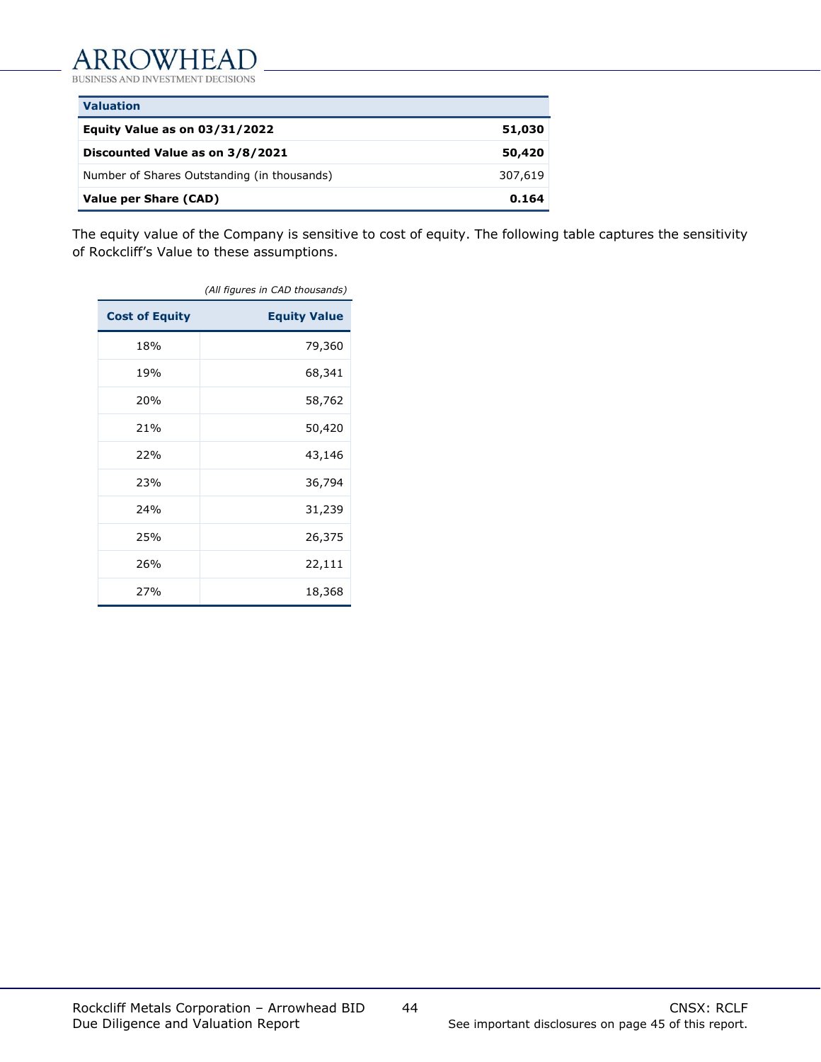| **Valuation** | |
|---|---|
| **Equity Value as on 03/31/2022** | **51,030** |
| **Discounted Value as on 3/8/2021** | **50,420** |
| Number of Shares Outstanding (in thousands) | 307,619 |
| **Value per Share (CAD)** | **0.164** |

The equity value of the Company is sensitive to cost of equity. The following table captures the sensitivity of Rockcliff's Value to these assumptions.

*(All figures in CAD thousands)*

| Cost of Equity | Equity Value |
|---|---|
| 18% | 79,360 |
| 19% | 68,341 |
| 20% | 58,762 |
| 21% | 50,420 |
| 22% | 43,146 |
| 23% | 36,794 |
| 24% | 31,239 |
| 25% | 26,375 |
| 26% | 22,111 |
| 27% | 18,368 |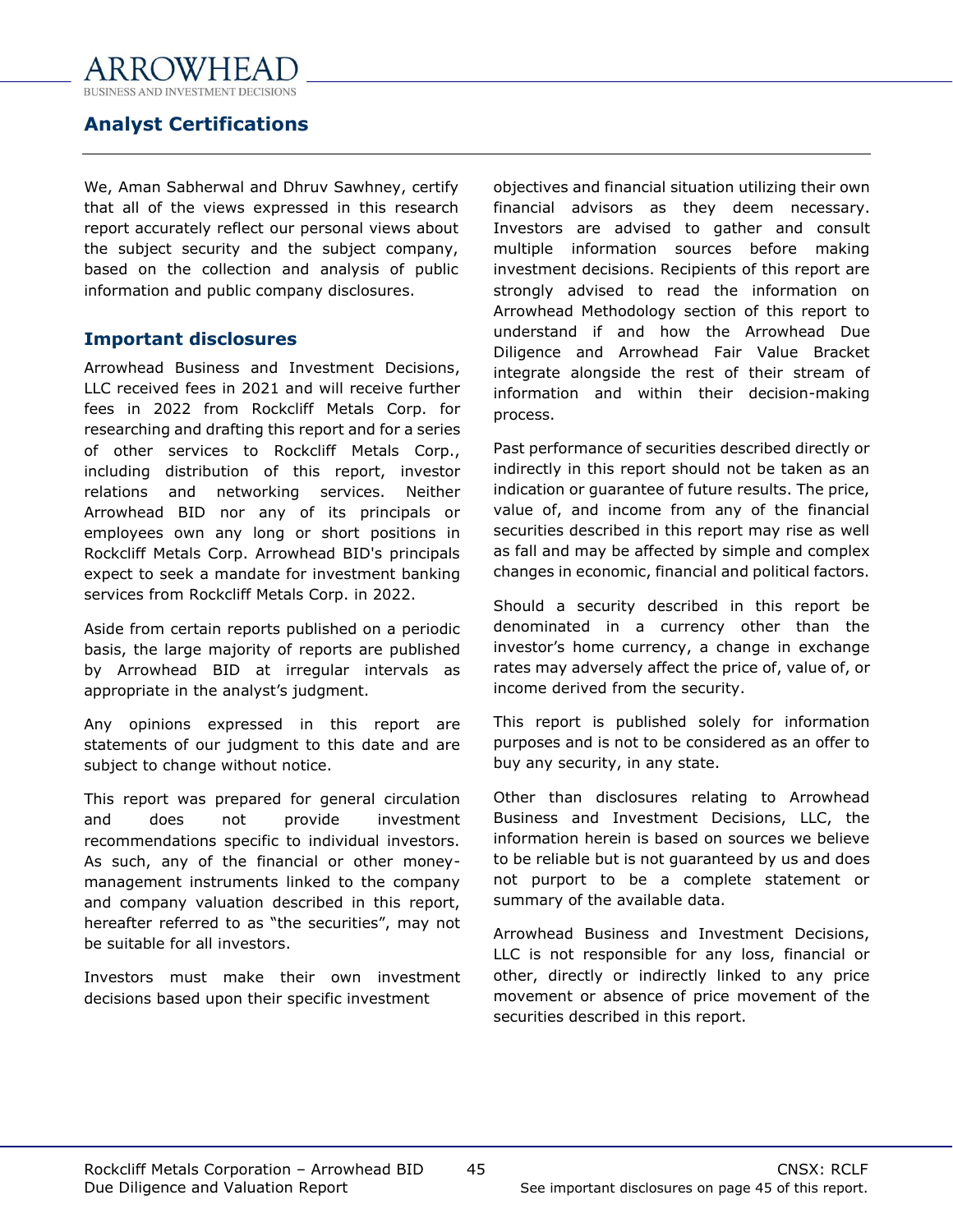## Analyst Certifications

We, Aman Sabherwal and Dhruv Sawhney, certify that all of the views expressed in this research report accurately reflect our personal views about the subject security and the subject company, based on the collection and analysis of public information and public company disclosures.

### Important disclosures

Arrowhead Business and Investment Decisions, LLC received fees in 2021 and will receive further fees in 2022 from Rockcliff Metals Corp. for researching and drafting this report and for a series of other services to Rockcliff Metals Corp., including distribution of this report, investor relations and networking services. Neither Arrowhead BID nor any of its principals or employees own any long or short positions in Rockcliff Metals Corp. Arrowhead BID's principals expect to seek a mandate for investment banking services from Rockcliff Metals Corp. in 2022.

Aside from certain reports published on a periodic basis, the large majority of reports are published by Arrowhead BID at irregular intervals as appropriate in the analyst's judgment.

Any opinions expressed in this report are statements of our judgment to this date and are subject to change without notice.

This report was prepared for general circulation and does not provide investment recommendations specific to individual investors. As such, any of the financial or other money-management instruments linked to the company and company valuation described in this report, hereafter referred to as "the securities", may not be suitable for all investors.

Investors must make their own investment decisions based upon their specific investment objectives and financial situation utilizing their own financial advisors as they deem necessary. Investors are advised to gather and consult multiple information sources before making investment decisions. Recipients of this report are strongly advised to read the information on Arrowhead Methodology section of this report to understand if and how the Arrowhead Due Diligence and Arrowhead Fair Value Bracket integrate alongside the rest of their stream of information and within their decision-making process.

Past performance of securities described directly or indirectly in this report should not be taken as an indication or guarantee of future results. The price, value of, and income from any of the financial securities described in this report may rise as well as fall and may be affected by simple and complex changes in economic, financial and political factors.

Should a security described in this report be denominated in a currency other than the investor's home currency, a change in exchange rates may adversely affect the price of, value of, or income derived from the security.

This report is published solely for information purposes and is not to be considered as an offer to buy any security, in any state.

Other than disclosures relating to Arrowhead Business and Investment Decisions, LLC, the information herein is based on sources we believe to be reliable but is not guaranteed by us and does not purport to be a complete statement or summary of the available data.

Arrowhead Business and Investment Decisions, LLC is not responsible for any loss, financial or other, directly or indirectly linked to any price movement or absence of price movement of the securities described in this report.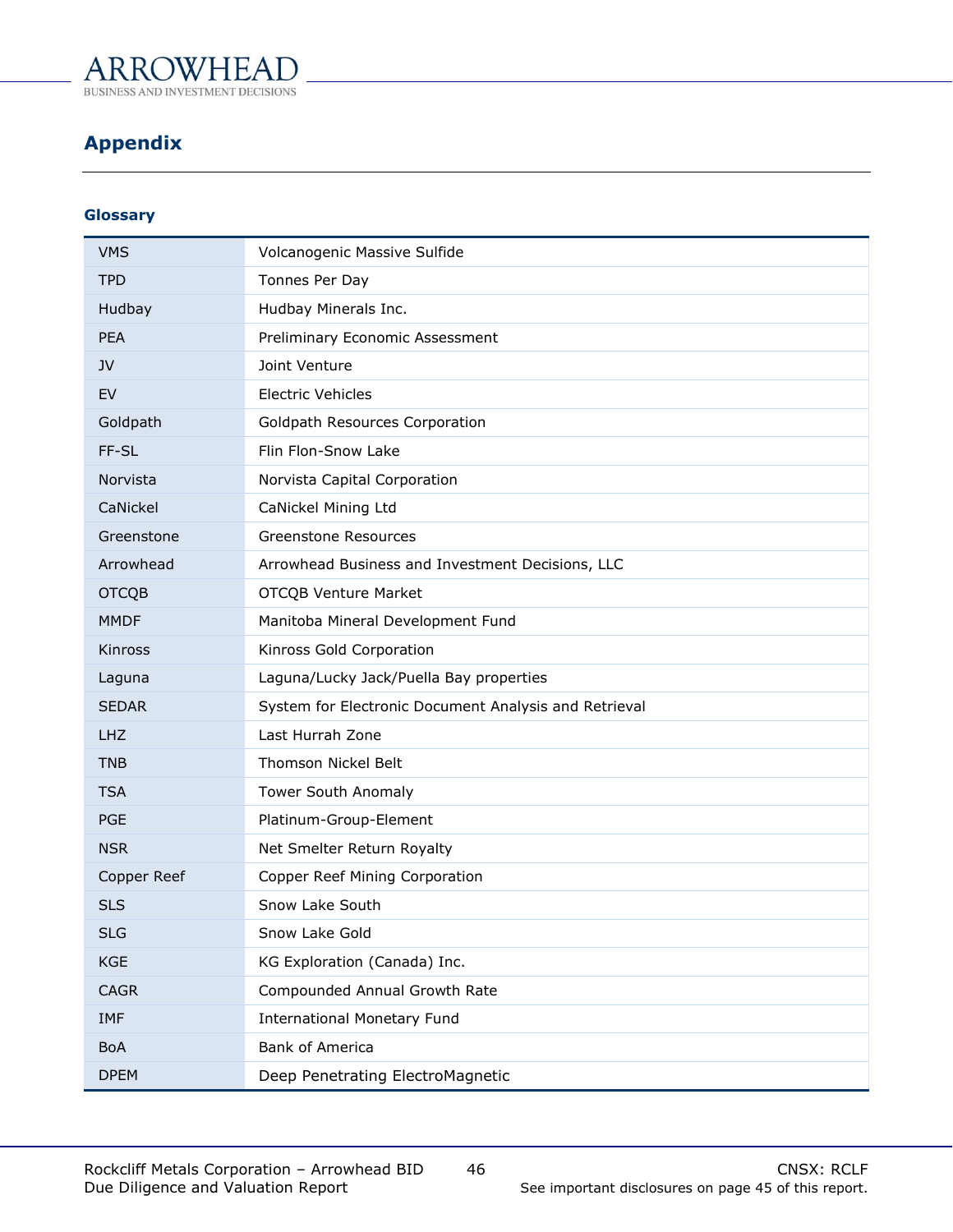## Appendix

### Glossary

| | |
|---|---|
| VMS | Volcanogenic Massive Sulfide |
| TPD | Tonnes Per Day |
| Hudbay | Hudbay Minerals Inc. |
| PEA | Preliminary Economic Assessment |
| JV | Joint Venture |
| EV | Electric Vehicles |
| Goldpath | Goldpath Resources Corporation |
| FF-SL | Flin Flon-Snow Lake |
| Norvista | Norvista Capital Corporation |
| CaNickel | CaNickel Mining Ltd |
| Greenstone | Greenstone Resources |
| Arrowhead | Arrowhead Business and Investment Decisions, LLC |
| OTCQB | OTCQB Venture Market |
| MMDF | Manitoba Mineral Development Fund |
| Kinross | Kinross Gold Corporation |
| Laguna | Laguna/Lucky Jack/Puella Bay properties |
| SEDAR | System for Electronic Document Analysis and Retrieval |
| LHZ | Last Hurrah Zone |
| TNB | Thomson Nickel Belt |
| TSA | Tower South Anomaly |
| PGE | Platinum-Group-Element |
| NSR | Net Smelter Return Royalty |
| Copper Reef | Copper Reef Mining Corporation |
| SLS | Snow Lake South |
| SLG | Snow Lake Gold |
| KGE | KG Exploration (Canada) Inc. |
| CAGR | Compounded Annual Growth Rate |
| IMF | International Monetary Fund |
| BoA | Bank of America |
| DPEM | Deep Penetrating ElectroMagnetic |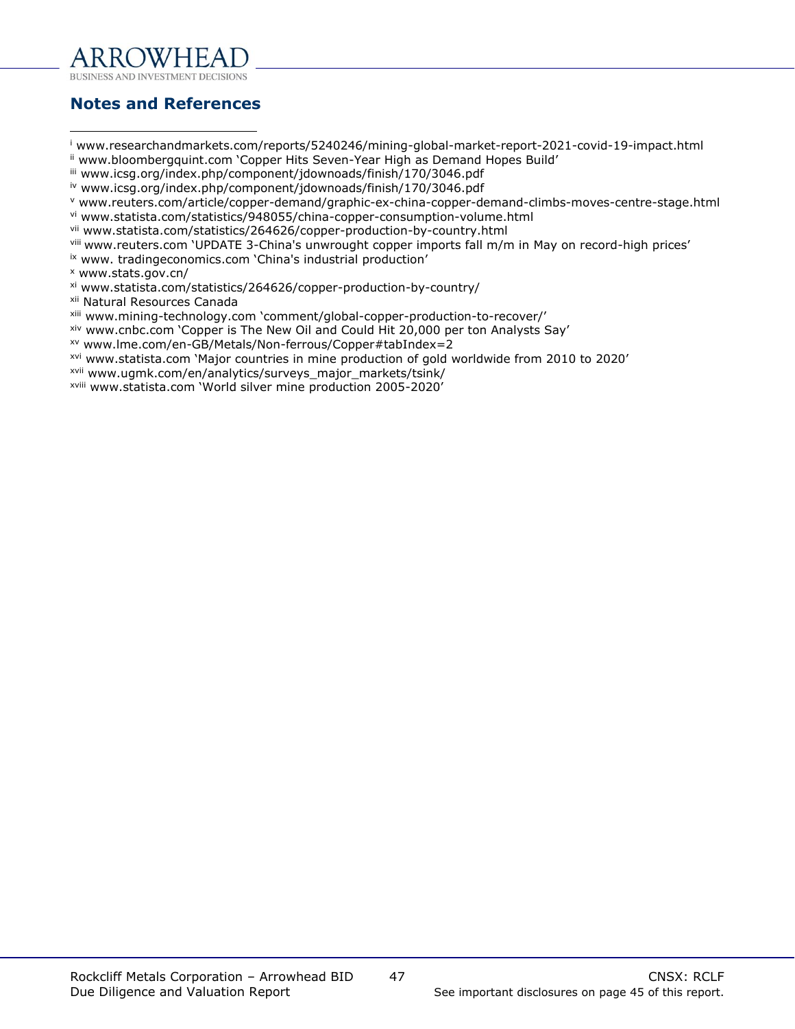## Notes and References

[i] www.researchandmarkets.com/reports/5240246/mining-global-market-report-2021-covid-19-impact.html
[ii] www.bloombergquint.com 'Copper Hits Seven-Year High as Demand Hopes Build'
[iii] www.icsg.org/index.php/component/jdownoads/finish/170/3046.pdf
[iv] www.icsg.org/index.php/component/jdownoads/finish/170/3046.pdf
[v] www.reuters.com/article/copper-demand/graphic-ex-china-copper-demand-climbs-moves-centre-stage.html
[vi] www.statista.com/statistics/948055/china-copper-consumption-volume.html
[vii] www.statista.com/statistics/264626/copper-production-by-country.html
[viii] www.reuters.com 'UPDATE 3-China's unwrought copper imports fall m/m in May on record-high prices'
[ix] www. tradingeconomics.com 'China's industrial production'
[x] www.stats.gov.cn/
[xi] www.statista.com/statistics/264626/copper-production-by-country/
[xii] Natural Resources Canada
[xiii] www.mining-technology.com 'comment/global-copper-production-to-recover/'
[xiv] www.cnbc.com 'Copper is The New Oil and Could Hit 20,000 per ton Analysts Say'
[xv] www.lme.com/en-GB/Metals/Non-ferrous/Copper#tabIndex=2
[xvi] www.statista.com 'Major countries in mine production of gold worldwide from 2010 to 2020'
[xvii] www.ugmk.com/en/analytics/surveys_major_markets/tsink/
[xviii] www.statista.com 'World silver mine production 2005-2020'